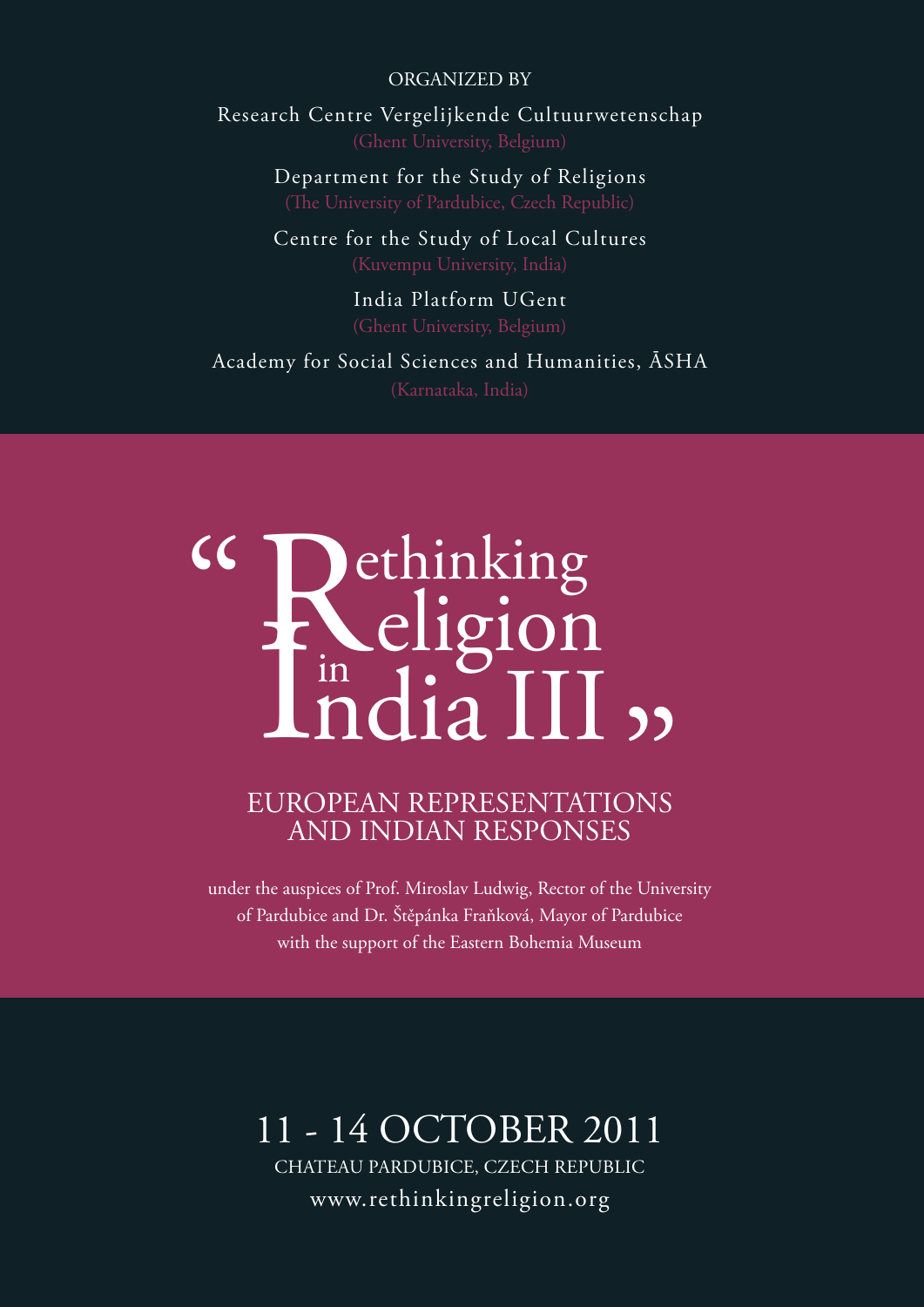ORGANIZED BY

Research Centre Vergelijkende Cultuurwetenschap
(Ghent University, Belgium)

Department for the Study of Religions
(The University of Pardubice, Czech Republic)

Centre for the Study of Local Cultures
(Kuvempu University, India)

India Platform UGent
(Ghent University, Belgium)

Academy for Social Sciences and Humanities, ĀSHA
(Karnataka, India)

# "Rethinking Religion in India III"

## EUROPEAN REPRESENTATIONS AND INDIAN RESPONSES

under the auspices of Prof. Miroslav Ludwig, Rector of the University of Pardubice and Dr. Štěpánka Fraňková, Mayor of Pardubice with the support of the Eastern Bohemia Museum

## 11 - 14 OCTOBER 2011

CHATEAU PARDUBICE, CZECH REPUBLIC

www.rethinkingreligion.org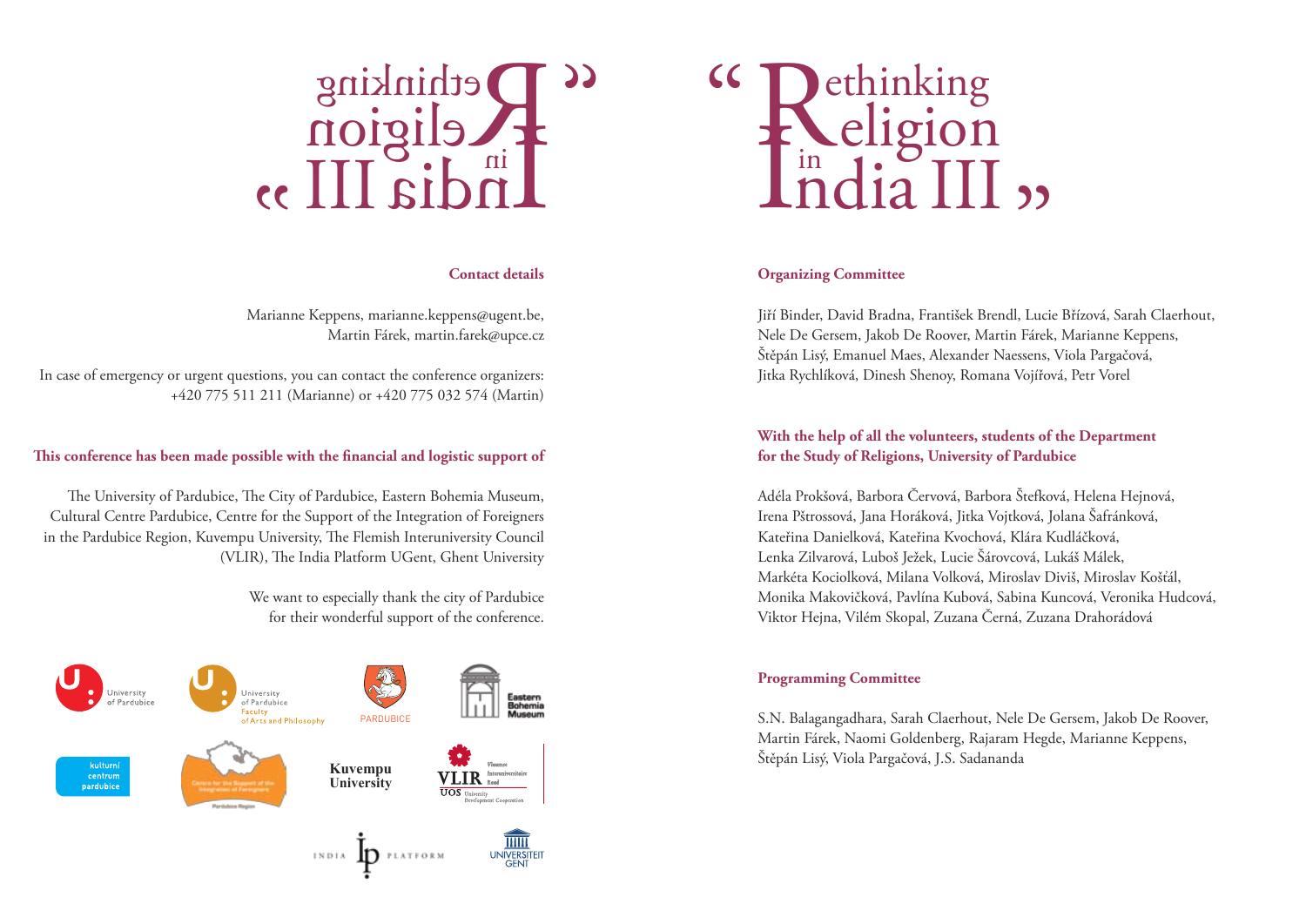# "Rethinking Religion in India III"

**Contact details**

Marianne Keppens, marianne.keppens@ugent.be,
Martin Fárek, martin.farek@upce.cz

In case of emergency or urgent questions, you can contact the conference organizers: +420 775 511 211 (Marianne) or +420 775 032 574 (Martin)

**This conference has been made possible with the financial and logistic support of**

The University of Pardubice, The City of Pardubice, Eastern Bohemia Museum, Cultural Centre Pardubice, Centre for the Support of the Integration of Foreigners in the Pardubice Region, Kuvempu University, The Flemish Interuniversity Council (VLIR), The India Platform UGent, Ghent University

We want to especially thank the city of Pardubice for their wonderful support of the conference.

**Organizing Committee**

Jiří Binder, David Bradna, František Brendl, Lucie Břízová, Sarah Claerhout, Nele De Gersem, Jakob De Roover, Martin Fárek, Marianne Keppens, Štěpán Lisý, Emanuel Maes, Alexander Naessens, Viola Pargačová, Jitka Rychlíková, Dinesh Shenoy, Romana Vojířová, Petr Vorel

**With the help of all the volunteers, students of the Department for the Study of Religions, University of Pardubice**

Adéla Prokšová, Barbora Červová, Barbora Štefková, Helena Hejnová, Irena Pštrossová, Jana Horáková, Jitka Vojtková, Jolana Šafránková, Kateřina Danielková, Kateřina Kvochová, Klára Kudláčková, Lenka Zilvarová, Luboš Ježek, Lucie Šárovcová, Lukáš Málek, Markéta Kociolková, Milana Volková, Miroslav Diviš, Miroslav Košťál, Monika Makovičková, Pavlína Kubová, Sabina Kuncová, Veronika Hudcová, Viktor Hejna, Vilém Skopal, Zuzana Černá, Zuzana Drahorádová

**Programming Committee**

S.N. Balagangadhara, Sarah Claerhout, Nele De Gersem, Jakob De Roover, Martin Fárek, Naomi Goldenberg, Rajaram Hegde, Marianne Keppens, Štěpán Lisý, Viola Pargačová, J.S. Sadananda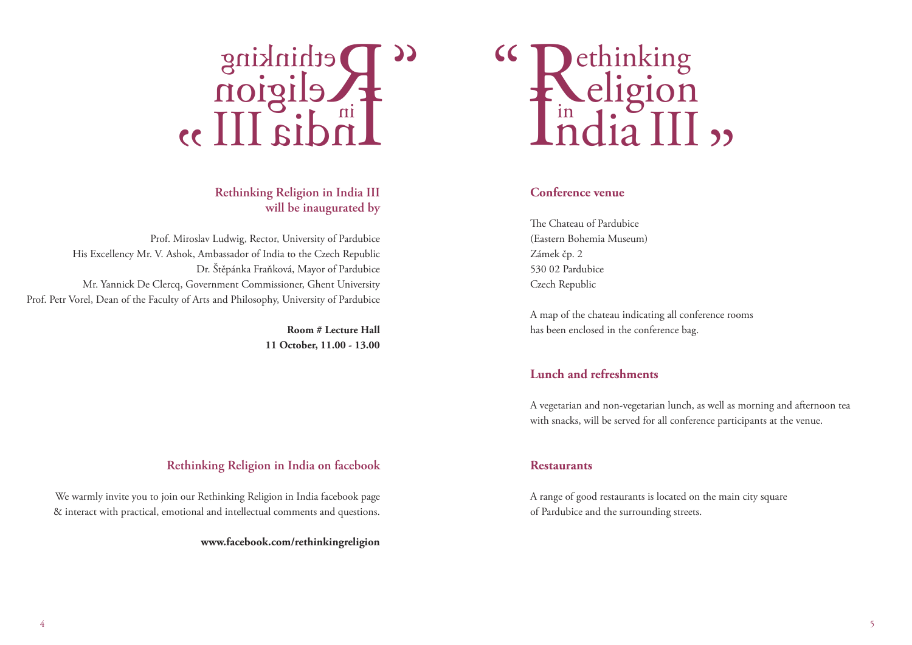# “Rethinking Religion in India III”

### Rethinking Religion in India III will be inaugurated by

Prof. Miroslav Ludwig, Rector, University of Pardubice
His Excellency Mr. V. Ashok, Ambassador of India to the Czech Republic
Dr. Štěpánka Fraňková, Mayor of Pardubice
Mr. Yannick De Clercq, Government Commissioner, Ghent University
Prof. Petr Vorel, Dean of the Faculty of Arts and Philosophy, University of Pardubice

**Room # Lecture Hall**
**11 October, 11.00 - 13.00**

### Rethinking Religion in India on facebook

We warmly invite you to join our Rethinking Religion in India facebook page & interact with practical, emotional and intellectual comments and questions.

**www.facebook.com/rethinkingreligion**

# “Rethinking Religion in India III”

### Conference venue

The Chateau of Pardubice
(Eastern Bohemia Museum)
Zámek čp. 2
530 02 Pardubice
Czech Republic

A map of the chateau indicating all conference rooms has been enclosed in the conference bag.

### Lunch and refreshments

A vegetarian and non-vegetarian lunch, as well as morning and afternoon tea with snacks, will be served for all conference participants at the venue.

### Restaurants

A range of good restaurants is located on the main city square of Pardubice and the surrounding streets.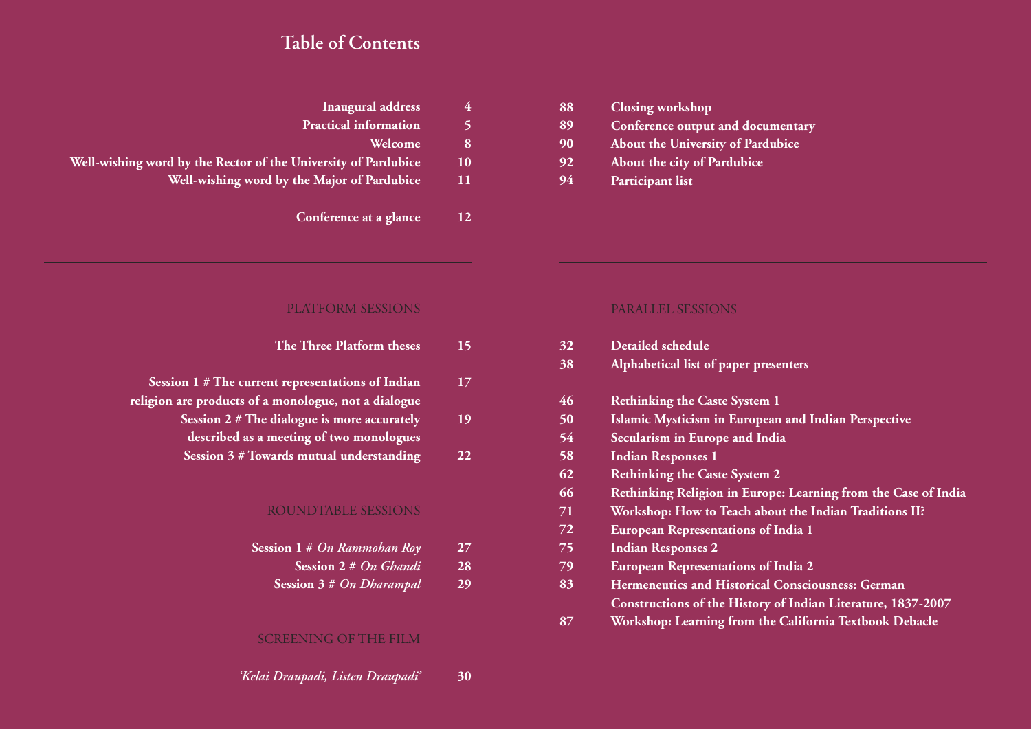# Table of Contents

**Inaugural address** 4
**Practical information** 5
**Welcome** 8
**Well-wishing word by the Rector of the University of Pardubice** 10
**Well-wishing word by the Major of Pardubice** 11

**Conference at a glance** 12

## PLATFORM SESSIONS

**The Three Platform theses** 15

**Session 1 # The current representations of Indian religion are products of a monologue, not a dialogue** 17
**Session 2 # The dialogue is more accurately described as a meeting of two monologues** 19
**Session 3 # Towards mutual understanding** 22

## ROUNDTABLE SESSIONS

**Session 1 #** ***On Rammohan Roy*** 27
**Session 2 #** ***On Ghandi*** 28
**Session 3 #** ***On Dharampal*** 29

## SCREENING OF THE FILM

***'Kelai Draupadi, Listen Draupadi'*** 30

88 **Closing workshop**
89 **Conference output and documentary**
90 **About the University of Pardubice**
92 **About the city of Pardubice**
94 **Participant list**

## PARALLEL SESSIONS

32 **Detailed schedule**
38 **Alphabetical list of paper presenters**

46 **Rethinking the Caste System 1**
50 **Islamic Mysticism in European and Indian Perspective**
54 **Secularism in Europe and India**
58 **Indian Responses 1**
62 **Rethinking the Caste System 2**
66 **Rethinking Religion in Europe: Learning from the Case of India**
71 **Workshop: How to Teach about the Indian Traditions II?**
72 **European Representations of India 1**
75 **Indian Responses 2**
79 **European Representations of India 2**
83 **Hermeneutics and Historical Consciousness: German Constructions of the History of Indian Literature, 1837-2007**
87 **Workshop: Learning from the California Textbook Debacle**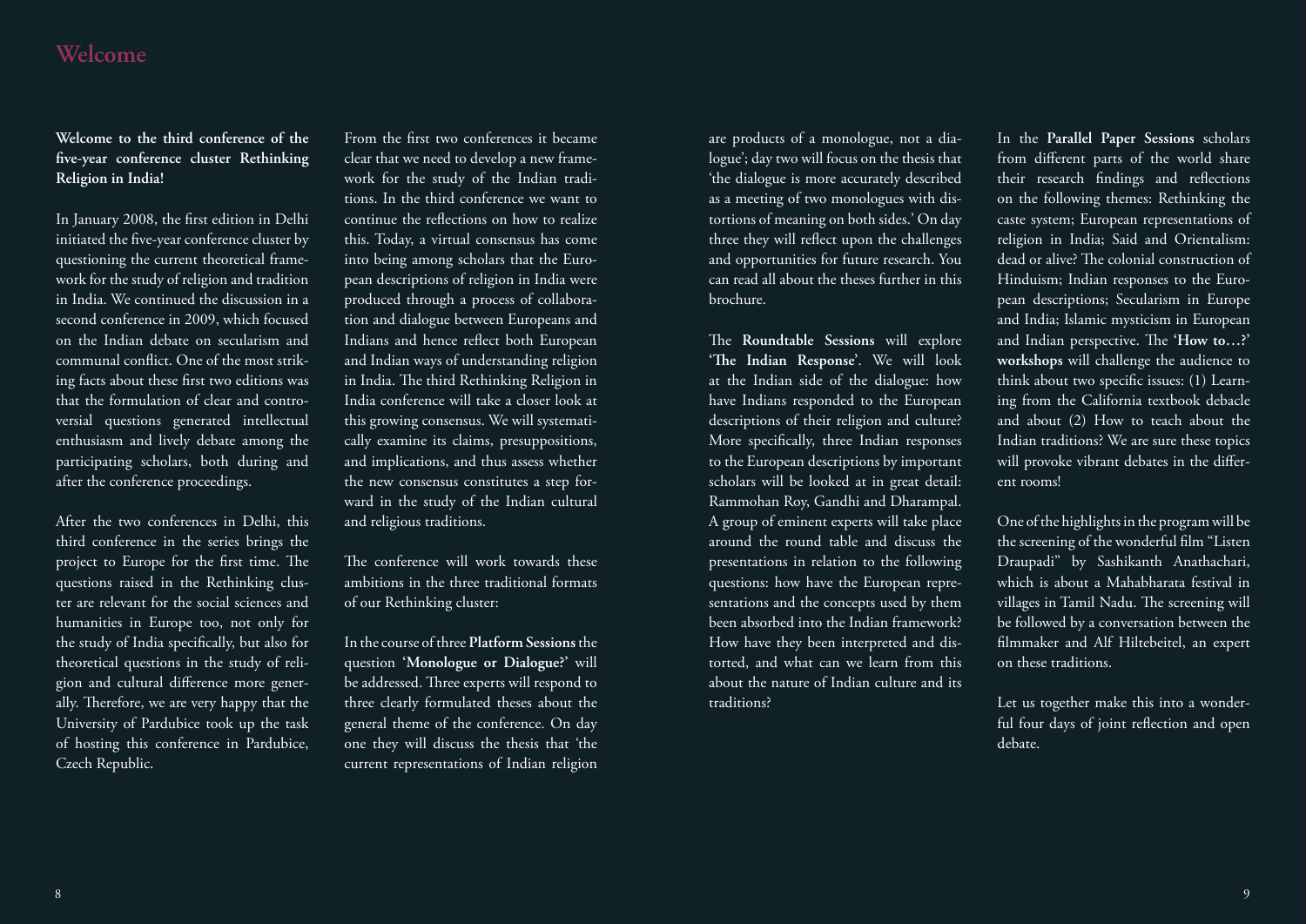# Welcome

**Welcome to the third conference of the five-year conference cluster Rethinking Religion in India!**

In January 2008, the first edition in Delhi initiated the five-year conference cluster by questioning the current theoretical framework for the study of religion and tradition in India. We continued the discussion in a second conference in 2009, which focused on the Indian debate on secularism and communal conflict. One of the most striking facts about these first two editions was that the formulation of clear and controversial questions generated intellectual enthusiasm and lively debate among the participating scholars, both during and after the conference proceedings.

After the two conferences in Delhi, this third conference in the series brings the project to Europe for the first time. The questions raised in the Rethinking cluster are relevant for the social sciences and humanities in Europe too, not only for the study of India specifically, but also for theoretical questions in the study of religion and cultural difference more generally. Therefore, we are very happy that the University of Pardubice took up the task of hosting this conference in Pardubice, Czech Republic.

From the first two conferences it became clear that we need to develop a new framework for the study of the Indian traditions. In the third conference we want to continue the reflections on how to realize this. Today, a virtual consensus has come into being among scholars that the European descriptions of religion in India were produced through a process of collaboration and dialogue between Europeans and Indians and hence reflect both European and Indian ways of understanding religion in India. The third Rethinking Religion in India conference will take a closer look at this growing consensus. We will systematically examine its claims, presuppositions, and implications, and thus assess whether the new consensus constitutes a step forward in the study of the Indian cultural and religious traditions.

The conference will work towards these ambitions in the three traditional formats of our Rethinking cluster:

In the course of three **Platform Sessions** the question '**Monologue or Dialogue?**' will be addressed. Three experts will respond to three clearly formulated theses about the general theme of the conference. On day one they will discuss the thesis that 'the current representations of Indian religion are products of a monologue, not a dialogue'; day two will focus on the thesis that 'the dialogue is more accurately described as a meeting of two monologues with distortions of meaning on both sides.' On day three they will reflect upon the challenges and opportunities for future research. You can read all about the theses further in this brochure.

The **Roundtable Sessions** will explore '**The Indian Response**'. We will look at the Indian side of the dialogue: how have Indians responded to the European descriptions of their religion and culture? More specifically, three Indian responses to the European descriptions by important scholars will be looked at in great detail: Rammohan Roy, Gandhi and Dharampal. A group of eminent experts will take place around the round table and discuss the presentations in relation to the following questions: how have the European representations and the concepts used by them been absorbed into the Indian framework? How have they been interpreted and distorted, and what can we learn from this about the nature of Indian culture and its traditions?

In the **Parallel Paper Sessions** scholars from different parts of the world share their research findings and reflections on the following themes: Rethinking the caste system; European representations of religion in India; Said and Orientalism: dead or alive? The colonial construction of Hinduism; Indian responses to the European descriptions; Secularism in Europe and India; Islamic mysticism in European and Indian perspective. The '**How to…?' workshops** will challenge the audience to think about two specific issues: (1) Learning from the California textbook debacle and about (2) How to teach about the Indian traditions? We are sure these topics will provoke vibrant debates in the different rooms!

One of the highlights in the program will be the screening of the wonderful film "Listen Draupadi" by Sashikanth Anathachari, which is about a Mahabharata festival in villages in Tamil Nadu. The screening will be followed by a conversation between the filmmaker and Alf Hiltebeitel, an expert on these traditions.

Let us together make this into a wonderful four days of joint reflection and open debate.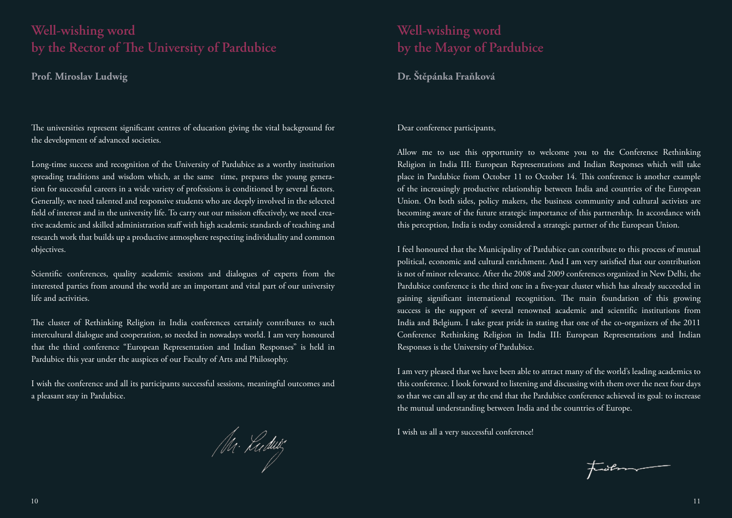## Well-wishing word by the Rector of The University of Pardubice

**Prof. Miroslav Ludwig**

The universities represent significant centres of education giving the vital background for the development of advanced societies.

Long-time success and recognition of the University of Pardubice as a worthy institution spreading traditions and wisdom which, at the same time, prepares the young generation for successful careers in a wide variety of professions is conditioned by several factors. Generally, we need talented and responsive students who are deeply involved in the selected field of interest and in the university life. To carry out our mission effectively, we need creative academic and skilled administration staff with high academic standards of teaching and research work that builds up a productive atmosphere respecting individuality and common objectives.

Scientific conferences, quality academic sessions and dialogues of experts from the interested parties from around the world are an important and vital part of our university life and activities.

The cluster of Rethinking Religion in India conferences certainly contributes to such intercultural dialogue and cooperation, so needed in nowadays world. I am very honoured that the third conference "European Representation and Indian Responses" is held in Pardubice this year under the auspices of our Faculty of Arts and Philosophy.

I wish the conference and all its participants successful sessions, meaningful outcomes and a pleasant stay in Pardubice.

## Well-wishing word by the Mayor of Pardubice

**Dr. Štěpánka Fraňková**

Dear conference participants,

Allow me to use this opportunity to welcome you to the Conference Rethinking Religion in India III: European Representations and Indian Responses which will take place in Pardubice from October 11 to October 14. This conference is another example of the increasingly productive relationship between India and countries of the European Union. On both sides, policy makers, the business community and cultural activists are becoming aware of the future strategic importance of this partnership. In accordance with this perception, India is today considered a strategic partner of the European Union.

I feel honoured that the Municipality of Pardubice can contribute to this process of mutual political, economic and cultural enrichment. And I am very satisfied that our contribution is not of minor relevance. After the 2008 and 2009 conferences organized in New Delhi, the Pardubice conference is the third one in a five-year cluster which has already succeeded in gaining significant international recognition. The main foundation of this growing success is the support of several renowned academic and scientific institutions from India and Belgium. I take great pride in stating that one of the co-organizers of the 2011 Conference Rethinking Religion in India III: European Representations and Indian Responses is the University of Pardubice.

I am very pleased that we have been able to attract many of the world's leading academics to this conference. I look forward to listening and discussing with them over the next four days so that we can all say at the end that the Pardubice conference achieved its goal: to increase the mutual understanding between India and the countries of Europe.

I wish us all a very successful conference!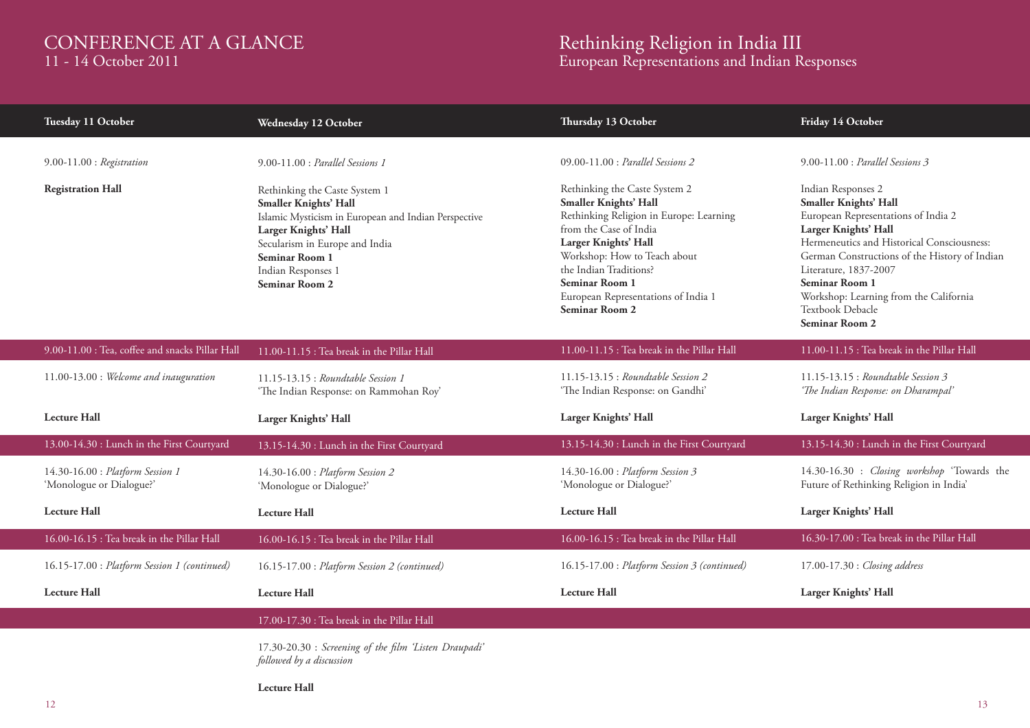# CONFERENCE AT A GLANCE
11 - 14 October 2011

# Rethinking Religion in India III
European Representations and Indian Responses

| Tuesday 11 October | Wednesday 12 October | Thursday 13 October | Friday 14 October |
|---|---|---|---|
| 9.00-11.00 : *Registration*<br><br>**Registration Hall** | 9.00-11.00 : *Parallel Sessions 1*<br><br>Rethinking the Caste System 1<br>**Smaller Knights' Hall**<br>Islamic Mysticism in European and Indian Perspective<br>**Larger Knights' Hall**<br>Secularism in Europe and India<br>**Seminar Room 1**<br>Indian Responses 1<br>**Seminar Room 2** | 09.00-11.00 : *Parallel Sessions 2*<br><br>Rethinking the Caste System 2<br>**Smaller Knights' Hall**<br>Rethinking Religion in Europe: Learning from the Case of India<br>**Larger Knights' Hall**<br>Workshop: How to Teach about the Indian Traditions?<br>**Seminar Room 1**<br>European Representations of India 1<br>**Seminar Room 2** | 9.00-11.00 : *Parallel Sessions 3*<br><br>Indian Responses 2<br>**Smaller Knights' Hall**<br>European Representations of India 2<br>**Larger Knights' Hall**<br>Hermeneutics and Historical Consciousness: German Constructions of the History of Indian Literature, 1837-2007<br>**Seminar Room 1**<br>Workshop: Learning from the California Textbook Debacle<br>**Seminar Room 2** |
| 9.00-11.00 : Tea, coffee and snacks Pillar Hall | 11.00-11.15 : Tea break in the Pillar Hall | 11.00-11.15 : Tea break in the Pillar Hall | 11.00-11.15 : Tea break in the Pillar Hall |
| 11.00-13.00 : *Welcome and inauguration*<br><br>**Lecture Hall** | 11.15-13.15 : *Roundtable Session 1*<br>'The Indian Response: on Rammohan Roy'<br><br>**Larger Knights' Hall** | 11.15-13.15 : *Roundtable Session 2*<br>'The Indian Response: on Gandhi'<br><br>**Larger Knights' Hall** | 11.15-13.15 : *Roundtable Session 3*<br>*'The Indian Response: on Dharampal'*<br><br>**Larger Knights' Hall** |
| 13.00-14.30 : Lunch in the First Courtyard | 13.15-14.30 : Lunch in the First Courtyard | 13.15-14.30 : Lunch in the First Courtyard | 13.15-14.30 : Lunch in the First Courtyard |
| 14.30-16.00 : *Platform Session 1*<br>'Monologue or Dialogue?'<br><br>**Lecture Hall** | 14.30-16.00 : *Platform Session 2*<br>'Monologue or Dialogue?'<br><br>**Lecture Hall** | 14.30-16.00 : *Platform Session 3*<br>'Monologue or Dialogue?'<br><br>**Lecture Hall** | 14.30-16.30 : *Closing workshop* 'Towards the Future of Rethinking Religion in India'<br><br>**Larger Knights' Hall** |
| 16.00-16.15 : Tea break in the Pillar Hall | 16.00-16.15 : Tea break in the Pillar Hall | 16.00-16.15 : Tea break in the Pillar Hall | 16.30-17.00 : Tea break in the Pillar Hall |
| 16.15-17.00 : *Platform Session 1 (continued)*<br><br>**Lecture Hall** | 16.15-17.00 : *Platform Session 2 (continued)*<br><br>**Lecture Hall** | 16.15-17.00 : *Platform Session 3 (continued)*<br><br>**Lecture Hall** | 17.00-17.30 : *Closing address*<br><br>**Larger Knights' Hall** |
| | 17.00-17.30 : Tea break in the Pillar Hall | | |
| | 17.30-20.30 : *Screening of the film 'Listen Draupadi' followed by a discussion*<br><br>**Lecture Hall** | | |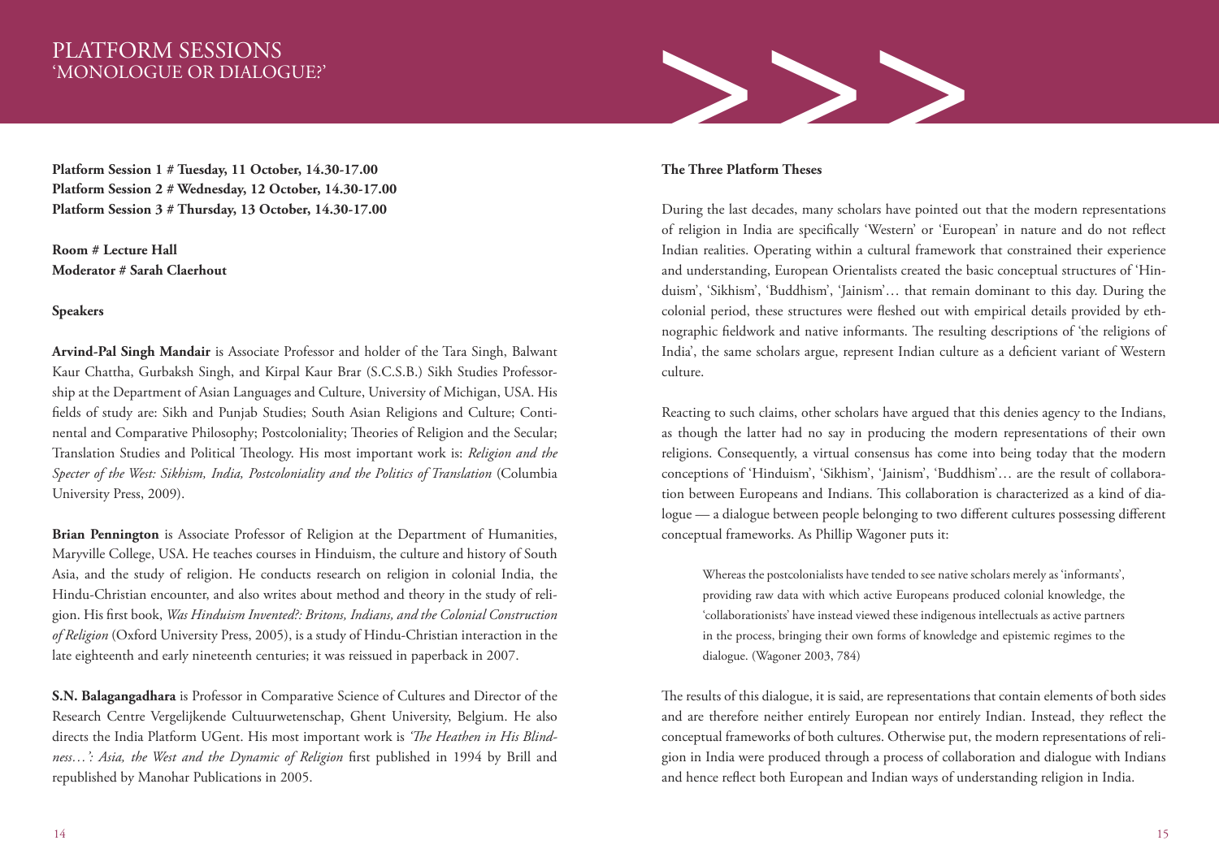# PLATFORM SESSIONS
## 'MONOLOGUE OR DIALOGUE?'

**Platform Session 1 # Tuesday, 11 October, 14.30-17.00**
**Platform Session 2 # Wednesday, 12 October, 14.30-17.00**
**Platform Session 3 # Thursday, 13 October, 14.30-17.00**

**Room # Lecture Hall**
**Moderator # Sarah Claerhout**

**Speakers**

**Arvind-Pal Singh Mandair** is Associate Professor and holder of the Tara Singh, Balwant Kaur Chattha, Gurbaksh Singh, and Kirpal Kaur Brar (S.C.S.B.) Sikh Studies Professorship at the Department of Asian Languages and Culture, University of Michigan, USA. His fields of study are: Sikh and Punjab Studies; South Asian Religions and Culture; Continental and Comparative Philosophy; Postcoloniality; Theories of Religion and the Secular; Translation Studies and Political Theology. His most important work is: *Religion and the Specter of the West: Sikhism, India, Postcoloniality and the Politics of Translation* (Columbia University Press, 2009).

**Brian Pennington** is Associate Professor of Religion at the Department of Humanities, Maryville College, USA. He teaches courses in Hinduism, the culture and history of South Asia, and the study of religion. He conducts research on religion in colonial India, the Hindu-Christian encounter, and also writes about method and theory in the study of religion. His first book, *Was Hinduism Invented?: Britons, Indians, and the Colonial Construction of Religion* (Oxford University Press, 2005), is a study of Hindu-Christian interaction in the late eighteenth and early nineteenth centuries; it was reissued in paperback in 2007.

**S.N. Balagangadhara** is Professor in Comparative Science of Cultures and Director of the Research Centre Vergelijkende Cultuurwetenschap, Ghent University, Belgium. He also directs the India Platform UGent. His most important work is *'The Heathen in His Blindness…': Asia, the West and the Dynamic of Religion* first published in 1994 by Brill and republished by Manohar Publications in 2005.

**The Three Platform Theses**

During the last decades, many scholars have pointed out that the modern representations of religion in India are specifically 'Western' or 'European' in nature and do not reflect Indian realities. Operating within a cultural framework that constrained their experience and understanding, European Orientalists created the basic conceptual structures of 'Hinduism', 'Sikhism', 'Buddhism', 'Jainism'… that remain dominant to this day. During the colonial period, these structures were fleshed out with empirical details provided by ethnographic fieldwork and native informants. The resulting descriptions of 'the religions of India', the same scholars argue, represent Indian culture as a deficient variant of Western culture.

Reacting to such claims, other scholars have argued that this denies agency to the Indians, as though the latter had no say in producing the modern representations of their own religions. Consequently, a virtual consensus has come into being today that the modern conceptions of 'Hinduism', 'Sikhism', 'Jainism', 'Buddhism'… are the result of collaboration between Europeans and Indians. This collaboration is characterized as a kind of dialogue — a dialogue between people belonging to two different cultures possessing different conceptual frameworks. As Phillip Wagoner puts it:

> Whereas the postcolonialists have tended to see native scholars merely as 'informants', providing raw data with which active Europeans produced colonial knowledge, the 'collaborationists' have instead viewed these indigenous intellectuals as active partners in the process, bringing their own forms of knowledge and epistemic regimes to the dialogue. (Wagoner 2003, 784)

The results of this dialogue, it is said, are representations that contain elements of both sides and are therefore neither entirely European nor entirely Indian. Instead, they reflect the conceptual frameworks of both cultures. Otherwise put, the modern representations of religion in India were produced through a process of collaboration and dialogue with Indians and hence reflect both European and Indian ways of understanding religion in India.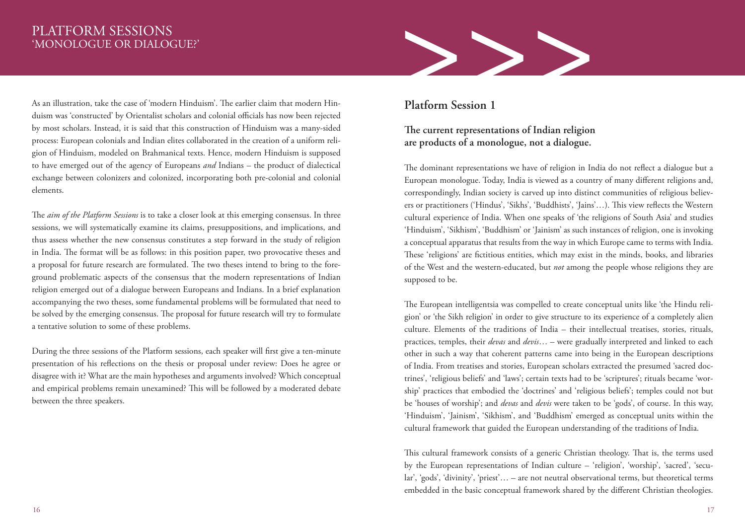As an illustration, take the case of 'modern Hinduism'. The earlier claim that modern Hinduism was 'constructed' by Orientalist scholars and colonial officials has now been rejected by most scholars. Instead, it is said that this construction of Hinduism was a many-sided process: European colonials and Indian elites collaborated in the creation of a uniform religion of Hinduism, modeled on Brahmanical texts. Hence, modern Hinduism is supposed to have emerged out of the agency of Europeans *and* Indians – the product of dialectical exchange between colonizers and colonized, incorporating both pre-colonial and colonial elements.

The *aim of the Platform Sessions* is to take a closer look at this emerging consensus. In three sessions, we will systematically examine its claims, presuppositions, and implications, and thus assess whether the new consensus constitutes a step forward in the study of religion in India. The format will be as follows: in this position paper, two provocative theses and a proposal for future research are formulated. The two theses intend to bring to the foreground problematic aspects of the consensus that the modern representations of Indian religion emerged out of a dialogue between Europeans and Indians. In a brief explanation accompanying the two theses, some fundamental problems will be formulated that need to be solved by the emerging consensus. The proposal for future research will try to formulate a tentative solution to some of these problems.

During the three sessions of the Platform sessions, each speaker will first give a ten-minute presentation of his reflections on the thesis or proposal under review: Does he agree or disagree with it? What are the main hypotheses and arguments involved? Which conceptual and empirical problems remain unexamined? This will be followed by a moderated debate between the three speakers.

## Platform Session 1

### The current representations of Indian religion are products of a monologue, not a dialogue.

The dominant representations we have of religion in India do not reflect a dialogue but a European monologue. Today, India is viewed as a country of many different religions and, correspondingly, Indian society is carved up into distinct communities of religious believers or practitioners ('Hindus', 'Sikhs', 'Buddhists', 'Jains'…). This view reflects the Western cultural experience of India. When one speaks of 'the religions of South Asia' and studies 'Hinduism', 'Sikhism', 'Buddhism' or 'Jainism' as such instances of religion, one is invoking a conceptual apparatus that results from the way in which Europe came to terms with India. These 'religions' are fictitious entities, which may exist in the minds, books, and libraries of the West and the western-educated, but *not* among the people whose religions they are supposed to be.

The European intelligentsia was compelled to create conceptual units like 'the Hindu religion' or 'the Sikh religion' in order to give structure to its experience of a completely alien culture. Elements of the traditions of India – their intellectual treatises, stories, rituals, practices, temples, their *devas* and *devis*… – were gradually interpreted and linked to each other in such a way that coherent patterns came into being in the European descriptions of India. From treatises and stories, European scholars extracted the presumed 'sacred doctrines', 'religious beliefs' and 'laws'; certain texts had to be 'scriptures'; rituals became 'worship' practices that embodied the 'doctrines' and 'religious beliefs'; temples could not but be 'houses of worship'; and *devas* and *devis* were taken to be 'gods', of course. In this way, 'Hinduism', 'Jainism', 'Sikhism', and 'Buddhism' emerged as conceptual units within the cultural framework that guided the European understanding of the traditions of India.

This cultural framework consists of a generic Christian theology. That is, the terms used by the European representations of Indian culture – 'religion', 'worship', 'sacred', 'secular', 'gods', 'divinity', 'priest'… – are not neutral observational terms, but theoretical terms embedded in the basic conceptual framework shared by the different Christian theologies.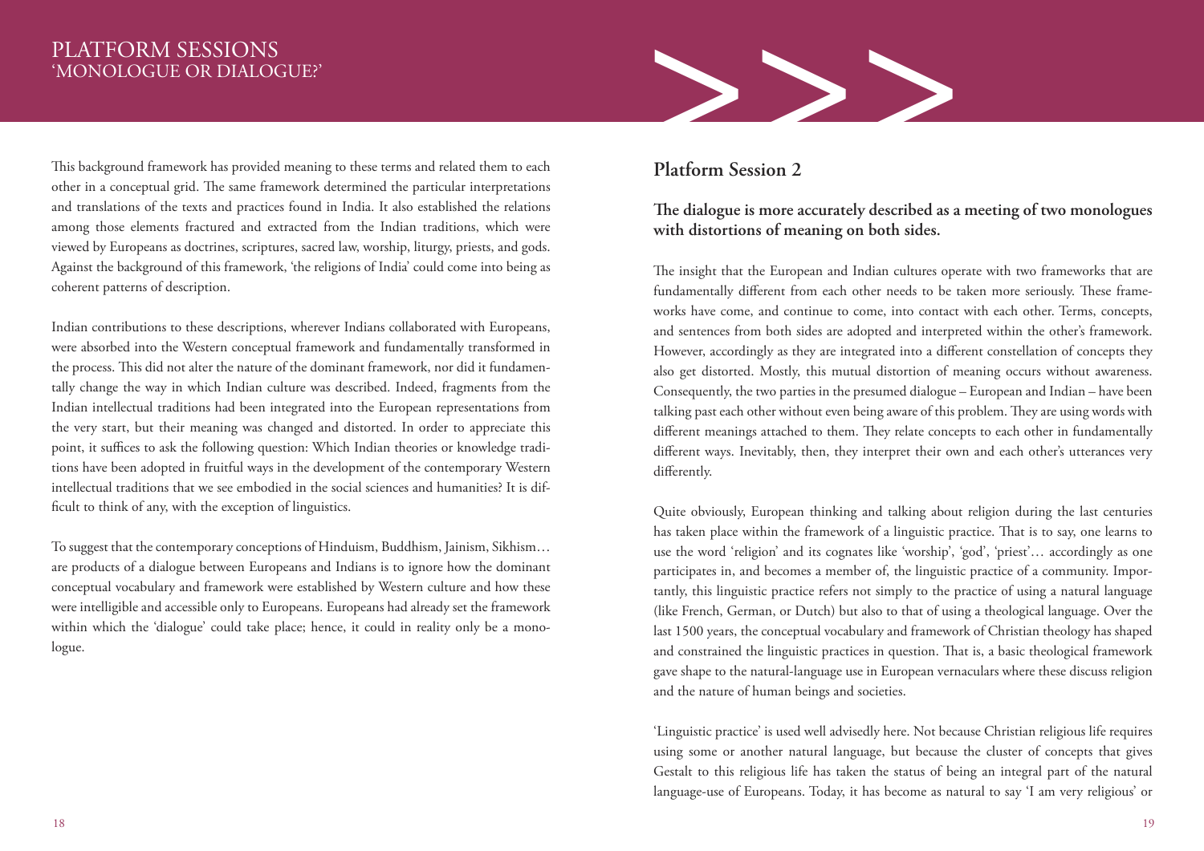This background framework has provided meaning to these terms and related them to each other in a conceptual grid. The same framework determined the particular interpretations and translations of the texts and practices found in India. It also established the relations among those elements fractured and extracted from the Indian traditions, which were viewed by Europeans as doctrines, scriptures, sacred law, worship, liturgy, priests, and gods. Against the background of this framework, 'the religions of India' could come into being as coherent patterns of description.

Indian contributions to these descriptions, wherever Indians collaborated with Europeans, were absorbed into the Western conceptual framework and fundamentally transformed in the process. This did not alter the nature of the dominant framework, nor did it fundamentally change the way in which Indian culture was described. Indeed, fragments from the Indian intellectual traditions had been integrated into the European representations from the very start, but their meaning was changed and distorted. In order to appreciate this point, it suffices to ask the following question: Which Indian theories or knowledge traditions have been adopted in fruitful ways in the development of the contemporary Western intellectual traditions that we see embodied in the social sciences and humanities? It is difficult to think of any, with the exception of linguistics.

To suggest that the contemporary conceptions of Hinduism, Buddhism, Jainism, Sikhism… are products of a dialogue between Europeans and Indians is to ignore how the dominant conceptual vocabulary and framework were established by Western culture and how these were intelligible and accessible only to Europeans. Europeans had already set the framework within which the 'dialogue' could take place; hence, it could in reality only be a monologue.

## Platform Session 2

**The dialogue is more accurately described as a meeting of two monologues with distortions of meaning on both sides.**

The insight that the European and Indian cultures operate with two frameworks that are fundamentally different from each other needs to be taken more seriously. These frameworks have come, and continue to come, into contact with each other. Terms, concepts, and sentences from both sides are adopted and interpreted within the other's framework. However, accordingly as they are integrated into a different constellation of concepts they also get distorted. Mostly, this mutual distortion of meaning occurs without awareness. Consequently, the two parties in the presumed dialogue – European and Indian – have been talking past each other without even being aware of this problem. They are using words with different meanings attached to them. They relate concepts to each other in fundamentally different ways. Inevitably, then, they interpret their own and each other's utterances very differently.

Quite obviously, European thinking and talking about religion during the last centuries has taken place within the framework of a linguistic practice. That is to say, one learns to use the word 'religion' and its cognates like 'worship', 'god', 'priest'… accordingly as one participates in, and becomes a member of, the linguistic practice of a community. Importantly, this linguistic practice refers not simply to the practice of using a natural language (like French, German, or Dutch) but also to that of using a theological language. Over the last 1500 years, the conceptual vocabulary and framework of Christian theology has shaped and constrained the linguistic practices in question. That is, a basic theological framework gave shape to the natural-language use in European vernaculars where these discuss religion and the nature of human beings and societies.

'Linguistic practice' is used well advisedly here. Not because Christian religious life requires using some or another natural language, but because the cluster of concepts that gives Gestalt to this religious life has taken the status of being an integral part of the natural language-use of Europeans. Today, it has become as natural to say 'I am very religious' or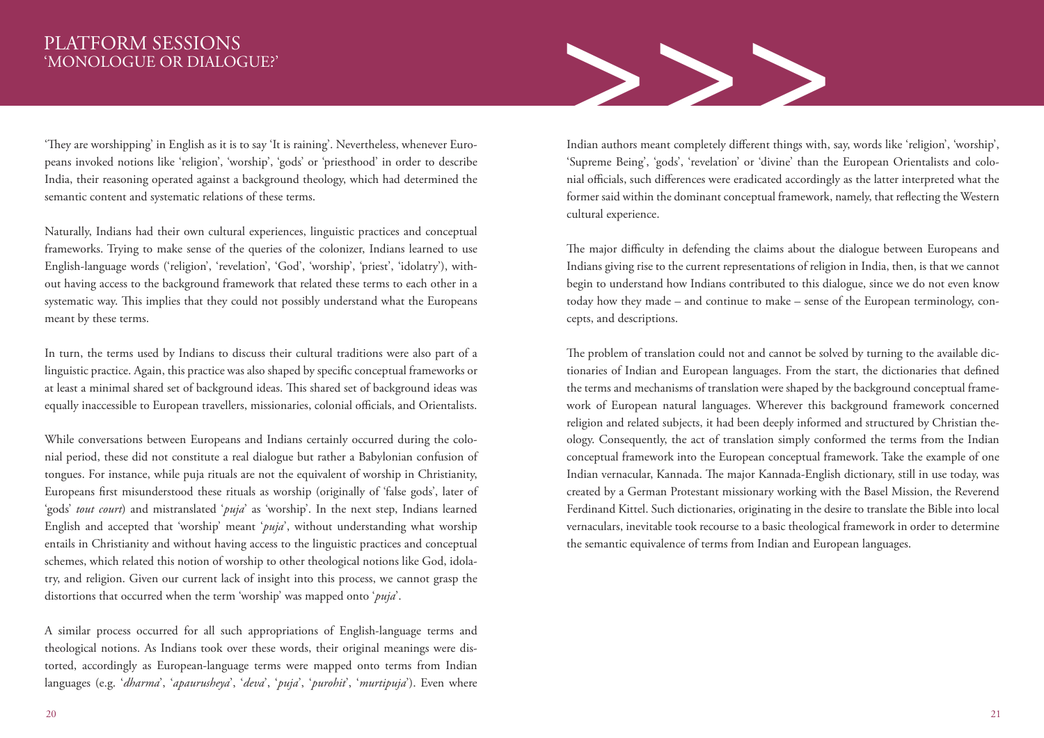'They are worshipping' in English as it is to say 'It is raining'. Nevertheless, whenever Europeans invoked notions like 'religion', 'worship', 'gods' or 'priesthood' in order to describe India, their reasoning operated against a background theology, which had determined the semantic content and systematic relations of these terms.

Naturally, Indians had their own cultural experiences, linguistic practices and conceptual frameworks. Trying to make sense of the queries of the colonizer, Indians learned to use English-language words ('religion', 'revelation', 'God', 'worship', 'priest', 'idolatry'), without having access to the background framework that related these terms to each other in a systematic way. This implies that they could not possibly understand what the Europeans meant by these terms.

In turn, the terms used by Indians to discuss their cultural traditions were also part of a linguistic practice. Again, this practice was also shaped by specific conceptual frameworks or at least a minimal shared set of background ideas. This shared set of background ideas was equally inaccessible to European travellers, missionaries, colonial officials, and Orientalists.

While conversations between Europeans and Indians certainly occurred during the colonial period, these did not constitute a real dialogue but rather a Babylonian confusion of tongues. For instance, while puja rituals are not the equivalent of worship in Christianity, Europeans first misunderstood these rituals as worship (originally of 'false gods', later of 'gods' *tout court*) and mistranslated '*puja*' as 'worship'. In the next step, Indians learned English and accepted that 'worship' meant '*puja*', without understanding what worship entails in Christianity and without having access to the linguistic practices and conceptual schemes, which related this notion of worship to other theological notions like God, idolatry, and religion. Given our current lack of insight into this process, we cannot grasp the distortions that occurred when the term 'worship' was mapped onto '*puja*'.

A similar process occurred for all such appropriations of English-language terms and theological notions. As Indians took over these words, their original meanings were distorted, accordingly as European-language terms were mapped onto terms from Indian languages (e.g. '*dharma*', '*apaurusheya*', '*deva*', '*puja*', '*purohit*', '*murtipuja*'). Even where Indian authors meant completely different things with, say, words like 'religion', 'worship', 'Supreme Being', 'gods', 'revelation' or 'divine' than the European Orientalists and colonial officials, such differences were eradicated accordingly as the latter interpreted what the former said within the dominant conceptual framework, namely, that reflecting the Western cultural experience.

The major difficulty in defending the claims about the dialogue between Europeans and Indians giving rise to the current representations of religion in India, then, is that we cannot begin to understand how Indians contributed to this dialogue, since we do not even know today how they made – and continue to make – sense of the European terminology, concepts, and descriptions.

The problem of translation could not and cannot be solved by turning to the available dictionaries of Indian and European languages. From the start, the dictionaries that defined the terms and mechanisms of translation were shaped by the background conceptual framework of European natural languages. Wherever this background framework concerned religion and related subjects, it had been deeply informed and structured by Christian theology. Consequently, the act of translation simply conformed the terms from the Indian conceptual framework into the European conceptual framework. Take the example of one Indian vernacular, Kannada. The major Kannada-English dictionary, still in use today, was created by a German Protestant missionary working with the Basel Mission, the Reverend Ferdinand Kittel. Such dictionaries, originating in the desire to translate the Bible into local vernaculars, inevitable took recourse to a basic theological framework in order to determine the semantic equivalence of terms from Indian and European languages.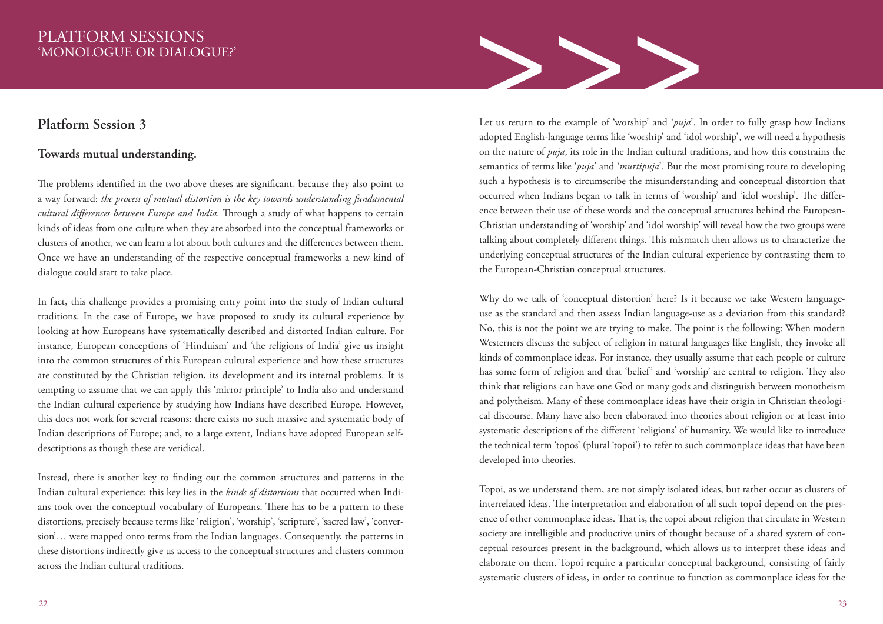## Platform Session 3

### Towards mutual understanding.

The problems identified in the two above theses are significant, because they also point to a way forward: *the process of mutual distortion is the key towards understanding fundamental cultural differences between Europe and India*. Through a study of what happens to certain kinds of ideas from one culture when they are absorbed into the conceptual frameworks or clusters of another, we can learn a lot about both cultures and the differences between them. Once we have an understanding of the respective conceptual frameworks a new kind of dialogue could start to take place.

In fact, this challenge provides a promising entry point into the study of Indian cultural traditions. In the case of Europe, we have proposed to study its cultural experience by looking at how Europeans have systematically described and distorted Indian culture. For instance, European conceptions of 'Hinduism' and 'the religions of India' give us insight into the common structures of this European cultural experience and how these structures are constituted by the Christian religion, its development and its internal problems. It is tempting to assume that we can apply this 'mirror principle' to India also and understand the Indian cultural experience by studying how Indians have described Europe. However, this does not work for several reasons: there exists no such massive and systematic body of Indian descriptions of Europe; and, to a large extent, Indians have adopted European self-descriptions as though these are veridical.

Instead, there is another key to finding out the common structures and patterns in the Indian cultural experience: this key lies in the *kinds of distortions* that occurred when Indians took over the conceptual vocabulary of Europeans. There has to be a pattern to these distortions, precisely because terms like 'religion', 'worship', 'scripture', 'sacred law', 'conversion'… were mapped onto terms from the Indian languages. Consequently, the patterns in these distortions indirectly give us access to the conceptual structures and clusters common across the Indian cultural traditions.

Let us return to the example of 'worship' and '*puja*'. In order to fully grasp how Indians adopted English-language terms like 'worship' and 'idol worship', we will need a hypothesis on the nature of *puja*, its role in the Indian cultural traditions, and how this constrains the semantics of terms like '*puja*' and '*murtipuja*'. But the most promising route to developing such a hypothesis is to circumscribe the misunderstanding and conceptual distortion that occurred when Indians began to talk in terms of 'worship' and 'idol worship'. The difference between their use of these words and the conceptual structures behind the European-Christian understanding of 'worship' and 'idol worship' will reveal how the two groups were talking about completely different things. This mismatch then allows us to characterize the underlying conceptual structures of the Indian cultural experience by contrasting them to the European-Christian conceptual structures.

Why do we talk of 'conceptual distortion' here? Is it because we take Western language-use as the standard and then assess Indian language-use as a deviation from this standard? No, this is not the point we are trying to make. The point is the following: When modern Westerners discuss the subject of religion in natural languages like English, they invoke all kinds of commonplace ideas. For instance, they usually assume that each people or culture has some form of religion and that 'belief' and 'worship' are central to religion. They also think that religions can have one God or many gods and distinguish between monotheism and polytheism. Many of these commonplace ideas have their origin in Christian theological discourse. Many have also been elaborated into theories about religion or at least into systematic descriptions of the different 'religions' of humanity. We would like to introduce the technical term 'topos' (plural 'topoi') to refer to such commonplace ideas that have been developed into theories.

Topoi, as we understand them, are not simply isolated ideas, but rather occur as clusters of interrelated ideas. The interpretation and elaboration of all such topoi depend on the presence of other commonplace ideas. That is, the topoi about religion that circulate in Western society are intelligible and productive units of thought because of a shared system of conceptual resources present in the background, which allows us to interpret these ideas and elaborate on them. Topoi require a particular conceptual background, consisting of fairly systematic clusters of ideas, in order to continue to function as commonplace ideas for the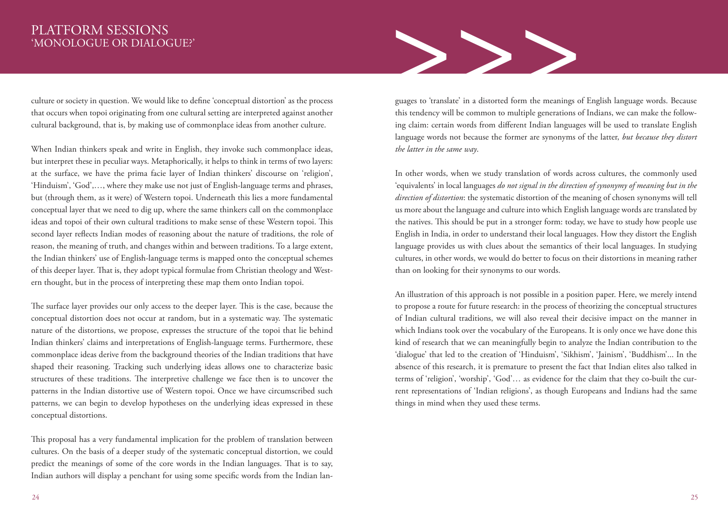culture or society in question. We would like to define 'conceptual distortion' as the process that occurs when topoi originating from one cultural setting are interpreted against another cultural background, that is, by making use of commonplace ideas from another culture.

When Indian thinkers speak and write in English, they invoke such commonplace ideas, but interpret these in peculiar ways. Metaphorically, it helps to think in terms of two layers: at the surface, we have the prima facie layer of Indian thinkers' discourse on 'religion', 'Hinduism', 'God',…, where they make use not just of English-language terms and phrases, but (through them, as it were) of Western topoi. Underneath this lies a more fundamental conceptual layer that we need to dig up, where the same thinkers call on the commonplace ideas and topoi of their own cultural traditions to make sense of these Western topoi. This second layer reflects Indian modes of reasoning about the nature of traditions, the role of reason, the meaning of truth, and changes within and between traditions. To a large extent, the Indian thinkers' use of English-language terms is mapped onto the conceptual schemes of this deeper layer. That is, they adopt typical formulae from Christian theology and Western thought, but in the process of interpreting these map them onto Indian topoi.

The surface layer provides our only access to the deeper layer. This is the case, because the conceptual distortion does not occur at random, but in a systematic way. The systematic nature of the distortions, we propose, expresses the structure of the topoi that lie behind Indian thinkers' claims and interpretations of English-language terms. Furthermore, these commonplace ideas derive from the background theories of the Indian traditions that have shaped their reasoning. Tracking such underlying ideas allows one to characterize basic structures of these traditions. The interpretive challenge we face then is to uncover the patterns in the Indian distortive use of Western topoi. Once we have circumscribed such patterns, we can begin to develop hypotheses on the underlying ideas expressed in these conceptual distortions.

This proposal has a very fundamental implication for the problem of translation between cultures. On the basis of a deeper study of the systematic conceptual distortion, we could predict the meanings of some of the core words in the Indian languages. That is to say, Indian authors will display a penchant for using some specific words from the Indian languages to 'translate' in a distorted form the meanings of English language words. Because this tendency will be common to multiple generations of Indians, we can make the following claim: certain words from different Indian languages will be used to translate English language words not because the former are synonyms of the latter, *but because they distort the latter in the same way*.

In other words, when we study translation of words across cultures, the commonly used 'equivalents' in local languages *do not signal in the direction of synonymy of meaning but in the direction of distortion*: the systematic distortion of the meaning of chosen synonyms will tell us more about the language and culture into which English language words are translated by the natives. This should be put in a stronger form: today, we have to study how people use English in India, in order to understand their local languages. How they distort the English language provides us with clues about the semantics of their local languages. In studying cultures, in other words, we would do better to focus on their distortions in meaning rather than on looking for their synonyms to our words.

An illustration of this approach is not possible in a position paper. Here, we merely intend to propose a route for future research: in the process of theorizing the conceptual structures of Indian cultural traditions, we will also reveal their decisive impact on the manner in which Indians took over the vocabulary of the Europeans. It is only once we have done this kind of research that we can meaningfully begin to analyze the Indian contribution to the 'dialogue' that led to the creation of 'Hinduism', 'Sikhism', 'Jainism', 'Buddhism'... In the absence of this research, it is premature to present the fact that Indian elites also talked in terms of 'religion', 'worship', 'God'… as evidence for the claim that they co-built the current representations of 'Indian religions', as though Europeans and Indians had the same things in mind when they used these terms.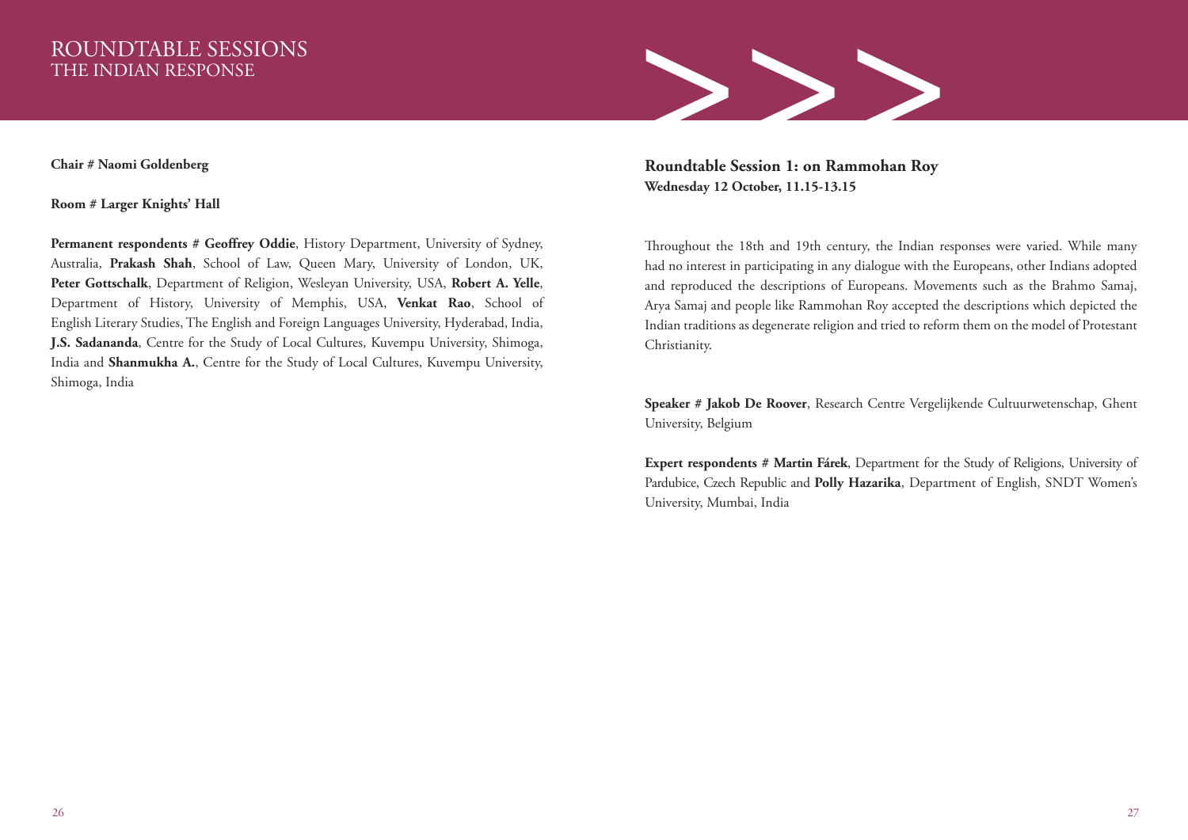# ROUNDTABLE SESSIONS
## THE INDIAN RESPONSE

**Chair # Naomi Goldenberg**

**Room # Larger Knights' Hall**

**Permanent respondents # Geoffrey Oddie**, History Department, University of Sydney, Australia, **Prakash Shah**, School of Law, Queen Mary, University of London, UK, **Peter Gottschalk**, Department of Religion, Wesleyan University, USA, **Robert A. Yelle**, Department of History, University of Memphis, USA, **Venkat Rao**, School of English Literary Studies, The English and Foreign Languages University, Hyderabad, India, **J.S. Sadananda**, Centre for the Study of Local Cultures, Kuvempu University, Shimoga, India and **Shanmukha A.**, Centre for the Study of Local Cultures, Kuvempu University, Shimoga, India

### Roundtable Session 1: on Rammohan Roy
**Wednesday 12 October, 11.15-13.15**

Throughout the 18th and 19th century, the Indian responses were varied. While many had no interest in participating in any dialogue with the Europeans, other Indians adopted and reproduced the descriptions of Europeans. Movements such as the Brahmo Samaj, Arya Samaj and people like Rammohan Roy accepted the descriptions which depicted the Indian traditions as degenerate religion and tried to reform them on the model of Protestant Christianity.

**Speaker # Jakob De Roover**, Research Centre Vergelijkende Cultuurwetenschap, Ghent University, Belgium

**Expert respondents # Martin Fárek**, Department for the Study of Religions, University of Pardubice, Czech Republic and **Polly Hazarika**, Department of English, SNDT Women's University, Mumbai, India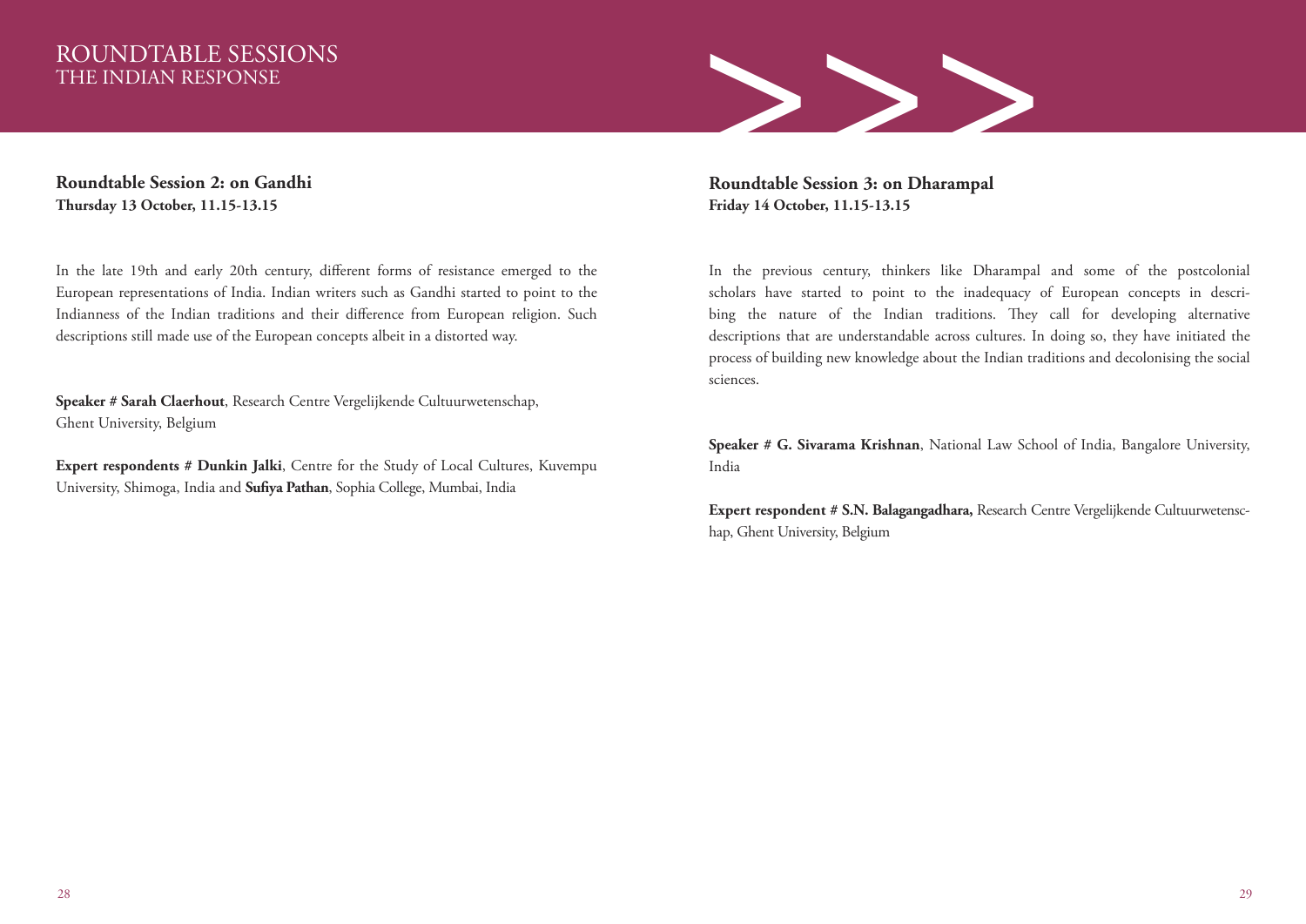# ROUNDTABLE SESSIONS
## THE INDIAN RESPONSE

### Roundtable Session 2: on Gandhi
**Thursday 13 October, 11.15-13.15**

In the late 19th and early 20th century, different forms of resistance emerged to the European representations of India. Indian writers such as Gandhi started to point to the Indianness of the Indian traditions and their difference from European religion. Such descriptions still made use of the European concepts albeit in a distorted way.

**Speaker # Sarah Claerhout**, Research Centre Vergelijkende Cultuurwetenschap, Ghent University, Belgium

**Expert respondents # Dunkin Jalki**, Centre for the Study of Local Cultures, Kuvempu University, Shimoga, India and **Sufiya Pathan**, Sophia College, Mumbai, India

### Roundtable Session 3: on Dharampal
**Friday 14 October, 11.15-13.15**

In the previous century, thinkers like Dharampal and some of the postcolonial scholars have started to point to the inadequacy of European concepts in describing the nature of the Indian traditions. They call for developing alternative descriptions that are understandable across cultures. In doing so, they have initiated the process of building new knowledge about the Indian traditions and decolonising the social sciences.

**Speaker # G. Sivarama Krishnan**, National Law School of India, Bangalore University, India

**Expert respondent # S.N. Balagangadhara,** Research Centre Vergelijkende Cultuurwetenschap, Ghent University, Belgium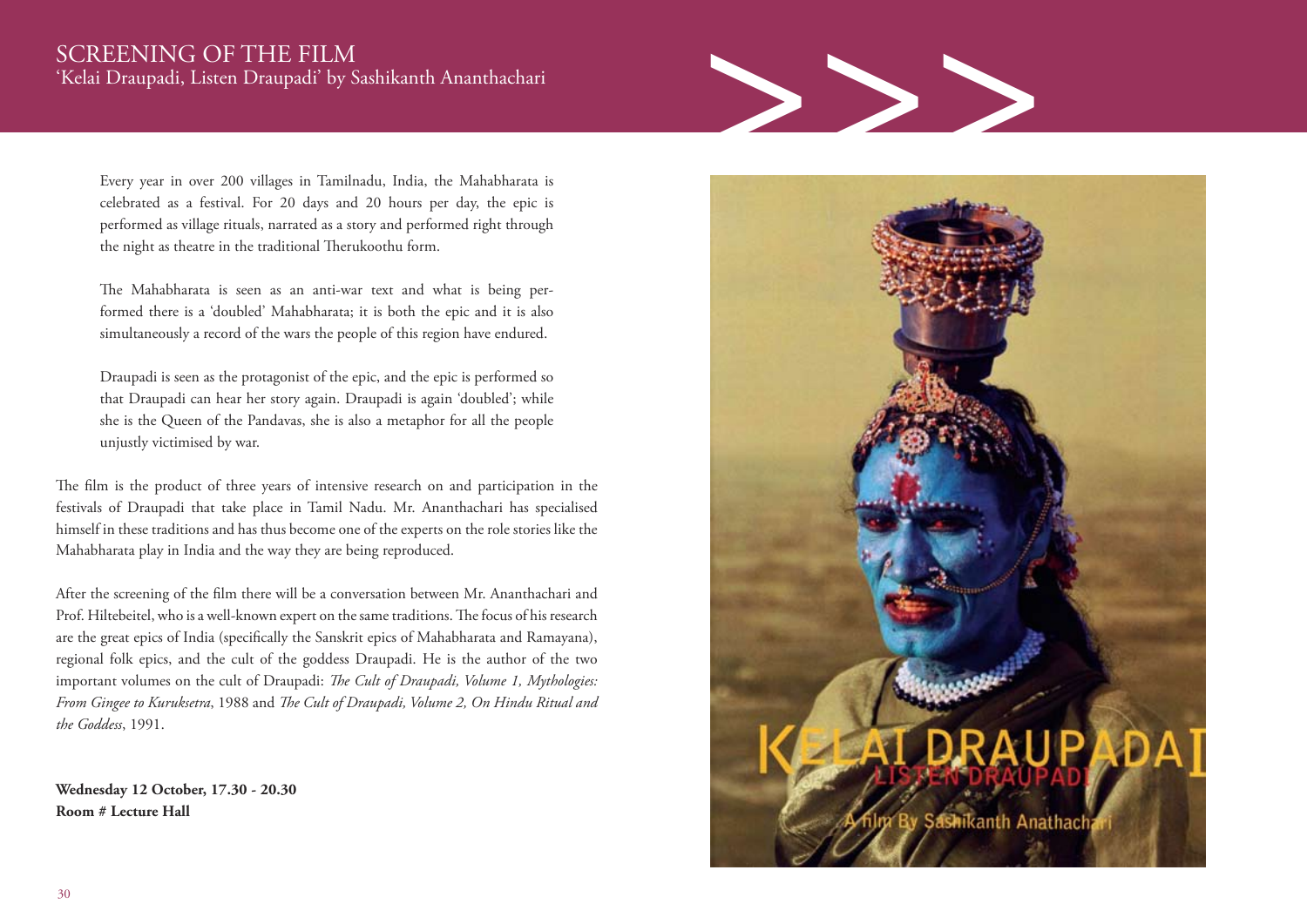# SCREENING OF THE FILM
## 'Kelai Draupadi, Listen Draupadi' by Sashikanth Ananthachari

Every year in over 200 villages in Tamilnadu, India, the Mahabharata is celebrated as a festival. For 20 days and 20 hours per day, the epic is performed as village rituals, narrated as a story and performed right through the night as theatre in the traditional Therukoothu form.

The Mahabharata is seen as an anti-war text and what is being performed there is a 'doubled' Mahabharata; it is both the epic and it is also simultaneously a record of the wars the people of this region have endured.

Draupadi is seen as the protagonist of the epic, and the epic is performed so that Draupadi can hear her story again. Draupadi is again 'doubled'; while she is the Queen of the Pandavas, she is also a metaphor for all the people unjustly victimised by war.

The film is the product of three years of intensive research on and participation in the festivals of Draupadi that take place in Tamil Nadu. Mr. Ananthachari has specialised himself in these traditions and has thus become one of the experts on the role stories like the Mahabharata play in India and the way they are being reproduced.

After the screening of the film there will be a conversation between Mr. Ananthachari and Prof. Hiltebeitel, who is a well-known expert on the same traditions. The focus of his research are the great epics of India (specifically the Sanskrit epics of Mahabharata and Ramayana), regional folk epics, and the cult of the goddess Draupadi. He is the author of the two important volumes on the cult of Draupadi: *The Cult of Draupadi, Volume 1, Mythologies: From Gingee to Kuruksetra*, 1988 and *The Cult of Draupadi, Volume 2, On Hindu Ritual and the Goddess*, 1991.

**Wednesday 12 October, 17.30 - 20.30**
**Room # Lecture Hall**

KELAI DRAUPADAI
LISTEN DRAUPADI
A film By Sashikanth Anathachari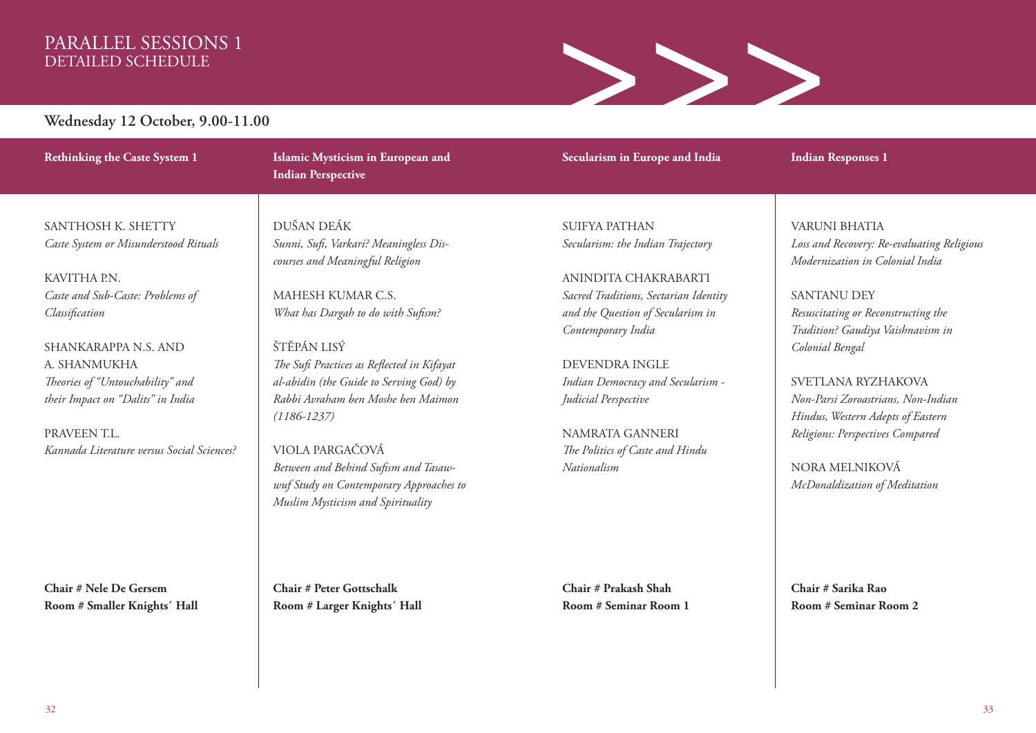# PARALLEL SESSIONS 1
## DETAILED SCHEDULE

**Wednesday 12 October, 9.00-11.00**

### Rethinking the Caste System 1

SANTHOSH K. SHETTY
*Caste System or Misunderstood Rituals*

KAVITHA P.N.
*Caste and Sub-Caste: Problems of Classification*

SHANKARAPPA N.S. AND A. SHANMUKHA
*Theories of "Untouchability" and their Impact on "Dalits" in India*

PRAVEEN T.L.
*Kannada Literature versus Social Sciences?*

**Chair # Nele De Gersem**
**Room # Smaller Knights´ Hall**

### Islamic Mysticism in European and Indian Perspective

DUŠAN DEÁK
*Sunni, Sufi, Varkari? Meaningless Discourses and Meaningful Religion*

MAHESH KUMAR C.S.
*What has Dargah to do with Sufism?*

ŠTĚPÁN LISÝ
*The Sufi Practices as Reflected in Kifayat al-abidin (the Guide to Serving God) by Rabbi Avraham ben Moshe ben Maimon (1186-1237)*

VIOLA PARGAČOVÁ
*Between and Behind Sufism and Tasawwuf Study on Contemporary Approaches to Muslim Mysticism and Spirituality*

**Chair # Peter Gottschalk**
**Room # Larger Knights´ Hall**

### Secularism in Europe and India

SUIFYA PATHAN
*Secularism: the Indian Trajectory*

ANINDITA CHAKRABARTI
*Sacred Traditions, Sectarian Identity and the Question of Secularism in Contemporary India*

DEVENDRA INGLE
*Indian Democracy and Secularism - Judicial Perspective*

NAMRATA GANNERI
*The Politics of Caste and Hindu Nationalism*

**Chair # Prakash Shah**
**Room # Seminar Room 1**

### Indian Responses 1

VARUNI BHATIA
*Loss and Recovery: Re-evaluating Religious Modernization in Colonial India*

SANTANU DEY
*Resuscitating or Reconstructing the Tradition? Gaudiya Vaishnavism in Colonial Bengal*

SVETLANA RYZHAKOVA
*Non-Parsi Zoroastrians, Non-Indian Hindus, Western Adepts of Eastern Religions: Perspectives Compared*

NORA MELNIKOVÁ
*McDonaldization of Meditation*

**Chair # Sarika Rao**
**Room # Seminar Room 2**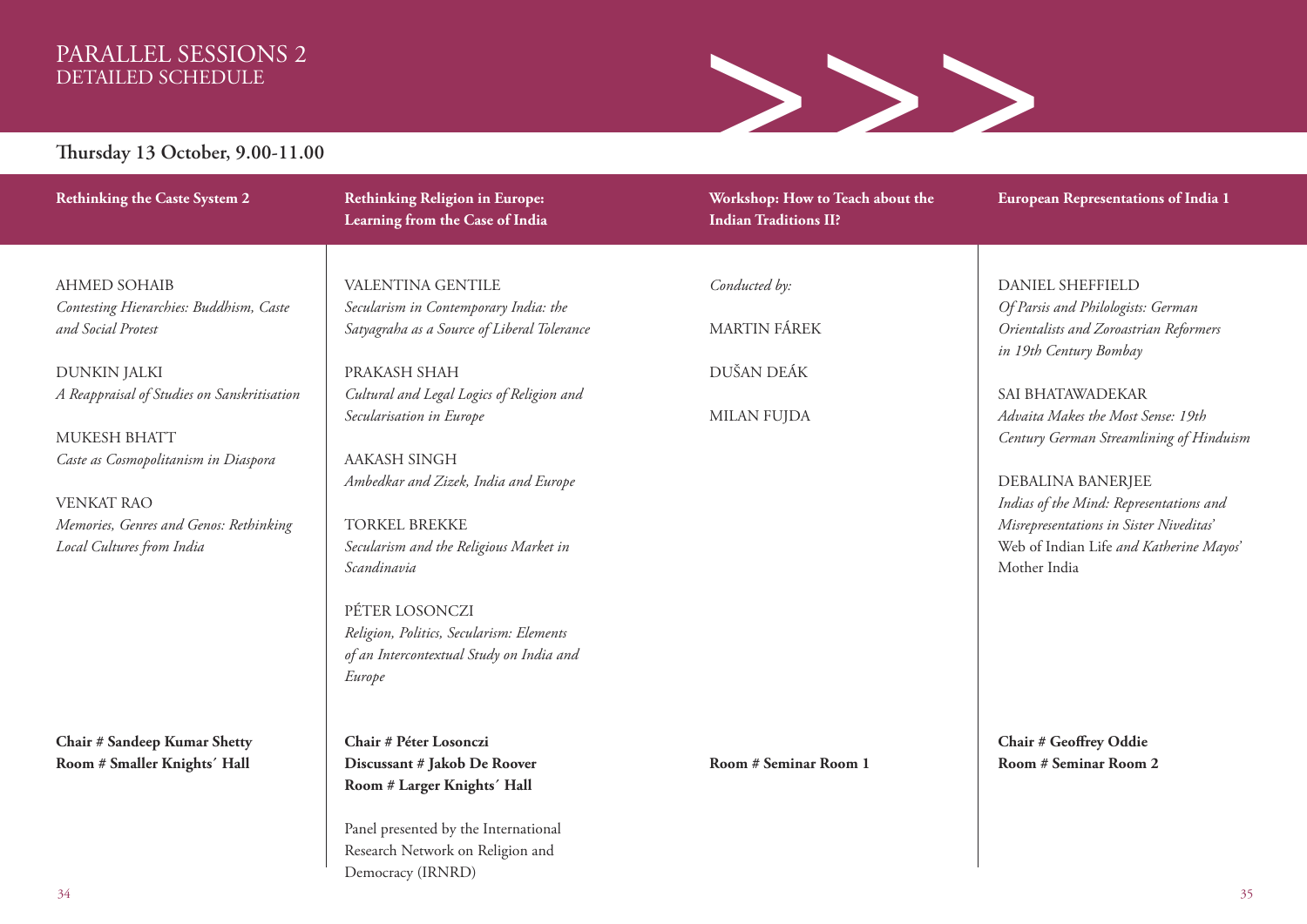# PARALLEL SESSIONS 2
## DETAILED SCHEDULE

**Thursday 13 October, 9.00-11.00**

### Rethinking the Caste System 2

AHMED SOHAIB
*Contesting Hierarchies: Buddhism, Caste and Social Protest*

DUNKIN JALKI
*A Reappraisal of Studies on Sanskritisation*

MUKESH BHATT
*Caste as Cosmopolitanism in Diaspora*

VENKAT RAO
*Memories, Genres and Genos: Rethinking Local Cultures from India*

**Chair # Sandeep Kumar Shetty**
**Room # Smaller Knights´ Hall**

### Rethinking Religion in Europe: Learning from the Case of India

VALENTINA GENTILE
*Secularism in Contemporary India: the Satyagraha as a Source of Liberal Tolerance*

PRAKASH SHAH
*Cultural and Legal Logics of Religion and Secularisation in Europe*

AAKASH SINGH
*Ambedkar and Zizek, India and Europe*

TORKEL BREKKE
*Secularism and the Religious Market in Scandinavia*

PÉTER LOSONCZI
*Religion, Politics, Secularism: Elements of an Intercontextual Study on India and Europe*

**Chair # Péter Losonczi**
**Discussant # Jakob De Roover**
**Room # Larger Knights´ Hall**

Panel presented by the International Research Network on Religion and Democracy (IRNRD)

### Workshop: How to Teach about the Indian Traditions II?

*Conducted by:*

MARTIN FÁREK

DUŠAN DEÁK

MILAN FUJDA

**Room # Seminar Room 1**

### European Representations of India 1

DANIEL SHEFFIELD
*Of Parsis and Philologists: German Orientalists and Zoroastrian Reformers in 19th Century Bombay*

SAI BHATAWADEKAR
*Advaita Makes the Most Sense: 19th Century German Streamlining of Hinduism*

DEBALINA BANERJEE
*Indias of the Mind: Representations and Misrepresentations in Sister Niveditas'* Web of Indian Life *and Katherine Mayos'* Mother India

**Chair # Geoffrey Oddie**
**Room # Seminar Room 2**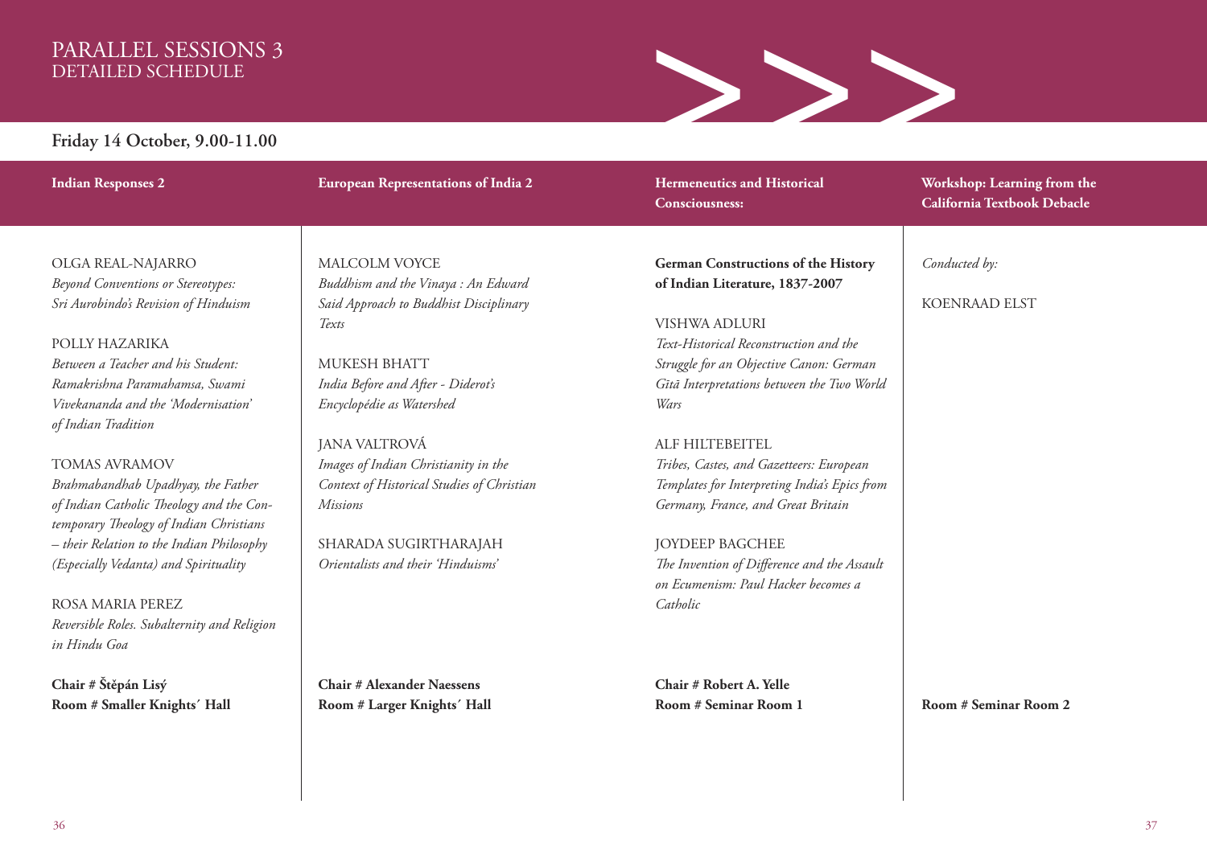# PARALLEL SESSIONS 3
## DETAILED SCHEDULE

**Friday 14 October, 9.00-11.00**

### Indian Responses 2

OLGA REAL-NAJARRO
*Beyond Conventions or Stereotypes: Sri Aurobindo's Revision of Hinduism*

POLLY HAZARIKA
*Between a Teacher and his Student: Ramakrishna Paramahamsa, Swami Vivekananda and the 'Modernisation' of Indian Tradition*

TOMAS AVRAMOV
*Brahmabandhab Upadhyay, the Father of Indian Catholic Theology and the Contemporary Theology of Indian Christians – their Relation to the Indian Philosophy (Especially Vedanta) and Spirituality*

ROSA MARIA PEREZ
*Reversible Roles. Subalternity and Religion in Hindu Goa*

**Chair # Štěpán Lisý**
**Room # Smaller Knights´ Hall**

### European Representations of India 2

MALCOLM VOYCE
*Buddhism and the Vinaya : An Edward Said Approach to Buddhist Disciplinary Texts*

MUKESH BHATT
*India Before and After - Diderot's Encyclopédie as Watershed*

JANA VALTROVÁ
*Images of Indian Christianity in the Context of Historical Studies of Christian Missions*

SHARADA SUGIRTHARAJAH
*Orientalists and their 'Hinduisms'*

**Chair # Alexander Naessens**
**Room # Larger Knights´ Hall**

### Hermeneutics and Historical Consciousness:

**German Constructions of the History of Indian Literature, 1837-2007**

VISHWA ADLURI
*Text-Historical Reconstruction and the Struggle for an Objective Canon: German Gītā Interpretations between the Two World Wars*

ALF HILTEBEITEL
*Tribes, Castes, and Gazetteers: European Templates for Interpreting India's Epics from Germany, France, and Great Britain*

JOYDEEP BAGCHEE
*The Invention of Difference and the Assault on Ecumenism: Paul Hacker becomes a Catholic*

**Chair # Robert A. Yelle**
**Room # Seminar Room 1**

### Workshop: Learning from the California Textbook Debacle

*Conducted by:*

KOENRAAD ELST

**Room # Seminar Room 2**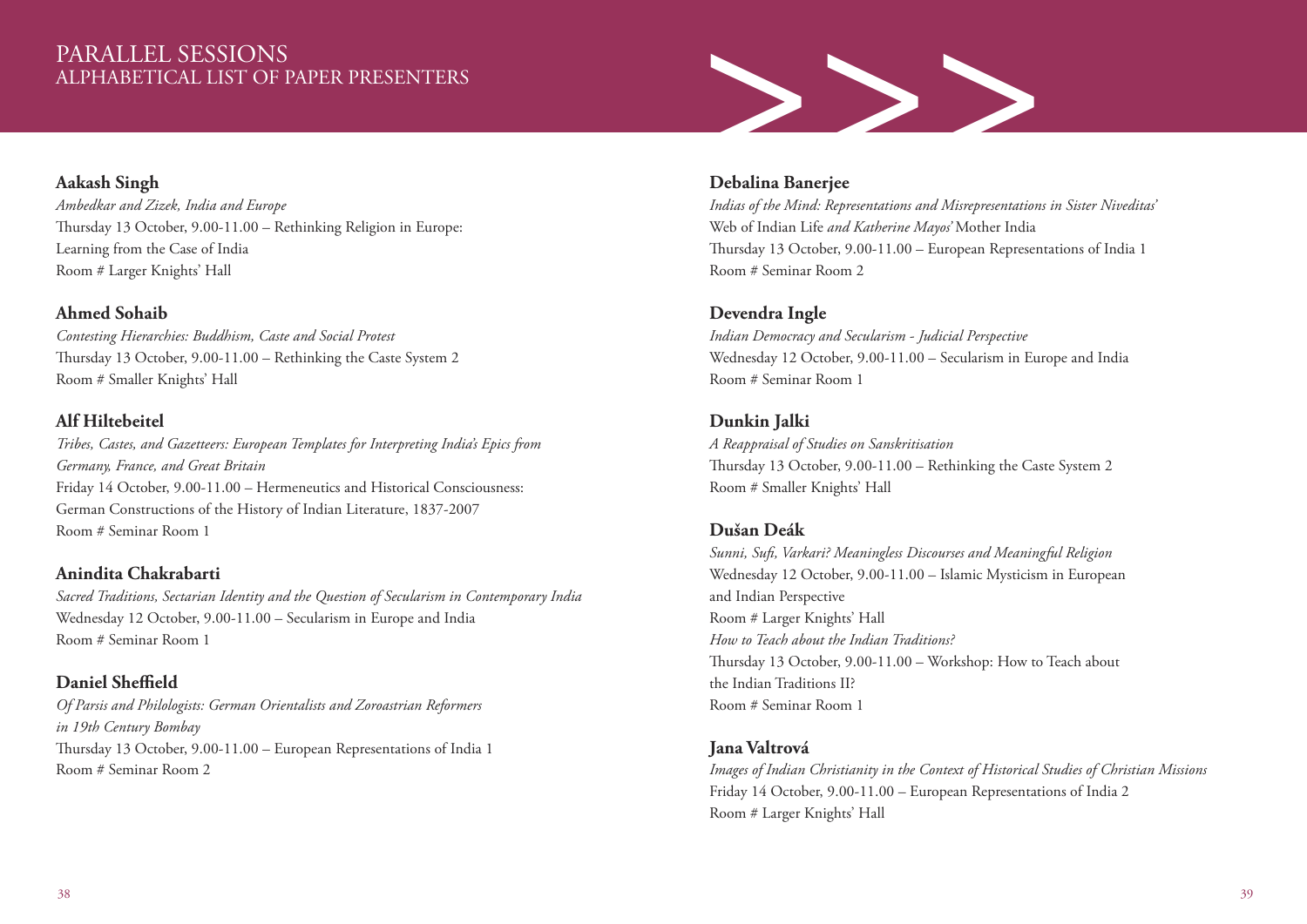# PARALLEL SESSIONS
## ALPHABETICAL LIST OF PAPER PRESENTERS

**Aakash Singh**
*Ambedkar and Zizek, India and Europe*
Thursday 13 October, 9.00-11.00 – Rethinking Religion in Europe: Learning from the Case of India
Room # Larger Knights' Hall

**Ahmed Sohaib**
*Contesting Hierarchies: Buddhism, Caste and Social Protest*
Thursday 13 October, 9.00-11.00 – Rethinking the Caste System 2
Room # Smaller Knights' Hall

**Alf Hiltebeitel**
*Tribes, Castes, and Gazetteers: European Templates for Interpreting India's Epics from Germany, France, and Great Britain*
Friday 14 October, 9.00-11.00 – Hermeneutics and Historical Consciousness: German Constructions of the History of Indian Literature, 1837-2007
Room # Seminar Room 1

**Anindita Chakrabarti**
*Sacred Traditions, Sectarian Identity and the Question of Secularism in Contemporary India*
Wednesday 12 October, 9.00-11.00 – Secularism in Europe and India
Room # Seminar Room 1

**Daniel Sheffield**
*Of Parsis and Philologists: German Orientalists and Zoroastrian Reformers in 19th Century Bombay*
Thursday 13 October, 9.00-11.00 – European Representations of India 1
Room # Seminar Room 2

**Debalina Banerjee**
*Indias of the Mind: Representations and Misrepresentations in Sister Niveditas'* Web of Indian Life *and Katherine Mayos'* Mother India
Thursday 13 October, 9.00-11.00 – European Representations of India 1
Room # Seminar Room 2

**Devendra Ingle**
*Indian Democracy and Secularism - Judicial Perspective*
Wednesday 12 October, 9.00-11.00 – Secularism in Europe and India
Room # Seminar Room 1

**Dunkin Jalki**
*A Reappraisal of Studies on Sanskritisation*
Thursday 13 October, 9.00-11.00 – Rethinking the Caste System 2
Room # Smaller Knights' Hall

**Dušan Deák**
*Sunni, Sufi, Varkari? Meaningless Discourses and Meaningful Religion*
Wednesday 12 October, 9.00-11.00 – Islamic Mysticism in European and Indian Perspective
Room # Larger Knights' Hall
*How to Teach about the Indian Traditions?*
Thursday 13 October, 9.00-11.00 – Workshop: How to Teach about the Indian Traditions II?
Room # Seminar Room 1

**Jana Valtrová**
*Images of Indian Christianity in the Context of Historical Studies of Christian Missions*
Friday 14 October, 9.00-11.00 – European Representations of India 2
Room # Larger Knights' Hall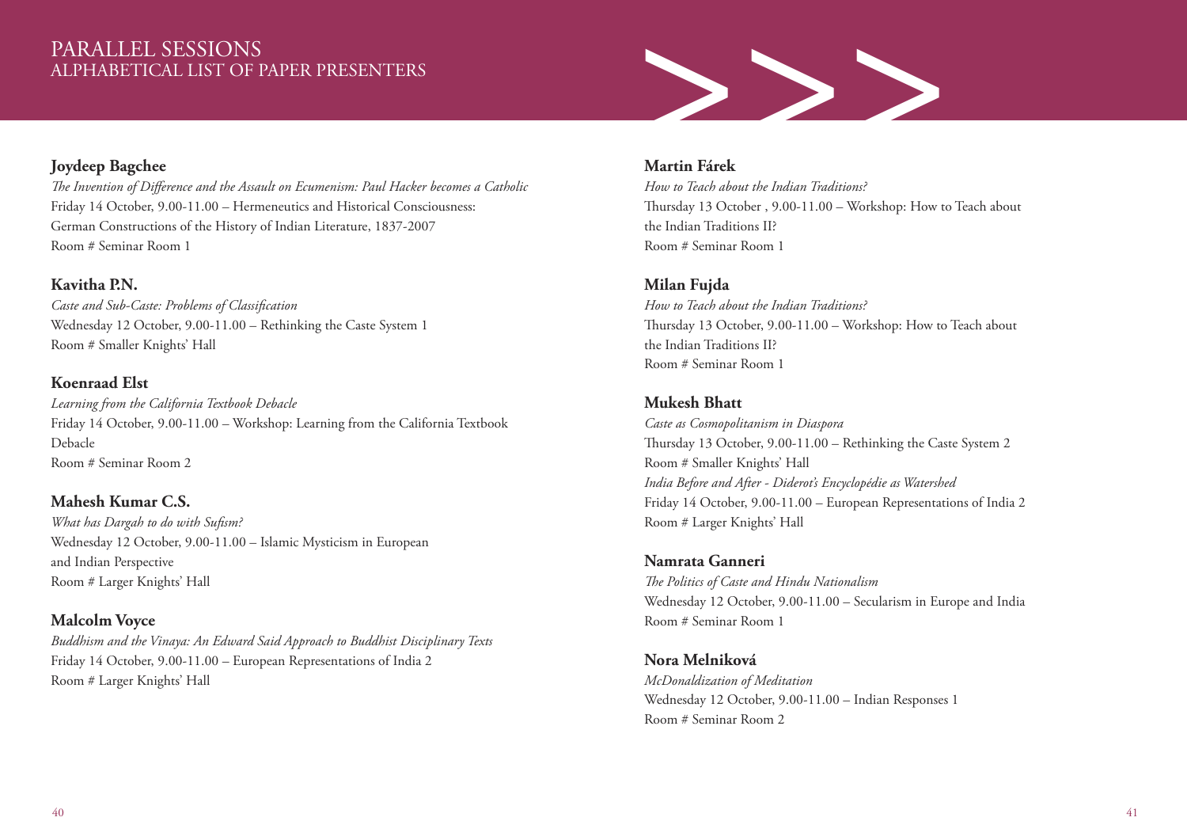# PARALLEL SESSIONS
## ALPHABETICAL LIST OF PAPER PRESENTERS

**Joydeep Bagchee**
*The Invention of Difference and the Assault on Ecumenism: Paul Hacker becomes a Catholic*
Friday 14 October, 9.00-11.00 – Hermeneutics and Historical Consciousness: German Constructions of the History of Indian Literature, 1837-2007
Room # Seminar Room 1

**Kavitha P.N.**
*Caste and Sub-Caste: Problems of Classification*
Wednesday 12 October, 9.00-11.00 – Rethinking the Caste System 1
Room # Smaller Knights' Hall

**Koenraad Elst**
*Learning from the California Textbook Debacle*
Friday 14 October, 9.00-11.00 – Workshop: Learning from the California Textbook Debacle
Room # Seminar Room 2

**Mahesh Kumar C.S.**
*What has Dargah to do with Sufism?*
Wednesday 12 October, 9.00-11.00 – Islamic Mysticism in European and Indian Perspective
Room # Larger Knights' Hall

**Malcolm Voyce**
*Buddhism and the Vinaya: An Edward Said Approach to Buddhist Disciplinary Texts*
Friday 14 October, 9.00-11.00 – European Representations of India 2
Room # Larger Knights' Hall

**Martin Fárek**
*How to Teach about the Indian Traditions?*
Thursday 13 October , 9.00-11.00 – Workshop: How to Teach about the Indian Traditions II?
Room # Seminar Room 1

**Milan Fujda**
*How to Teach about the Indian Traditions?*
Thursday 13 October, 9.00-11.00 – Workshop: How to Teach about the Indian Traditions II?
Room # Seminar Room 1

**Mukesh Bhatt**
*Caste as Cosmopolitanism in Diaspora*
Thursday 13 October, 9.00-11.00 – Rethinking the Caste System 2
Room # Smaller Knights' Hall
*India Before and After - Diderot's Encyclopédie as Watershed*
Friday 14 October, 9.00-11.00 – European Representations of India 2
Room # Larger Knights' Hall

**Namrata Ganneri**
*The Politics of Caste and Hindu Nationalism*
Wednesday 12 October, 9.00-11.00 – Secularism in Europe and India
Room # Seminar Room 1

**Nora Melniková**
*McDonaldization of Meditation*
Wednesday 12 October, 9.00-11.00 – Indian Responses 1
Room # Seminar Room 2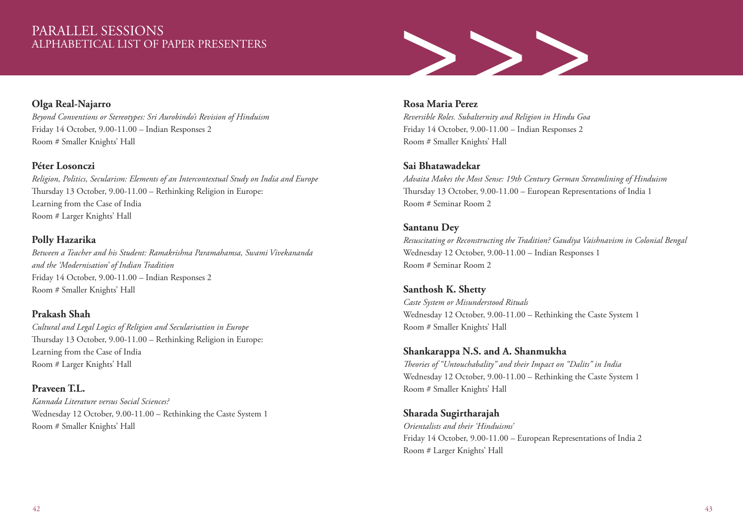# PARALLEL SESSIONS
## ALPHABETICAL LIST OF PAPER PRESENTERS

**Olga Real-Najarro**
*Beyond Conventions or Stereotypes: Sri Aurobindo's Revision of Hinduism*
Friday 14 October, 9.00-11.00 – Indian Responses 2
Room # Smaller Knights' Hall

**Péter Losonczi**
*Religion, Politics, Secularism: Elements of an Intercontextual Study on India and Europe*
Thursday 13 October, 9.00-11.00 – Rethinking Religion in Europe: Learning from the Case of India
Room # Larger Knights' Hall

**Polly Hazarika**
*Between a Teacher and his Student: Ramakrishna Paramahamsa, Swami Vivekananda and the 'Modernisation' of Indian Tradition*
Friday 14 October, 9.00-11.00 – Indian Responses 2
Room # Smaller Knights' Hall

**Prakash Shah**
*Cultural and Legal Logics of Religion and Secularisation in Europe*
Thursday 13 October, 9.00-11.00 – Rethinking Religion in Europe: Learning from the Case of India
Room # Larger Knights' Hall

**Praveen T.L.**
*Kannada Literature versus Social Sciences?*
Wednesday 12 October, 9.00-11.00 – Rethinking the Caste System 1
Room # Smaller Knights' Hall

**Rosa Maria Perez**
*Reversible Roles. Subalternity and Religion in Hindu Goa*
Friday 14 October, 9.00-11.00 – Indian Responses 2
Room # Smaller Knights' Hall

**Sai Bhatawadekar**
*Advaita Makes the Most Sense: 19th Century German Streamlining of Hinduism*
Thursday 13 October, 9.00-11.00 – European Representations of India 1
Room # Seminar Room 2

**Santanu Dey**
*Resuscitating or Reconstructing the Tradition? Gaudiya Vaishnavism in Colonial Bengal*
Wednesday 12 October, 9.00-11.00 – Indian Responses 1
Room # Seminar Room 2

**Santhosh K. Shetty**
*Caste System or Misunderstood Rituals*
Wednesday 12 October, 9.00-11.00 – Rethinking the Caste System 1
Room # Smaller Knights' Hall

**Shankarappa N.S. and A. Shanmukha**
*Theories of "Untouchability" and their Impact on "Dalits" in India*
Wednesday 12 October, 9.00-11.00 – Rethinking the Caste System 1
Room # Smaller Knights' Hall

**Sharada Sugirtharajah**
*Orientalists and their 'Hinduisms'*
Friday 14 October, 9.00-11.00 – European Representations of India 2
Room # Larger Knights' Hall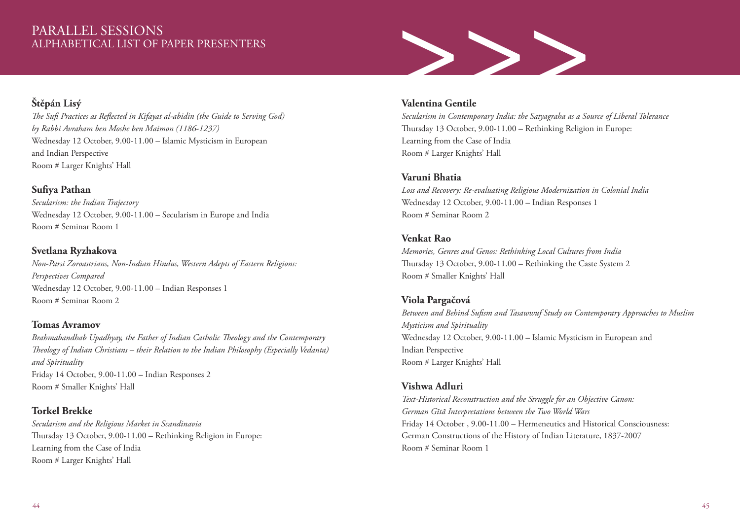# PARALLEL SESSIONS
## ALPHABETICAL LIST OF PAPER PRESENTERS

**Štěpán Lisý**
*The Sufi Practices as Reflected in Kifayat al-abidin (the Guide to Serving God) by Rabbi Avraham ben Moshe ben Maimon (1186-1237)*
Wednesday 12 October, 9.00-11.00 – Islamic Mysticism in European and Indian Perspective
Room # Larger Knights' Hall

**Sufiya Pathan**
*Secularism: the Indian Trajectory*
Wednesday 12 October, 9.00-11.00 – Secularism in Europe and India
Room # Seminar Room 1

**Svetlana Ryzhakova**
*Non-Parsi Zoroastrians, Non-Indian Hindus, Western Adepts of Eastern Religions: Perspectives Compared*
Wednesday 12 October, 9.00-11.00 – Indian Responses 1
Room # Seminar Room 2

**Tomas Avramov**
*Brahmabandhab Upadhyay, the Father of Indian Catholic Theology and the Contemporary Theology of Indian Christians – their Relation to the Indian Philosophy (Especially Vedanta) and Spirituality*
Friday 14 October, 9.00-11.00 – Indian Responses 2
Room # Smaller Knights' Hall

**Torkel Brekke**
*Secularism and the Religious Market in Scandinavia*
Thursday 13 October, 9.00-11.00 – Rethinking Religion in Europe: Learning from the Case of India
Room # Larger Knights' Hall

**Valentina Gentile**
*Secularism in Contemporary India: the Satyagraha as a Source of Liberal Tolerance*
Thursday 13 October, 9.00-11.00 – Rethinking Religion in Europe: Learning from the Case of India
Room # Larger Knights' Hall

**Varuni Bhatia**
*Loss and Recovery: Re-evaluating Religious Modernization in Colonial India*
Wednesday 12 October, 9.00-11.00 – Indian Responses 1
Room # Seminar Room 2

**Venkat Rao**
*Memories, Genres and Genos: Rethinking Local Cultures from India*
Thursday 13 October, 9.00-11.00 – Rethinking the Caste System 2
Room # Smaller Knights' Hall

**Viola Pargačová**
*Between and Behind Sufism and Tasawwuf Study on Contemporary Approaches to Muslim Mysticism and Spirituality*
Wednesday 12 October, 9.00-11.00 – Islamic Mysticism in European and Indian Perspective
Room # Larger Knights' Hall

**Vishwa Adluri**
*Text-Historical Reconstruction and the Struggle for an Objective Canon: German Gītā Interpretations between the Two World Wars*
Friday 14 October , 9.00-11.00 – Hermeneutics and Historical Consciousness: German Constructions of the History of Indian Literature, 1837-2007
Room # Seminar Room 1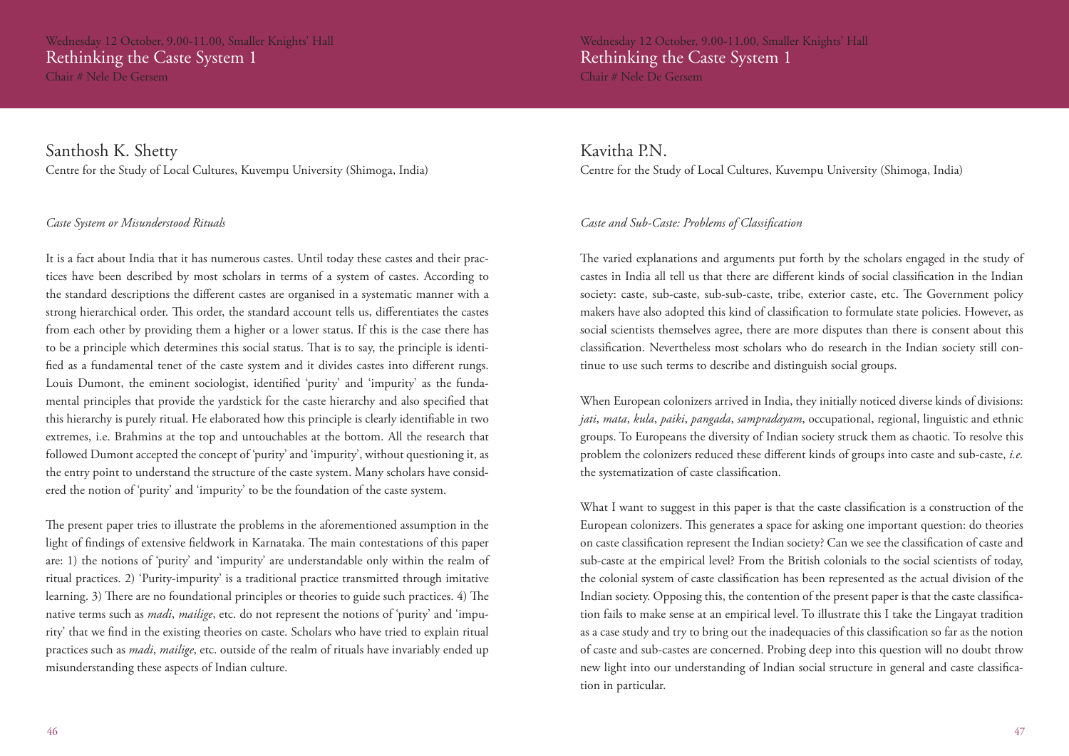Wednesday 12 October, 9.00-11.00, Smaller Knights' Hall

## Rethinking the Caste System 1

Chair # Nele De Gersem

### Santhosh K. Shetty

Centre for the Study of Local Cultures, Kuvempu University (Shimoga, India)

*Caste System or Misunderstood Rituals*

It is a fact about India that it has numerous castes. Until today these castes and their practices have been described by most scholars in terms of a system of castes. According to the standard descriptions the different castes are organised in a systematic manner with a strong hierarchical order. This order, the standard account tells us, differentiates the castes from each other by providing them a higher or a lower status. If this is the case there has to be a principle which determines this social status. That is to say, the principle is identified as a fundamental tenet of the caste system and it divides castes into different rungs. Louis Dumont, the eminent sociologist, identified 'purity' and 'impurity' as the fundamental principles that provide the yardstick for the caste hierarchy and also specified that this hierarchy is purely ritual. He elaborated how this principle is clearly identifiable in two extremes, i.e. Brahmins at the top and untouchables at the bottom. All the research that followed Dumont accepted the concept of 'purity' and 'impurity', without questioning it, as the entry point to understand the structure of the caste system. Many scholars have considered the notion of 'purity' and 'impurity' to be the foundation of the caste system.

The present paper tries to illustrate the problems in the aforementioned assumption in the light of findings of extensive fieldwork in Karnataka. The main contestations of this paper are: 1) the notions of 'purity' and 'impurity' are understandable only within the realm of ritual practices. 2) 'Purity-impurity' is a traditional practice transmitted through imitative learning. 3) There are no foundational principles or theories to guide such practices. 4) The native terms such as *madi*, *mailige*, etc. do not represent the notions of 'purity' and 'impurity' that we find in the existing theories on caste. Scholars who have tried to explain ritual practices such as *madi*, *mailige*, etc. outside of the realm of rituals have invariably ended up misunderstanding these aspects of Indian culture.

### Kavitha P.N.

Centre for the Study of Local Cultures, Kuvempu University (Shimoga, India)

*Caste and Sub-Caste: Problems of Classification*

The varied explanations and arguments put forth by the scholars engaged in the study of castes in India all tell us that there are different kinds of social classification in the Indian society: caste, sub-caste, sub-sub-caste, tribe, exterior caste, etc. The Government policy makers have also adopted this kind of classification to formulate state policies. However, as social scientists themselves agree, there are more disputes than there is consent about this classification. Nevertheless most scholars who do research in the Indian society still continue to use such terms to describe and distinguish social groups.

When European colonizers arrived in India, they initially noticed diverse kinds of divisions: *jati*, *mata*, *kula*, *paiki*, *pangada*, *sampradayam*, occupational, regional, linguistic and ethnic groups. To Europeans the diversity of Indian society struck them as chaotic. To resolve this problem the colonizers reduced these different kinds of groups into caste and sub-caste, *i.e.* the systematization of caste classification.

What I want to suggest in this paper is that the caste classification is a construction of the European colonizers. This generates a space for asking one important question: do theories on caste classification represent the Indian society? Can we see the classification of caste and sub-caste at the empirical level? From the British colonials to the social scientists of today, the colonial system of caste classification has been represented as the actual division of the Indian society. Opposing this, the contention of the present paper is that the caste classification fails to make sense at an empirical level. To illustrate this I take the Lingayat tradition as a case study and try to bring out the inadequacies of this classification so far as the notion of caste and sub-castes are concerned. Probing deep into this question will no doubt throw new light into our understanding of Indian social structure in general and caste classification in particular.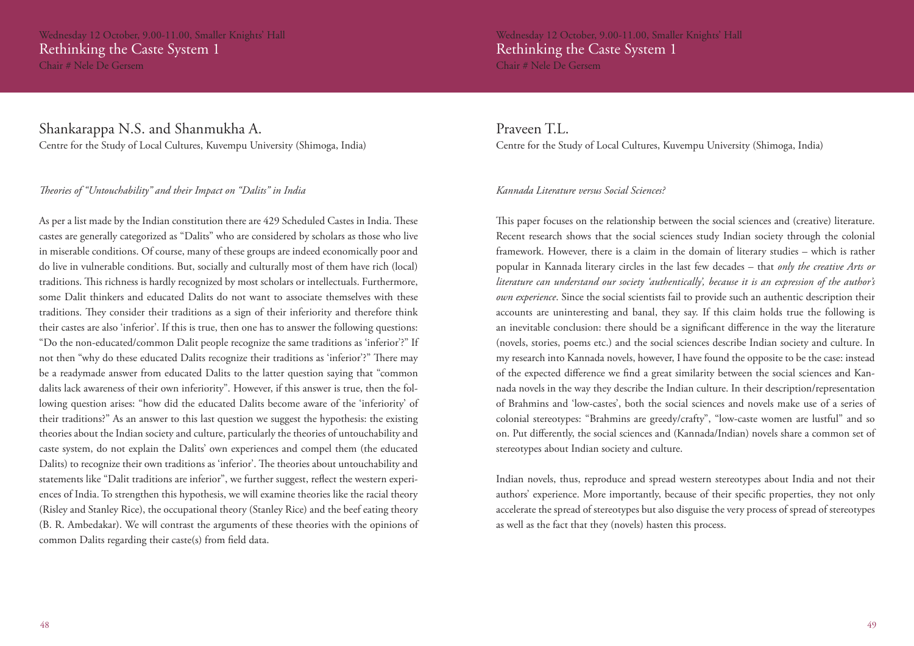## Rethinking the Caste System 1

Wednesday 12 October, 9.00-11.00, Smaller Knights' Hall

Chair # Nele De Gersem

### Shankarappa N.S. and Shanmukha A.

Centre for the Study of Local Cultures, Kuvempu University (Shimoga, India)

*Theories of "Untouchability" and their Impact on "Dalits" in India*

As per a list made by the Indian constitution there are 429 Scheduled Castes in India. These castes are generally categorized as "Dalits" who are considered by scholars as those who live in miserable conditions. Of course, many of these groups are indeed economically poor and do live in vulnerable conditions. But, socially and culturally most of them have rich (local) traditions. This richness is hardly recognized by most scholars or intellectuals. Furthermore, some Dalit thinkers and educated Dalits do not want to associate themselves with these traditions. They consider their traditions as a sign of their inferiority and therefore think their castes are also 'inferior'. If this is true, then one has to answer the following questions: "Do the non-educated/common Dalit people recognize the same traditions as 'inferior'?" If not then "why do these educated Dalits recognize their traditions as 'inferior'?" There may be a readymade answer from educated Dalits to the latter question saying that "common dalits lack awareness of their own inferiority". However, if this answer is true, then the following question arises: "how did the educated Dalits become aware of the 'inferiority' of their traditions?" As an answer to this last question we suggest the hypothesis: the existing theories about the Indian society and culture, particularly the theories of untouchability and caste system, do not explain the Dalits' own experiences and compel them (the educated Dalits) to recognize their own traditions as 'inferior'. The theories about untouchability and statements like "Dalit traditions are inferior", we further suggest, reflect the western experiences of India. To strengthen this hypothesis, we will examine theories like the racial theory (Risley and Stanley Rice), the occupational theory (Stanley Rice) and the beef eating theory (B. R. Ambedakar). We will contrast the arguments of these theories with the opinions of common Dalits regarding their caste(s) from field data.

### Praveen T.L.

Centre for the Study of Local Cultures, Kuvempu University (Shimoga, India)

*Kannada Literature versus Social Sciences?*

This paper focuses on the relationship between the social sciences and (creative) literature. Recent research shows that the social sciences study Indian society through the colonial framework. However, there is a claim in the domain of literary studies – which is rather popular in Kannada literary circles in the last few decades – that *only the creative Arts or literature can understand our society 'authentically', because it is an expression of the author's own experience*. Since the social scientists fail to provide such an authentic description their accounts are uninteresting and banal, they say. If this claim holds true the following is an inevitable conclusion: there should be a significant difference in the way the literature (novels, stories, poems etc.) and the social sciences describe Indian society and culture. In my research into Kannada novels, however, I have found the opposite to be the case: instead of the expected difference we find a great similarity between the social sciences and Kannada novels in the way they describe the Indian culture. In their description/representation of Brahmins and 'low-castes', both the social sciences and novels make use of a series of colonial stereotypes: "Brahmins are greedy/crafty", "low-caste women are lustful" and so on. Put differently, the social sciences and (Kannada/Indian) novels share a common set of stereotypes about Indian society and culture.

Indian novels, thus, reproduce and spread western stereotypes about India and not their authors' experience. More importantly, because of their specific properties, they not only accelerate the spread of stereotypes but also disguise the very process of spread of stereotypes as well as the fact that they (novels) hasten this process.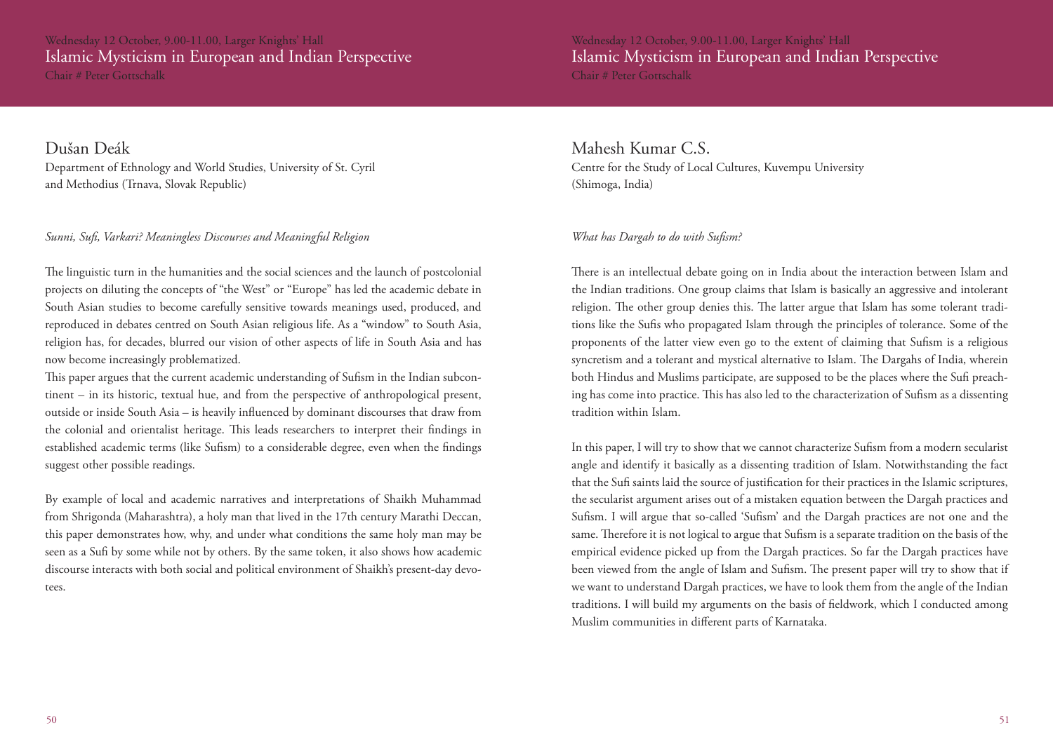Wednesday 12 October, 9.00-11.00, Larger Knights' Hall

## Islamic Mysticism in European and Indian Perspective

Chair # Peter Gottschalk

### Dušan Deák

Department of Ethnology and World Studies, University of St. Cyril and Methodius (Trnava, Slovak Republic)

*Sunni, Sufi, Varkari? Meaningless Discourses and Meaningful Religion*

The linguistic turn in the humanities and the social sciences and the launch of postcolonial projects on diluting the concepts of "the West" or "Europe" has led the academic debate in South Asian studies to become carefully sensitive towards meanings used, produced, and reproduced in debates centred on South Asian religious life. As a "window" to South Asia, religion has, for decades, blurred our vision of other aspects of life in South Asia and has now become increasingly problematized.

This paper argues that the current academic understanding of Sufism in the Indian subcontinent – in its historic, textual hue, and from the perspective of anthropological present, outside or inside South Asia – is heavily influenced by dominant discourses that draw from the colonial and orientalist heritage. This leads researchers to interpret their findings in established academic terms (like Sufism) to a considerable degree, even when the findings suggest other possible readings.

By example of local and academic narratives and interpretations of Shaikh Muhammad from Shrigonda (Maharashtra), a holy man that lived in the 17th century Marathi Deccan, this paper demonstrates how, why, and under what conditions the same holy man may be seen as a Sufi by some while not by others. By the same token, it also shows how academic discourse interacts with both social and political environment of Shaikh's present-day devotees.

### Mahesh Kumar C.S.

Centre for the Study of Local Cultures, Kuvempu University (Shimoga, India)

*What has Dargah to do with Sufism?*

There is an intellectual debate going on in India about the interaction between Islam and the Indian traditions. One group claims that Islam is basically an aggressive and intolerant religion. The other group denies this. The latter argue that Islam has some tolerant traditions like the Sufis who propagated Islam through the principles of tolerance. Some of the proponents of the latter view even go to the extent of claiming that Sufism is a religious syncretism and a tolerant and mystical alternative to Islam. The Dargahs of India, wherein both Hindus and Muslims participate, are supposed to be the places where the Sufi preaching has come into practice. This has also led to the characterization of Sufism as a dissenting tradition within Islam.

In this paper, I will try to show that we cannot characterize Sufism from a modern secularist angle and identify it basically as a dissenting tradition of Islam. Notwithstanding the fact that the Sufi saints laid the source of justification for their practices in the Islamic scriptures, the secularist argument arises out of a mistaken equation between the Dargah practices and Sufism. I will argue that so-called 'Sufism' and the Dargah practices are not one and the same. Therefore it is not logical to argue that Sufism is a separate tradition on the basis of the empirical evidence picked up from the Dargah practices. So far the Dargah practices have been viewed from the angle of Islam and Sufism. The present paper will try to show that if we want to understand Dargah practices, we have to look them from the angle of the Indian traditions. I will build my arguments on the basis of fieldwork, which I conducted among Muslim communities in different parts of Karnataka.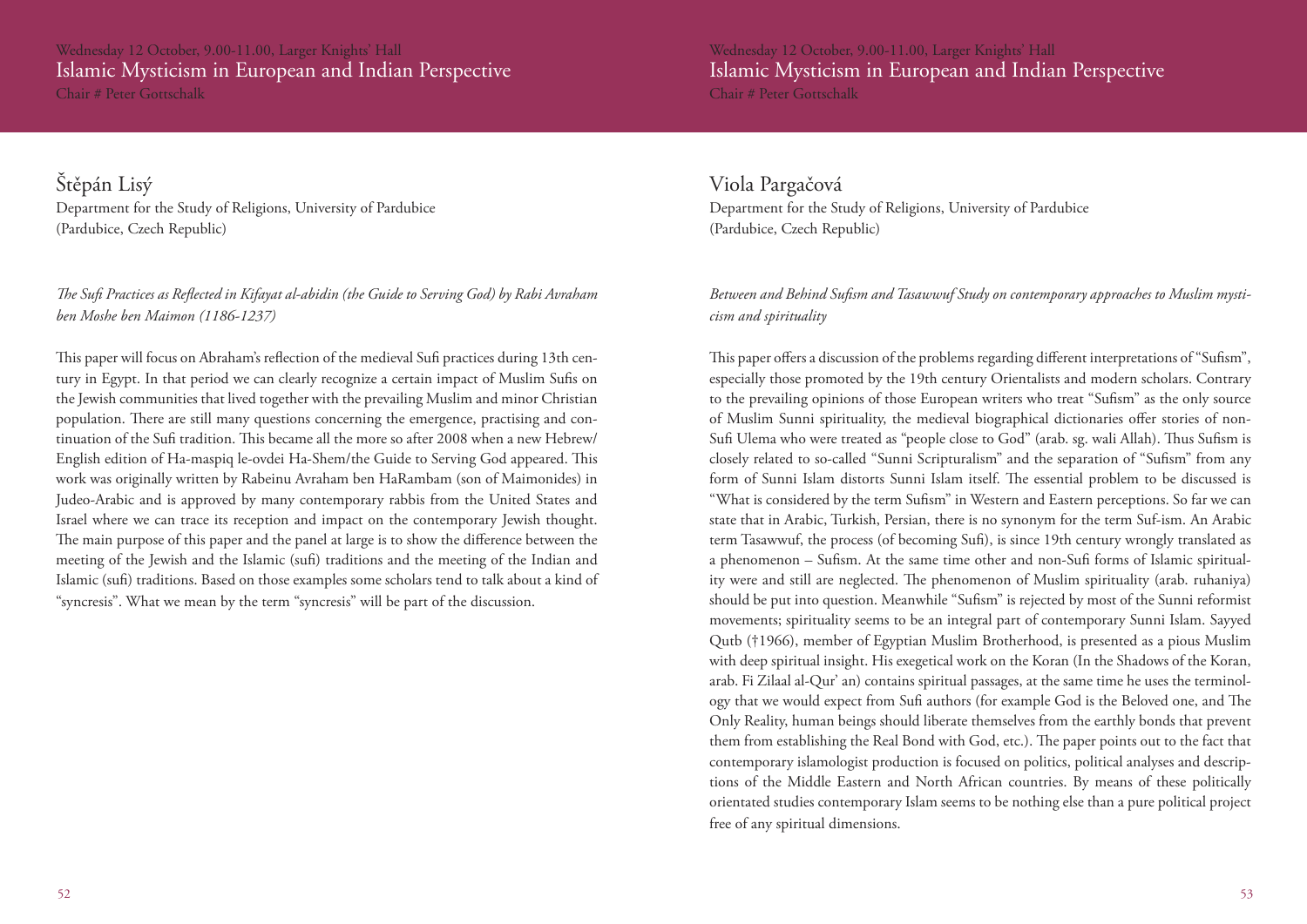Wednesday 12 October, 9.00-11.00, Larger Knights' Hall

# Islamic Mysticism in European and Indian Perspective

Chair # Peter Gottschalk

## Štěpán Lisý

Department for the Study of Religions, University of Pardubice
(Pardubice, Czech Republic)

*The Sufi Practices as Reflected in Kifayat al-abidin (the Guide to Serving God) by Rabi Avraham ben Moshe ben Maimon (1186-1237)*

This paper will focus on Abraham's reflection of the medieval Sufi practices during 13th century in Egypt. In that period we can clearly recognize a certain impact of Muslim Sufis on the Jewish communities that lived together with the prevailing Muslim and minor Christian population. There are still many questions concerning the emergence, practising and continuation of the Sufi tradition. This became all the more so after 2008 when a new Hebrew/English edition of Ha-maspiq le-ovdei Ha-Shem/the Guide to Serving God appeared. This work was originally written by Rabeinu Avraham ben HaRambam (son of Maimonides) in Judeo-Arabic and is approved by many contemporary rabbis from the United States and Israel where we can trace its reception and impact on the contemporary Jewish thought. The main purpose of this paper and the panel at large is to show the difference between the meeting of the Jewish and the Islamic (sufi) traditions and the meeting of the Indian and Islamic (sufi) traditions. Based on those examples some scholars tend to talk about a kind of "syncresis". What we mean by the term "syncresis" will be part of the discussion.

## Viola Pargačová

Department for the Study of Religions, University of Pardubice
(Pardubice, Czech Republic)

*Between and Behind Sufism and Tasawwuf Study on contemporary approaches to Muslim mysticism and spirituality*

This paper offers a discussion of the problems regarding different interpretations of "Sufism", especially those promoted by the 19th century Orientalists and modern scholars. Contrary to the prevailing opinions of those European writers who treat "Sufism" as the only source of Muslim Sunni spirituality, the medieval biographical dictionaries offer stories of non-Sufi Ulema who were treated as "people close to God" (arab. sg. wali Allah). Thus Sufism is closely related to so-called "Sunni Scripturalism" and the separation of "Sufism" from any form of Sunni Islam distorts Sunni Islam itself. The essential problem to be discussed is "What is considered by the term Sufism" in Western and Eastern perceptions. So far we can state that in Arabic, Turkish, Persian, there is no synonym for the term Suf-ism. An Arabic term Tasawwuf, the process (of becoming Sufi), is since 19th century wrongly translated as a phenomenon – Sufism. At the same time other and non-Sufi forms of Islamic spirituality were and still are neglected. The phenomenon of Muslim spirituality (arab. ruhaniya) should be put into question. Meanwhile "Sufism" is rejected by most of the Sunni reformist movements; spirituality seems to be an integral part of contemporary Sunni Islam. Sayyed Qutb (†1966), member of Egyptian Muslim Brotherhood, is presented as a pious Muslim with deep spiritual insight. His exegetical work on the Koran (In the Shadows of the Koran, arab. Fi Zilaal al-Qur' an) contains spiritual passages, at the same time he uses the terminology that we would expect from Sufi authors (for example God is the Beloved one, and The Only Reality, human beings should liberate themselves from the earthly bonds that prevent them from establishing the Real Bond with God, etc.). The paper points out to the fact that contemporary islamologist production is focused on politics, political analyses and descriptions of the Middle Eastern and North African countries. By means of these politically orientated studies contemporary Islam seems to be nothing else than a pure political project free of any spiritual dimensions.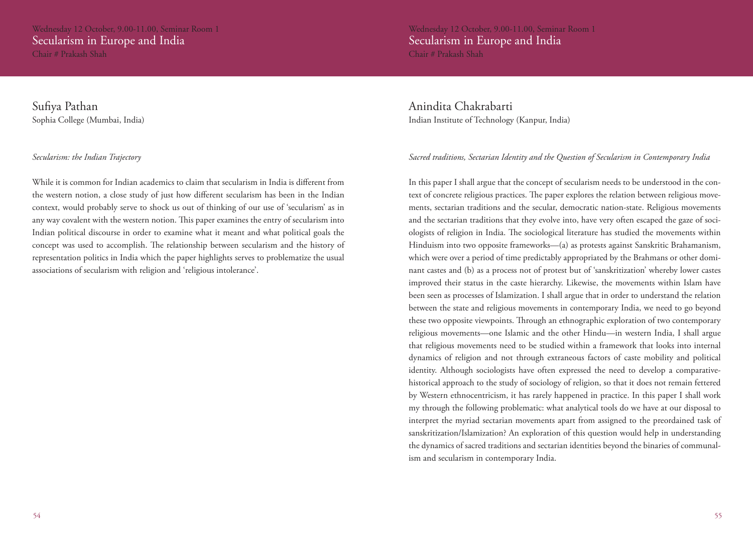## Wednesday 12 October, 9.00-11.00, Seminar Room 1

# Secularism in Europe and India

Chair # Prakash Shah

### Sufiya Pathan

Sophia College (Mumbai, India)

*Secularism: the Indian Trajectory*

While it is common for Indian academics to claim that secularism in India is different from the western notion, a close study of just how different secularism has been in the Indian context, would probably serve to shock us out of thinking of our use of 'secularism' as in any way covalent with the western notion. This paper examines the entry of secularism into Indian political discourse in order to examine what it meant and what political goals the concept was used to accomplish. The relationship between secularism and the history of representation politics in India which the paper highlights serves to problematize the usual associations of secularism with religion and 'religious intolerance'.

### Anindita Chakrabarti

Indian Institute of Technology (Kanpur, India)

*Sacred traditions, Sectarian Identity and the Question of Secularism in Contemporary India*

In this paper I shall argue that the concept of secularism needs to be understood in the context of concrete religious practices. The paper explores the relation between religious movements, sectarian traditions and the secular, democratic nation-state. Religious movements and the sectarian traditions that they evolve into, have very often escaped the gaze of sociologists of religion in India. The sociological literature has studied the movements within Hinduism into two opposite frameworks—(a) as protests against Sanskritic Brahamanism, which were over a period of time predictably appropriated by the Brahmans or other dominant castes and (b) as a process not of protest but of 'sanskritization' whereby lower castes improved their status in the caste hierarchy. Likewise, the movements within Islam have been seen as processes of Islamization. I shall argue that in order to understand the relation between the state and religious movements in contemporary India, we need to go beyond these two opposite viewpoints. Through an ethnographic exploration of two contemporary religious movements—one Islamic and the other Hindu—in western India, I shall argue that religious movements need to be studied within a framework that looks into internal dynamics of religion and not through extraneous factors of caste mobility and political identity. Although sociologists have often expressed the need to develop a comparative-historical approach to the study of sociology of religion, so that it does not remain fettered by Western ethnocentricism, it has rarely happened in practice. In this paper I shall work my through the following problematic: what analytical tools do we have at our disposal to interpret the myriad sectarian movements apart from assigned to the preordained task of sanskritization/Islamization? An exploration of this question would help in understanding the dynamics of sacred traditions and sectarian identities beyond the binaries of communalism and secularism in contemporary India.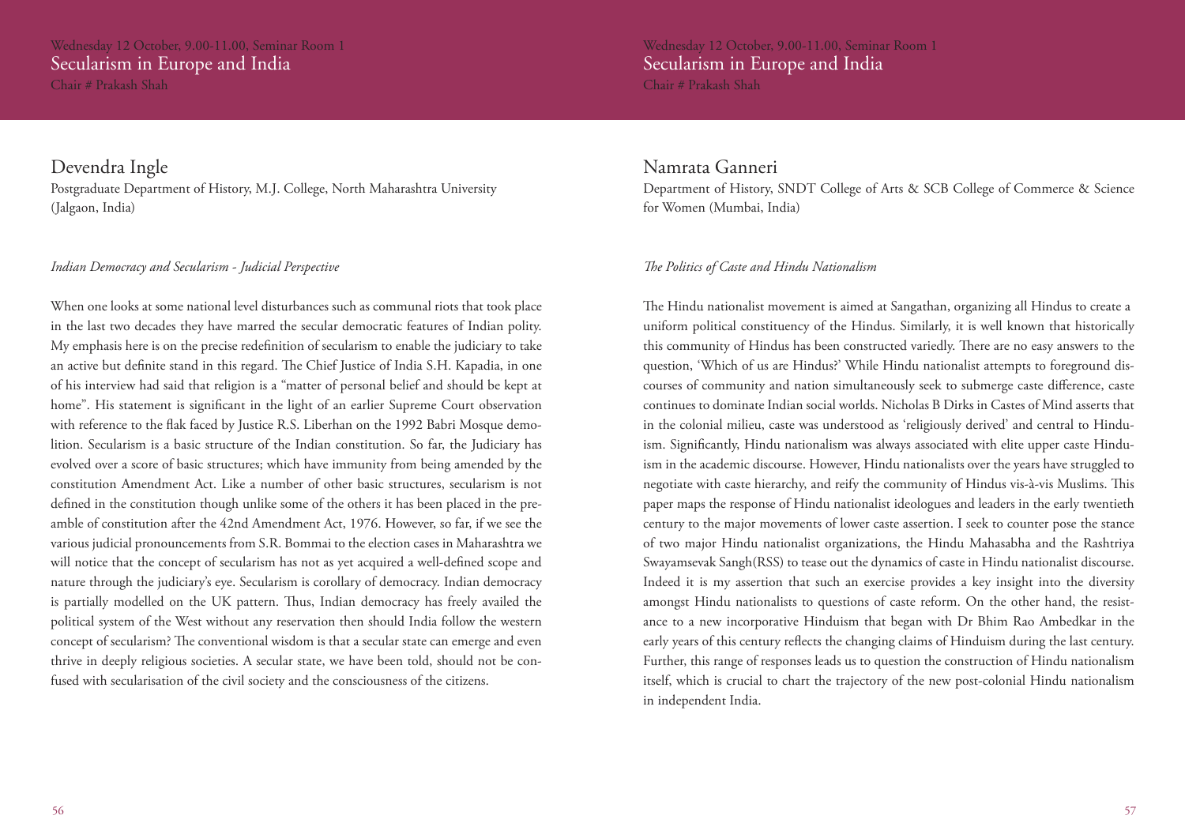## Secularism in Europe and India

Wednesday 12 October, 9.00-11.00, Seminar Room 1

Chair # Prakash Shah

### Devendra Ingle

Postgraduate Department of History, M.J. College, North Maharashtra University (Jalgaon, India)

*Indian Democracy and Secularism - Judicial Perspective*

When one looks at some national level disturbances such as communal riots that took place in the last two decades they have marred the secular democratic features of Indian polity. My emphasis here is on the precise redefinition of secularism to enable the judiciary to take an active but definite stand in this regard. The Chief Justice of India S.H. Kapadia, in one of his interview had said that religion is a "matter of personal belief and should be kept at home". His statement is significant in the light of an earlier Supreme Court observation with reference to the flak faced by Justice R.S. Liberhan on the 1992 Babri Mosque demolition. Secularism is a basic structure of the Indian constitution. So far, the Judiciary has evolved over a score of basic structures; which have immunity from being amended by the constitution Amendment Act. Like a number of other basic structures, secularism is not defined in the constitution though unlike some of the others it has been placed in the preamble of constitution after the 42nd Amendment Act, 1976. However, so far, if we see the various judicial pronouncements from S.R. Bommai to the election cases in Maharashtra we will notice that the concept of secularism has not as yet acquired a well-defined scope and nature through the judiciary's eye. Secularism is corollary of democracy. Indian democracy is partially modelled on the UK pattern. Thus, Indian democracy has freely availed the political system of the West without any reservation then should India follow the western concept of secularism? The conventional wisdom is that a secular state can emerge and even thrive in deeply religious societies. A secular state, we have been told, should not be confused with secularisation of the civil society and the consciousness of the citizens.

### Namrata Ganneri

Department of History, SNDT College of Arts & SCB College of Commerce & Science for Women (Mumbai, India)

*The Politics of Caste and Hindu Nationalism*

The Hindu nationalist movement is aimed at Sangathan, organizing all Hindus to create a uniform political constituency of the Hindus. Similarly, it is well known that historically this community of Hindus has been constructed variedly. There are no easy answers to the question, 'Which of us are Hindus?' While Hindu nationalist attempts to foreground discourses of community and nation simultaneously seek to submerge caste difference, caste continues to dominate Indian social worlds. Nicholas B Dirks in Castes of Mind asserts that in the colonial milieu, caste was understood as 'religiously derived' and central to Hinduism. Significantly, Hindu nationalism was always associated with elite upper caste Hinduism in the academic discourse. However, Hindu nationalists over the years have struggled to negotiate with caste hierarchy, and reify the community of Hindus vis-à-vis Muslims. This paper maps the response of Hindu nationalist ideologues and leaders in the early twentieth century to the major movements of lower caste assertion. I seek to counter pose the stance of two major Hindu nationalist organizations, the Hindu Mahasabha and the Rashtriya Swayamsevak Sangh(RSS) to tease out the dynamics of caste in Hindu nationalist discourse. Indeed it is my assertion that such an exercise provides a key insight into the diversity amongst Hindu nationalists to questions of caste reform. On the other hand, the resistance to a new incorporative Hinduism that began with Dr Bhim Rao Ambedkar in the early years of this century reflects the changing claims of Hinduism during the last century. Further, this range of responses leads us to question the construction of Hindu nationalism itself, which is crucial to chart the trajectory of the new post-colonial Hindu nationalism in independent India.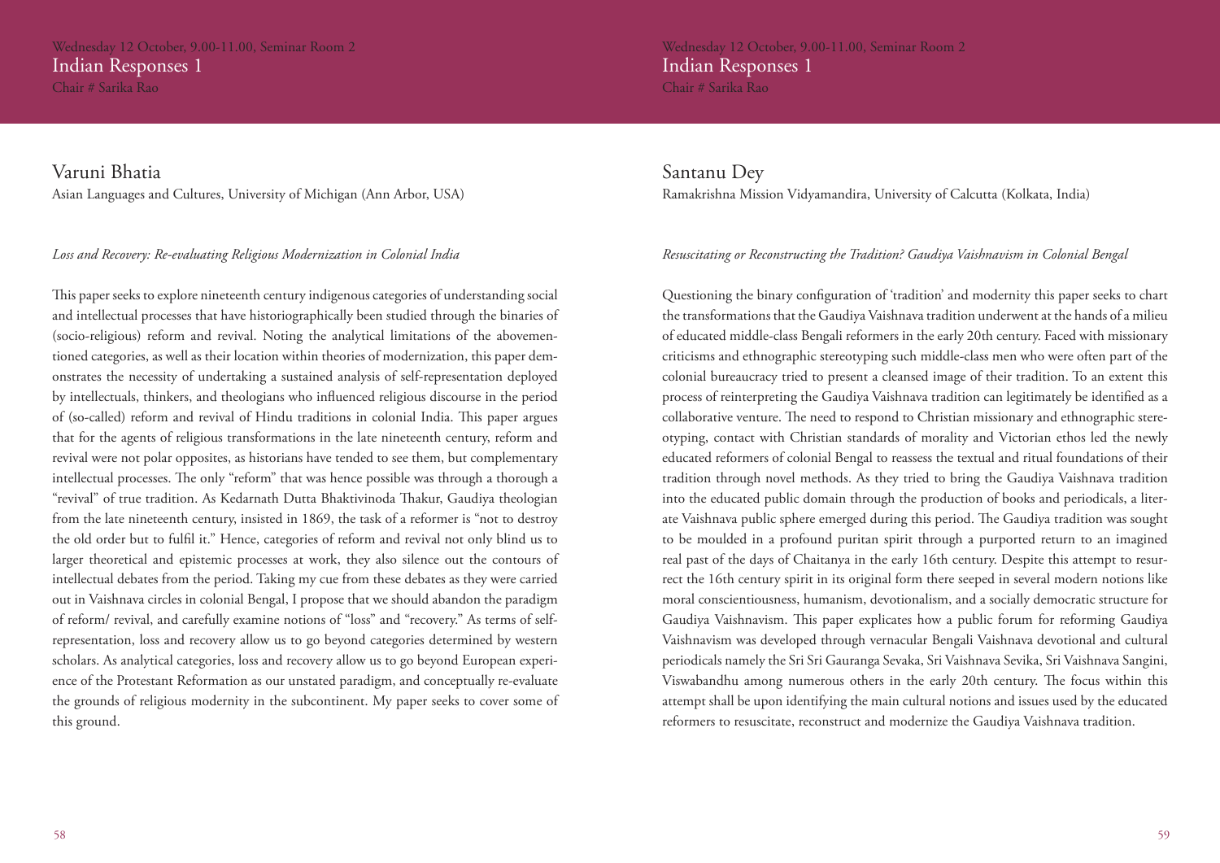Wednesday 12 October, 9.00-11.00, Seminar Room 2

## Indian Responses 1

Chair # Sarika Rao

### Varuni Bhatia

Asian Languages and Cultures, University of Michigan (Ann Arbor, USA)

*Loss and Recovery: Re-evaluating Religious Modernization in Colonial India*

This paper seeks to explore nineteenth century indigenous categories of understanding social and intellectual processes that have historiographically been studied through the binaries of (socio-religious) reform and revival. Noting the analytical limitations of the abovementioned categories, as well as their location within theories of modernization, this paper demonstrates the necessity of undertaking a sustained analysis of self-representation deployed by intellectuals, thinkers, and theologians who influenced religious discourse in the period of (so-called) reform and revival of Hindu traditions in colonial India. This paper argues that for the agents of religious transformations in the late nineteenth century, reform and revival were not polar opposites, as historians have tended to see them, but complementary intellectual processes. The only "reform" that was hence possible was through a thorough a "revival" of true tradition. As Kedarnath Dutta Bhaktivinoda Thakur, Gaudiya theologian from the late nineteenth century, insisted in 1869, the task of a reformer is "not to destroy the old order but to fulfil it." Hence, categories of reform and revival not only blind us to larger theoretical and epistemic processes at work, they also silence out the contours of intellectual debates from the period. Taking my cue from these debates as they were carried out in Vaishnava circles in colonial Bengal, I propose that we should abandon the paradigm of reform/ revival, and carefully examine notions of "loss" and "recovery." As terms of self-representation, loss and recovery allow us to go beyond categories determined by western scholars. As analytical categories, loss and recovery allow us to go beyond European experience of the Protestant Reformation as our unstated paradigm, and conceptually re-evaluate the grounds of religious modernity in the subcontinent. My paper seeks to cover some of this ground.

### Santanu Dey

Ramakrishna Mission Vidyamandira, University of Calcutta (Kolkata, India)

*Resuscitating or Reconstructing the Tradition? Gaudiya Vaishnavism in Colonial Bengal*

Questioning the binary configuration of 'tradition' and modernity this paper seeks to chart the transformations that the Gaudiya Vaishnava tradition underwent at the hands of a milieu of educated middle-class Bengali reformers in the early 20th century. Faced with missionary criticisms and ethnographic stereotyping such middle-class men who were often part of the colonial bureaucracy tried to present a cleansed image of their tradition. To an extent this process of reinterpreting the Gaudiya Vaishnava tradition can legitimately be identified as a collaborative venture. The need to respond to Christian missionary and ethnographic stereotyping, contact with Christian standards of morality and Victorian ethos led the newly educated reformers of colonial Bengal to reassess the textual and ritual foundations of their tradition through novel methods. As they tried to bring the Gaudiya Vaishnava tradition into the educated public domain through the production of books and periodicals, a literate Vaishnava public sphere emerged during this period. The Gaudiya tradition was sought to be moulded in a profound puritan spirit through a purported return to an imagined real past of the days of Chaitanya in the early 16th century. Despite this attempt to resurrect the 16th century spirit in its original form there seeped in several modern notions like moral conscientiousness, humanism, devotionalism, and a socially democratic structure for Gaudiya Vaishnavism. This paper explicates how a public forum for reforming Gaudiya Vaishnavism was developed through vernacular Bengali Vaishnava devotional and cultural periodicals namely the Sri Sri Gauranga Sevaka, Sri Vaishnava Sevika, Sri Vaishnava Sangini, Viswabandhu among numerous others in the early 20th century. The focus within this attempt shall be upon identifying the main cultural notions and issues used by the educated reformers to resuscitate, reconstruct and modernize the Gaudiya Vaishnava tradition.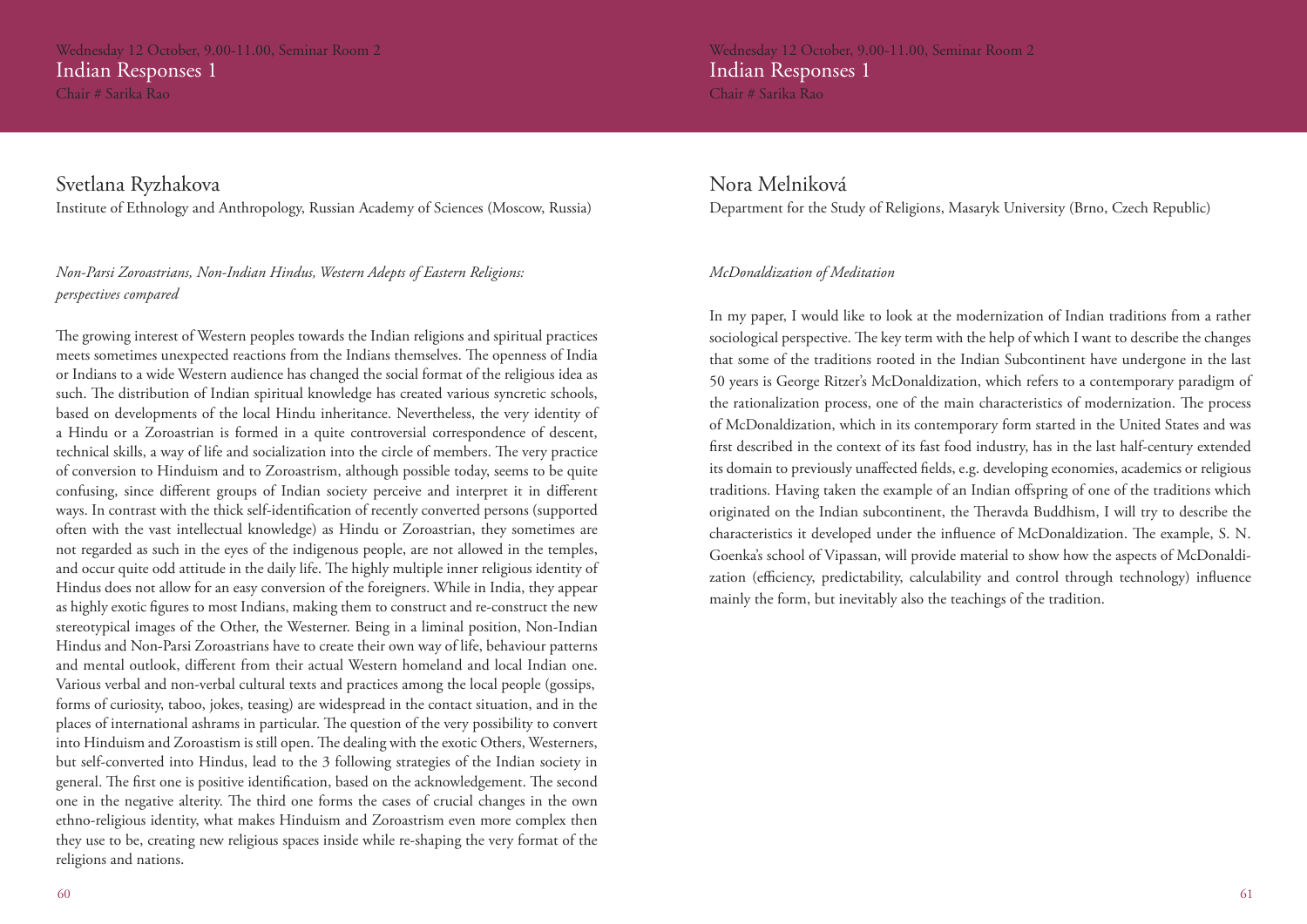Wednesday 12 October, 9.00-11.00, Seminar Room 2

## Indian Responses 1

Chair # Sarika Rao

### Svetlana Ryzhakova

Institute of Ethnology and Anthropology, Russian Academy of Sciences (Moscow, Russia)

*Non-Parsi Zoroastrians, Non-Indian Hindus, Western Adepts of Eastern Religions: perspectives compared*

The growing interest of Western peoples towards the Indian religions and spiritual practices meets sometimes unexpected reactions from the Indians themselves. The openness of India or Indians to a wide Western audience has changed the social format of the religious idea as such. The distribution of Indian spiritual knowledge has created various syncretic schools, based on developments of the local Hindu inheritance. Nevertheless, the very identity of a Hindu or a Zoroastrian is formed in a quite controversial correspondence of descent, technical skills, a way of life and socialization into the circle of members. The very practice of conversion to Hinduism and to Zoroastrism, although possible today, seems to be quite confusing, since different groups of Indian society perceive and interpret it in different ways. In contrast with the thick self-identification of recently converted persons (supported often with the vast intellectual knowledge) as Hindu or Zoroastrian, they sometimes are not regarded as such in the eyes of the indigenous people, are not allowed in the temples, and occur quite odd attitude in the daily life. The highly multiple inner religious identity of Hindus does not allow for an easy conversion of the foreigners. While in India, they appear as highly exotic figures to most Indians, making them to construct and re-construct the new stereotypical images of the Other, the Westerner. Being in a liminal position, Non-Indian Hindus and Non-Parsi Zoroastrians have to create their own way of life, behaviour patterns and mental outlook, different from their actual Western homeland and local Indian one. Various verbal and non-verbal cultural texts and practices among the local people (gossips, forms of curiosity, taboo, jokes, teasing) are widespread in the contact situation, and in the places of international ashrams in particular. The question of the very possibility to convert into Hinduism and Zoroastism is still open. The dealing with the exotic Others, Westerners, but self-converted into Hindus, lead to the 3 following strategies of the Indian society in general. The first one is positive identification, based on the acknowledgement. The second one in the negative alterity. The third one forms the cases of crucial changes in the own ethno-religious identity, what makes Hinduism and Zoroastrism even more complex then they use to be, creating new religious spaces inside while re-shaping the very format of the religions and nations.

### Nora Melniková

Department for the Study of Religions, Masaryk University (Brno, Czech Republic)

*McDonaldization of Meditation*

In my paper, I would like to look at the modernization of Indian traditions from a rather sociological perspective. The key term with the help of which I want to describe the changes that some of the traditions rooted in the Indian Subcontinent have undergone in the last 50 years is George Ritzer's McDonaldization, which refers to a contemporary paradigm of the rationalization process, one of the main characteristics of modernization. The process of McDonaldization, which in its contemporary form started in the United States and was first described in the context of its fast food industry, has in the last half-century extended its domain to previously unaffected fields, e.g. developing economies, academics or religious traditions. Having taken the example of an Indian offspring of one of the traditions which originated on the Indian subcontinent, the Theravda Buddhism, I will try to describe the characteristics it developed under the influence of McDonaldization. The example, S. N. Goenka's school of Vipassan, will provide material to show how the aspects of McDonaldization (efficiency, predictability, calculability and control through technology) influence mainly the form, but inevitably also the teachings of the tradition.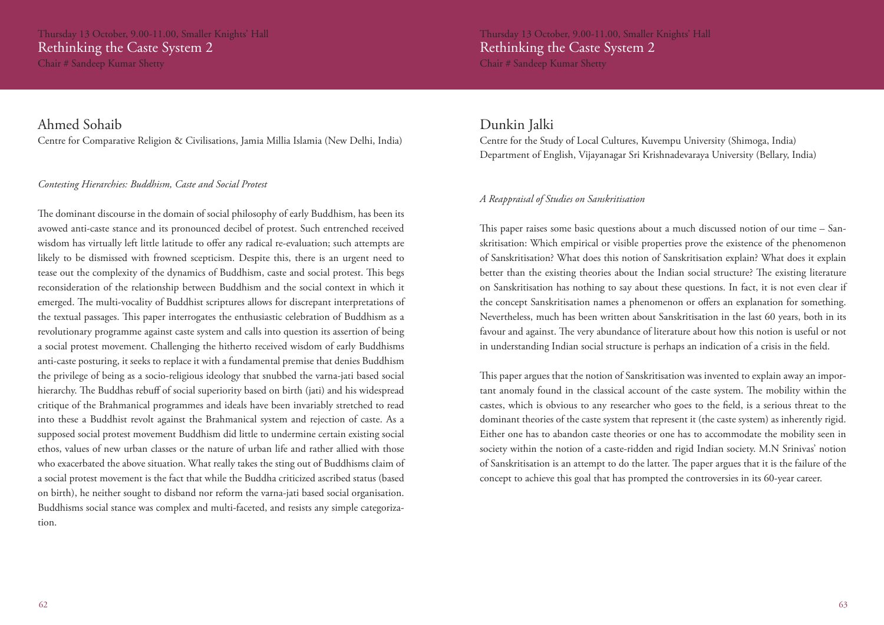Thursday 13 October, 9.00-11.00, Smaller Knights' Hall

## Rethinking the Caste System 2

Chair # Sandeep Kumar Shetty

### Ahmed Sohaib

Centre for Comparative Religion & Civilisations, Jamia Millia Islamia (New Delhi, India)

*Contesting Hierarchies: Buddhism, Caste and Social Protest*

The dominant discourse in the domain of social philosophy of early Buddhism, has been its avowed anti-caste stance and its pronounced decibel of protest. Such entrenched received wisdom has virtually left little latitude to offer any radical re-evaluation; such attempts are likely to be dismissed with frowned scepticism. Despite this, there is an urgent need to tease out the complexity of the dynamics of Buddhism, caste and social protest. This begs reconsideration of the relationship between Buddhism and the social context in which it emerged. The multi-vocality of Buddhist scriptures allows for discrepant interpretations of the textual passages. This paper interrogates the enthusiastic celebration of Buddhism as a revolutionary programme against caste system and calls into question its assertion of being a social protest movement. Challenging the hitherto received wisdom of early Buddhisms anti-caste posturing, it seeks to replace it with a fundamental premise that denies Buddhism the privilege of being as a socio-religious ideology that snubbed the varna-jati based social hierarchy. The Buddhas rebuff of social superiority based on birth (jati) and his widespread critique of the Brahmanical programmes and ideals have been invariably stretched to read into these a Buddhist revolt against the Brahmanical system and rejection of caste. As a supposed social protest movement Buddhism did little to undermine certain existing social ethos, values of new urban classes or the nature of urban life and rather allied with those who exacerbated the above situation. What really takes the sting out of Buddhisms claim of a social protest movement is the fact that while the Buddha criticized ascribed status (based on birth), he neither sought to disband nor reform the varna-jati based social organisation. Buddhisms social stance was complex and multi-faceted, and resists any simple categorization.

### Dunkin Jalki

Centre for the Study of Local Cultures, Kuvempu University (Shimoga, India)
Department of English, Vijayanagar Sri Krishnadevaraya University (Bellary, India)

*A Reappraisal of Studies on Sanskritisation*

This paper raises some basic questions about a much discussed notion of our time – Sanskritisation: Which empirical or visible properties prove the existence of the phenomenon of Sanskritisation? What does this notion of Sanskritisation explain? What does it explain better than the existing theories about the Indian social structure? The existing literature on Sanskritisation has nothing to say about these questions. In fact, it is not even clear if the concept Sanskritisation names a phenomenon or offers an explanation for something. Nevertheless, much has been written about Sanskritisation in the last 60 years, both in its favour and against. The very abundance of literature about how this notion is useful or not in understanding Indian social structure is perhaps an indication of a crisis in the field.

This paper argues that the notion of Sanskritisation was invented to explain away an important anomaly found in the classical account of the caste system. The mobility within the castes, which is obvious to any researcher who goes to the field, is a serious threat to the dominant theories of the caste system that represent it (the caste system) as inherently rigid. Either one has to abandon caste theories or one has to accommodate the mobility seen in society within the notion of a caste-ridden and rigid Indian society. M.N Srinivas' notion of Sanskritisation is an attempt to do the latter. The paper argues that it is the failure of the concept to achieve this goal that has prompted the controversies in its 60-year career.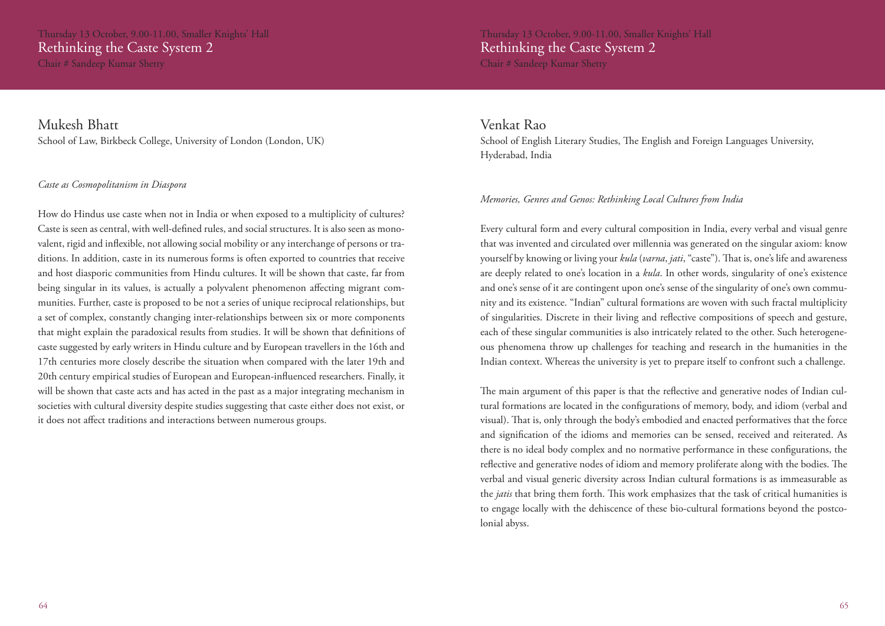Thursday 13 October, 9.00-11.00, Smaller Knights' Hall

## Rethinking the Caste System 2

Chair # Sandeep Kumar Shetty

### Mukesh Bhatt

School of Law, Birkbeck College, University of London (London, UK)

*Caste as Cosmopolitanism in Diaspora*

How do Hindus use caste when not in India or when exposed to a multiplicity of cultures? Caste is seen as central, with well-defined rules, and social structures. It is also seen as monovalent, rigid and inflexible, not allowing social mobility or any interchange of persons or traditions. In addition, caste in its numerous forms is often exported to countries that receive and host diasporic communities from Hindu cultures. It will be shown that caste, far from being singular in its values, is actually a polyvalent phenomenon affecting migrant communities. Further, caste is proposed to be not a series of unique reciprocal relationships, but a set of complex, constantly changing inter-relationships between six or more components that might explain the paradoxical results from studies. It will be shown that definitions of caste suggested by early writers in Hindu culture and by European travellers in the 16th and 17th centuries more closely describe the situation when compared with the later 19th and 20th century empirical studies of European and European-influenced researchers. Finally, it will be shown that caste acts and has acted in the past as a major integrating mechanism in societies with cultural diversity despite studies suggesting that caste either does not exist, or it does not affect traditions and interactions between numerous groups.

### Venkat Rao

School of English Literary Studies, The English and Foreign Languages University, Hyderabad, India

*Memories, Genres and Genos: Rethinking Local Cultures from India*

Every cultural form and every cultural composition in India, every verbal and visual genre that was invented and circulated over millennia was generated on the singular axiom: know yourself by knowing or living your *kula* (*varna*, *jati*, "caste"). That is, one's life and awareness are deeply related to one's location in a *kula*. In other words, singularity of one's existence and one's sense of it are contingent upon one's sense of the singularity of one's own community and its existence. "Indian" cultural formations are woven with such fractal multiplicity of singularities. Discrete in their living and reflective compositions of speech and gesture, each of these singular communities is also intricately related to the other. Such heterogeneous phenomena throw up challenges for teaching and research in the humanities in the Indian context. Whereas the university is yet to prepare itself to confront such a challenge.

The main argument of this paper is that the reflective and generative nodes of Indian cultural formations are located in the configurations of memory, body, and idiom (verbal and visual). That is, only through the body's embodied and enacted performatives that the force and signification of the idioms and memories can be sensed, received and reiterated. As there is no ideal body complex and no normative performance in these configurations, the reflective and generative nodes of idiom and memory proliferate along with the bodies. The verbal and visual generic diversity across Indian cultural formations is as immeasurable as the *jatis* that bring them forth. This work emphasizes that the task of critical humanities is to engage locally with the dehiscence of these bio-cultural formations beyond the postcolonial abyss.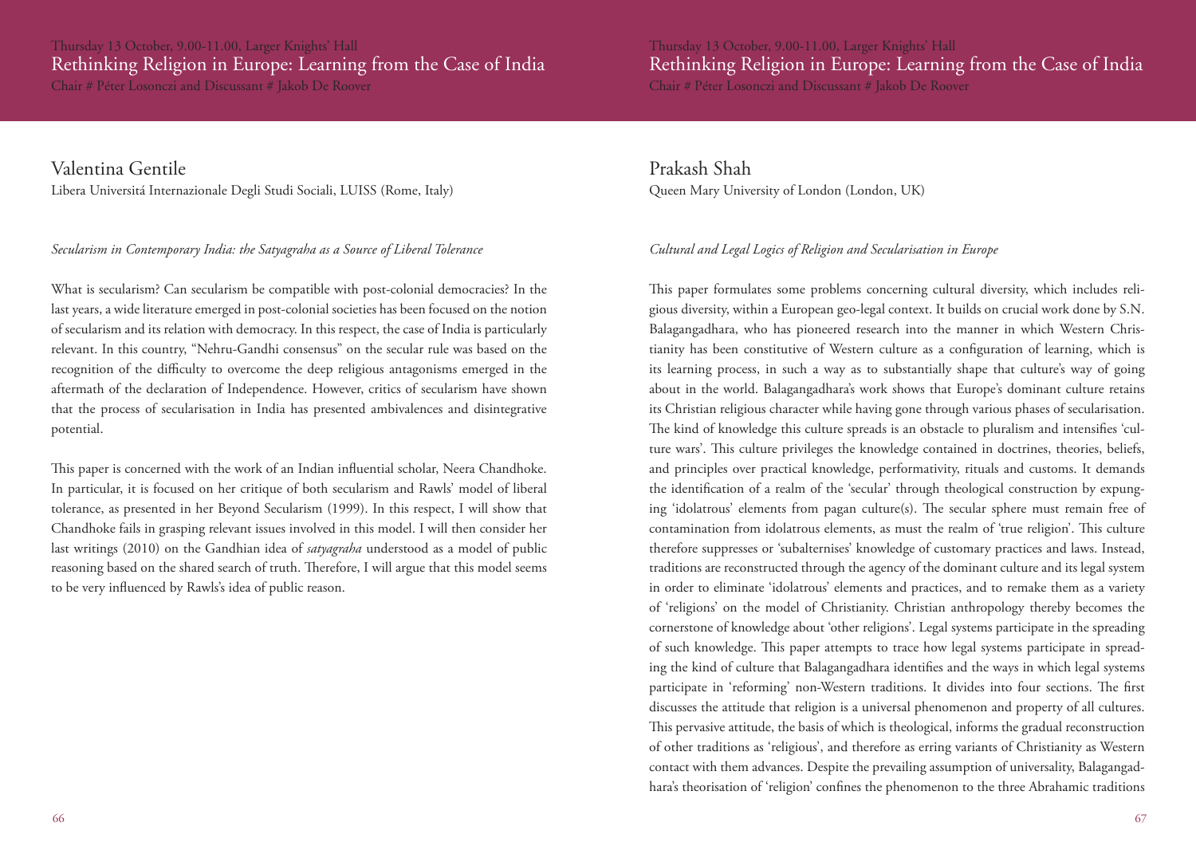Thursday 13 October, 9.00-11.00, Larger Knights' Hall

## Rethinking Religion in Europe: Learning from the Case of India

Chair # Péter Losonczi and Discussant # Jakob De Roover

### Valentina Gentile

Libera Universitá Internazionale Degli Studi Sociali, LUISS (Rome, Italy)

*Secularism in Contemporary India: the Satyagraha as a Source of Liberal Tolerance*

What is secularism? Can secularism be compatible with post-colonial democracies? In the last years, a wide literature emerged in post-colonial societies has been focused on the notion of secularism and its relation with democracy. In this respect, the case of India is particularly relevant. In this country, "Nehru-Gandhi consensus" on the secular rule was based on the recognition of the difficulty to overcome the deep religious antagonisms emerged in the aftermath of the declaration of Independence. However, critics of secularism have shown that the process of secularisation in India has presented ambivalences and disintegrative potential.

This paper is concerned with the work of an Indian influential scholar, Neera Chandhoke. In particular, it is focused on her critique of both secularism and Rawls' model of liberal tolerance, as presented in her Beyond Secularism (1999). In this respect, I will show that Chandhoke fails in grasping relevant issues involved in this model. I will then consider her last writings (2010) on the Gandhian idea of *satyagraha* understood as a model of public reasoning based on the shared search of truth. Therefore, I will argue that this model seems to be very influenced by Rawls's idea of public reason.

### Prakash Shah

Queen Mary University of London (London, UK)

*Cultural and Legal Logics of Religion and Secularisation in Europe*

This paper formulates some problems concerning cultural diversity, which includes religious diversity, within a European geo-legal context. It builds on crucial work done by S.N. Balagangadhara, who has pioneered research into the manner in which Western Christianity has been constitutive of Western culture as a configuration of learning, which is its learning process, in such a way as to substantially shape that culture's way of going about in the world. Balagangadhara's work shows that Europe's dominant culture retains its Christian religious character while having gone through various phases of secularisation. The kind of knowledge this culture spreads is an obstacle to pluralism and intensifies 'culture wars'. This culture privileges the knowledge contained in doctrines, theories, beliefs, and principles over practical knowledge, performativity, rituals and customs. It demands the identification of a realm of the 'secular' through theological construction by expunging 'idolatrous' elements from pagan culture(s). The secular sphere must remain free of contamination from idolatrous elements, as must the realm of 'true religion'. This culture therefore suppresses or 'subalternises' knowledge of customary practices and laws. Instead, traditions are reconstructed through the agency of the dominant culture and its legal system in order to eliminate 'idolatrous' elements and practices, and to remake them as a variety of 'religions' on the model of Christianity. Christian anthropology thereby becomes the cornerstone of knowledge about 'other religions'. Legal systems participate in the spreading of such knowledge. This paper attempts to trace how legal systems participate in spreading the kind of culture that Balagangadhara identifies and the ways in which legal systems participate in 'reforming' non-Western traditions. It divides into four sections. The first discusses the attitude that religion is a universal phenomenon and property of all cultures. This pervasive attitude, the basis of which is theological, informs the gradual reconstruction of other traditions as 'religious', and therefore as erring variants of Christianity as Western contact with them advances. Despite the prevailing assumption of universality, Balagangadhara's theorisation of 'religion' confines the phenomenon to the three Abrahamic traditions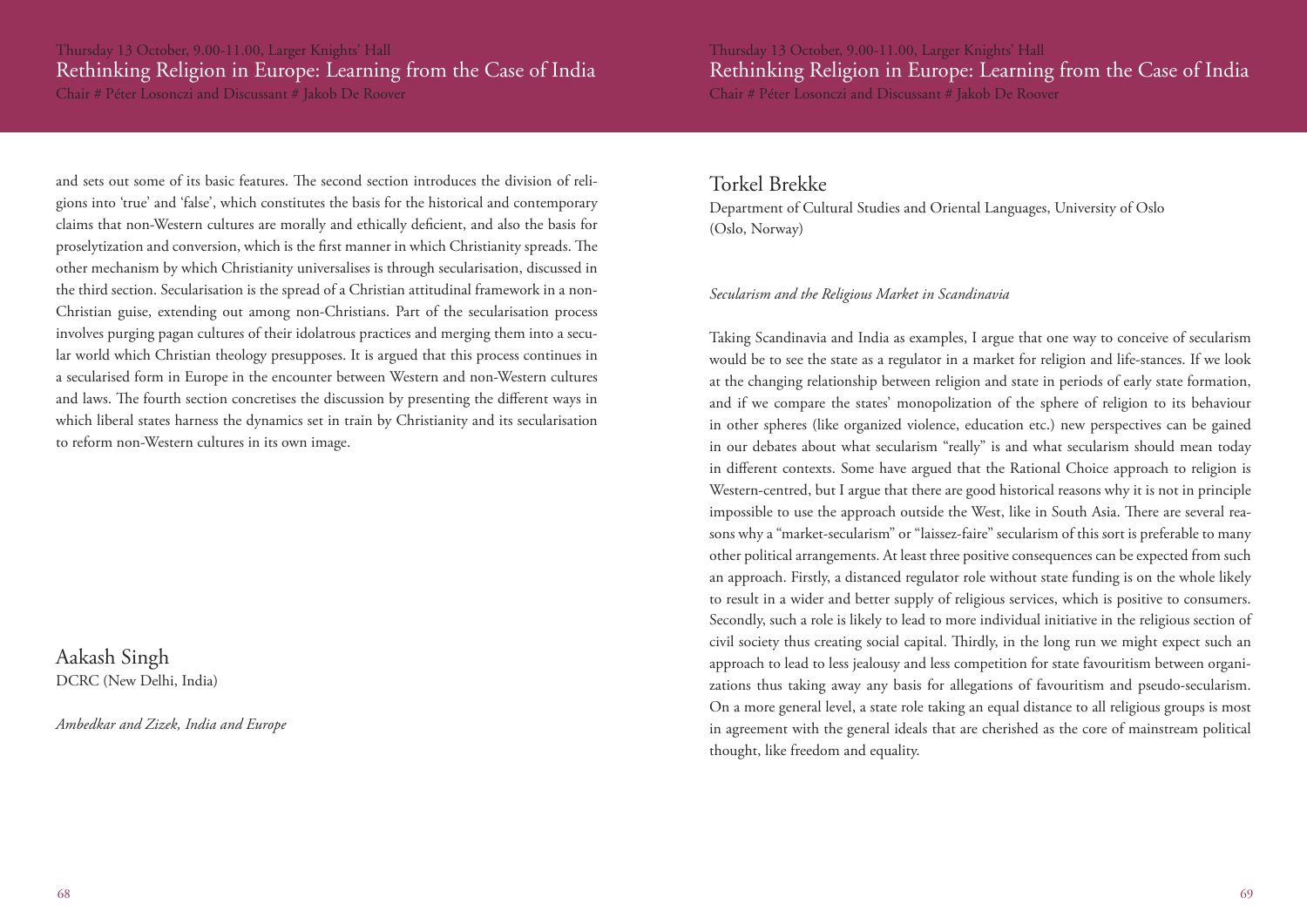and sets out some of its basic features. The second section introduces the division of religions into 'true' and 'false', which constitutes the basis for the historical and contemporary claims that non-Western cultures are morally and ethically deficient, and also the basis for proselytization and conversion, which is the first manner in which Christianity spreads. The other mechanism by which Christianity universalises is through secularisation, discussed in the third section. Secularisation is the spread of a Christian attitudinal framework in a non-Christian guise, extending out among non-Christians. Part of the secularisation process involves purging pagan cultures of their idolatrous practices and merging them into a secular world which Christian theology presupposes. It is argued that this process continues in a secularised form in Europe in the encounter between Western and non-Western cultures and laws. The fourth section concretises the discussion by presenting the different ways in which liberal states harness the dynamics set in train by Christianity and its secularisation to reform non-Western cultures in its own image.

## Aakash Singh

DCRC (New Delhi, India)

*Ambedkar and Zizek, India and Europe*

## Torkel Brekke

Department of Cultural Studies and Oriental Languages, University of Oslo (Oslo, Norway)

*Secularism and the Religious Market in Scandinavia*

Taking Scandinavia and India as examples, I argue that one way to conceive of secularism would be to see the state as a regulator in a market for religion and life-stances. If we look at the changing relationship between religion and state in periods of early state formation, and if we compare the states' monopolization of the sphere of religion to its behaviour in other spheres (like organized violence, education etc.) new perspectives can be gained in our debates about what secularism "really" is and what secularism should mean today in different contexts. Some have argued that the Rational Choice approach to religion is Western-centred, but I argue that there are good historical reasons why it is not in principle impossible to use the approach outside the West, like in South Asia. There are several reasons why a "market-secularism" or "laissez-faire" secularism of this sort is preferable to many other political arrangements. At least three positive consequences can be expected from such an approach. Firstly, a distanced regulator role without state funding is on the whole likely to result in a wider and better supply of religious services, which is positive to consumers. Secondly, such a role is likely to lead to more individual initiative in the religious section of civil society thus creating social capital. Thirdly, in the long run we might expect such an approach to lead to less jealousy and less competition for state favouritism between organizations thus taking away any basis for allegations of favouritism and pseudo-secularism. On a more general level, a state role taking an equal distance to all religious groups is most in agreement with the general ideals that are cherished as the core of mainstream political thought, like freedom and equality.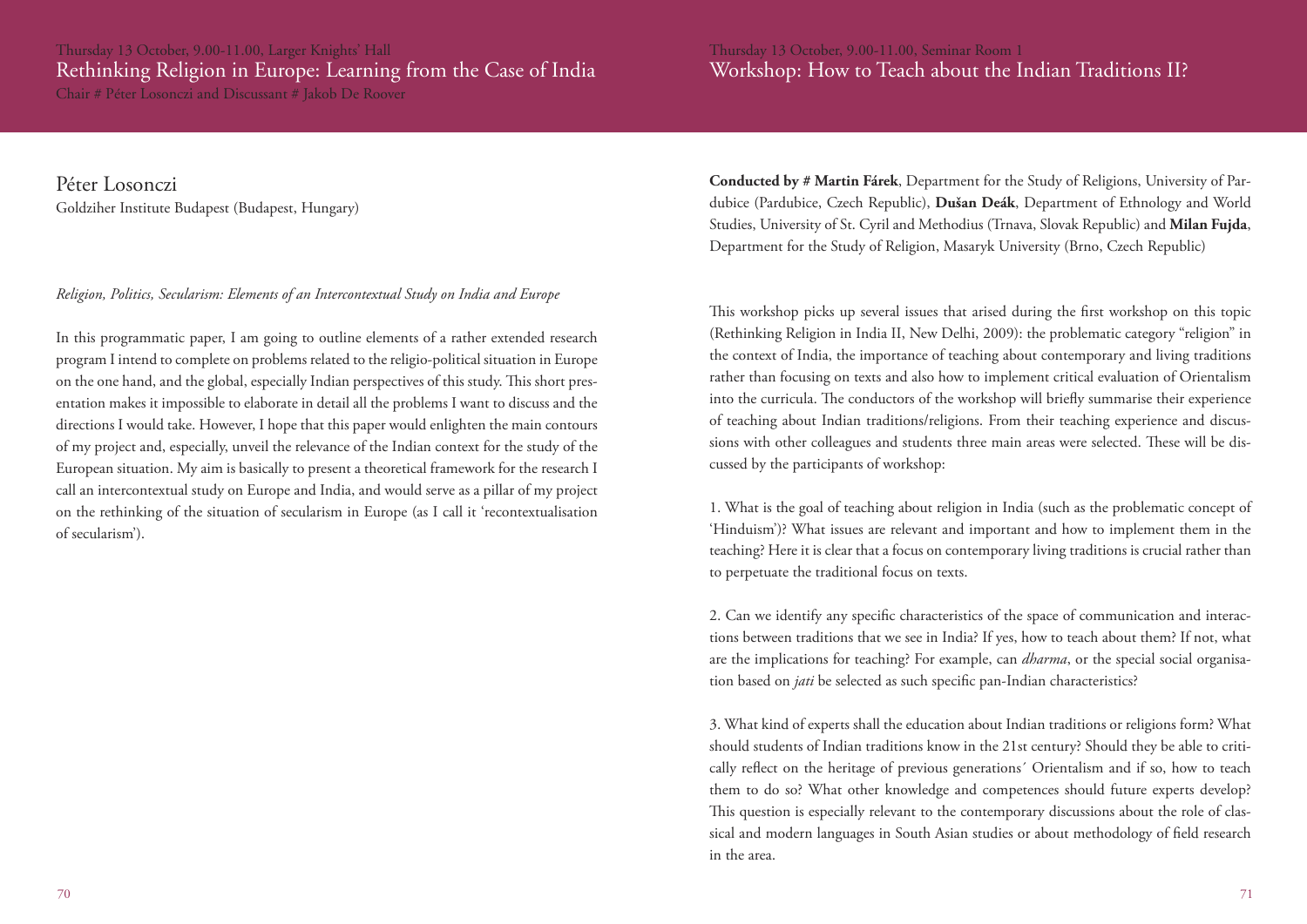Thursday 13 October, 9.00-11.00, Larger Knights' Hall

## Rethinking Religion in Europe: Learning from the Case of India

Chair # Péter Losonczi and Discussant # Jakob De Roover

### Péter Losonczi

Goldziher Institute Budapest (Budapest, Hungary)

*Religion, Politics, Secularism: Elements of an Intercontextual Study on India and Europe*

In this programmatic paper, I am going to outline elements of a rather extended research program I intend to complete on problems related to the religio-political situation in Europe on the one hand, and the global, especially Indian perspectives of this study. This short presentation makes it impossible to elaborate in detail all the problems I want to discuss and the directions I would take. However, I hope that this paper would enlighten the main contours of my project and, especially, unveil the relevance of the Indian context for the study of the European situation. My aim is basically to present a theoretical framework for the research I call an intercontextual study on Europe and India, and would serve as a pillar of my project on the rethinking of the situation of secularism in Europe (as I call it 'recontextualisation of secularism').

Thursday 13 October, 9.00-11.00, Seminar Room 1

## Workshop: How to Teach about the Indian Traditions II?

**Conducted by # Martin Fárek**, Department for the Study of Religions, University of Pardubice (Pardubice, Czech Republic), **Dušan Deák**, Department of Ethnology and World Studies, University of St. Cyril and Methodius (Trnava, Slovak Republic) and **Milan Fujda**, Department for the Study of Religion, Masaryk University (Brno, Czech Republic)

This workshop picks up several issues that arised during the first workshop on this topic (Rethinking Religion in India II, New Delhi, 2009): the problematic category "religion" in the context of India, the importance of teaching about contemporary and living traditions rather than focusing on texts and also how to implement critical evaluation of Orientalism into the curricula. The conductors of the workshop will briefly summarise their experience of teaching about Indian traditions/religions. From their teaching experience and discussions with other colleagues and students three main areas were selected. These will be discussed by the participants of workshop:

1. What is the goal of teaching about religion in India (such as the problematic concept of 'Hinduism')? What issues are relevant and important and how to implement them in the teaching? Here it is clear that a focus on contemporary living traditions is crucial rather than to perpetuate the traditional focus on texts.

2. Can we identify any specific characteristics of the space of communication and interactions between traditions that we see in India? If yes, how to teach about them? If not, what are the implications for teaching? For example, can *dharma*, or the special social organisation based on *jati* be selected as such specific pan-Indian characteristics?

3. What kind of experts shall the education about Indian traditions or religions form? What should students of Indian traditions know in the 21st century? Should they be able to critically reflect on the heritage of previous generations´ Orientalism and if so, how to teach them to do so? What other knowledge and competences should future experts develop? This question is especially relevant to the contemporary discussions about the role of classical and modern languages in South Asian studies or about methodology of field research in the area.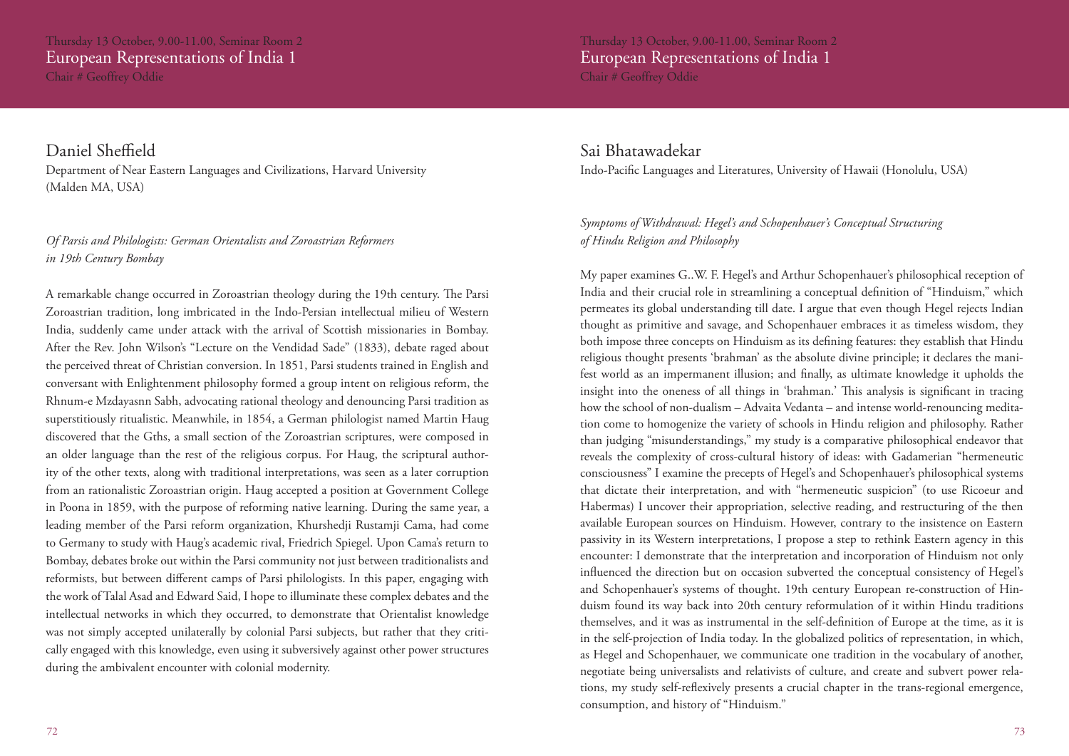## Thursday 13 October, 9.00-11.00, Seminar Room 2
# European Representations of India 1
Chair # Geoffrey Oddie

## Daniel Sheffield

Department of Near Eastern Languages and Civilizations, Harvard University (Malden MA, USA)

*Of Parsis and Philologists: German Orientalists and Zoroastrian Reformers in 19th Century Bombay*

A remarkable change occurred in Zoroastrian theology during the 19th century. The Parsi Zoroastrian tradition, long imbricated in the Indo-Persian intellectual milieu of Western India, suddenly came under attack with the arrival of Scottish missionaries in Bombay. After the Rev. John Wilson's "Lecture on the Vendidad Sade" (1833), debate raged about the perceived threat of Christian conversion. In 1851, Parsi students trained in English and conversant with Enlightenment philosophy formed a group intent on religious reform, the Rhnum-e Mzdayasnn Sabh, advocating rational theology and denouncing Parsi tradition as superstitiously ritualistic. Meanwhile, in 1854, a German philologist named Martin Haug discovered that the Gths, a small section of the Zoroastrian scriptures, were composed in an older language than the rest of the religious corpus. For Haug, the scriptural authority of the other texts, along with traditional interpretations, was seen as a later corruption from an rationalistic Zoroastrian origin. Haug accepted a position at Government College in Poona in 1859, with the purpose of reforming native learning. During the same year, a leading member of the Parsi reform organization, Khurshedji Rustamji Cama, had come to Germany to study with Haug's academic rival, Friedrich Spiegel. Upon Cama's return to Bombay, debates broke out within the Parsi community not just between traditionalists and reformists, but between different camps of Parsi philologists. In this paper, engaging with the work of Talal Asad and Edward Said, I hope to illuminate these complex debates and the intellectual networks in which they occurred, to demonstrate that Orientalist knowledge was not simply accepted unilaterally by colonial Parsi subjects, but rather that they critically engaged with this knowledge, even using it subversively against other power structures during the ambivalent encounter with colonial modernity.

## Sai Bhatawadekar

Indo-Pacific Languages and Literatures, University of Hawaii (Honolulu, USA)

*Symptoms of Withdrawal: Hegel's and Schopenhauer's Conceptual Structuring of Hindu Religion and Philosophy*

My paper examines G..W. F. Hegel's and Arthur Schopenhauer's philosophical reception of India and their crucial role in streamlining a conceptual definition of "Hinduism," which permeates its global understanding till date. I argue that even though Hegel rejects Indian thought as primitive and savage, and Schopenhauer embraces it as timeless wisdom, they both impose three concepts on Hinduism as its defining features: they establish that Hindu religious thought presents 'brahman' as the absolute divine principle; it declares the manifest world as an impermanent illusion; and finally, as ultimate knowledge it upholds the insight into the oneness of all things in 'brahman.' This analysis is significant in tracing how the school of non-dualism – Advaita Vedanta – and intense world-renouncing meditation come to homogenize the variety of schools in Hindu religion and philosophy. Rather than judging "misunderstandings," my study is a comparative philosophical endeavor that reveals the complexity of cross-cultural history of ideas: with Gadamerian "hermeneutic consciousness" I examine the precepts of Hegel's and Schopenhauer's philosophical systems that dictate their interpretation, and with "hermeneutic suspicion" (to use Ricoeur and Habermas) I uncover their appropriation, selective reading, and restructuring of the then available European sources on Hinduism. However, contrary to the insistence on Eastern passivity in its Western interpretations, I propose a step to rethink Eastern agency in this encounter: I demonstrate that the interpretation and incorporation of Hinduism not only influenced the direction but on occasion subverted the conceptual consistency of Hegel's and Schopenhauer's systems of thought. 19th century European re-construction of Hinduism found its way back into 20th century reformulation of it within Hindu traditions themselves, and it was as instrumental in the self-definition of Europe at the time, as it is in the self-projection of India today. In the globalized politics of representation, in which, as Hegel and Schopenhauer, we communicate one tradition in the vocabulary of another, negotiate being universalists and relativists of culture, and create and subvert power relations, my study self-reflexively presents a crucial chapter in the trans-regional emergence, consumption, and history of "Hinduism."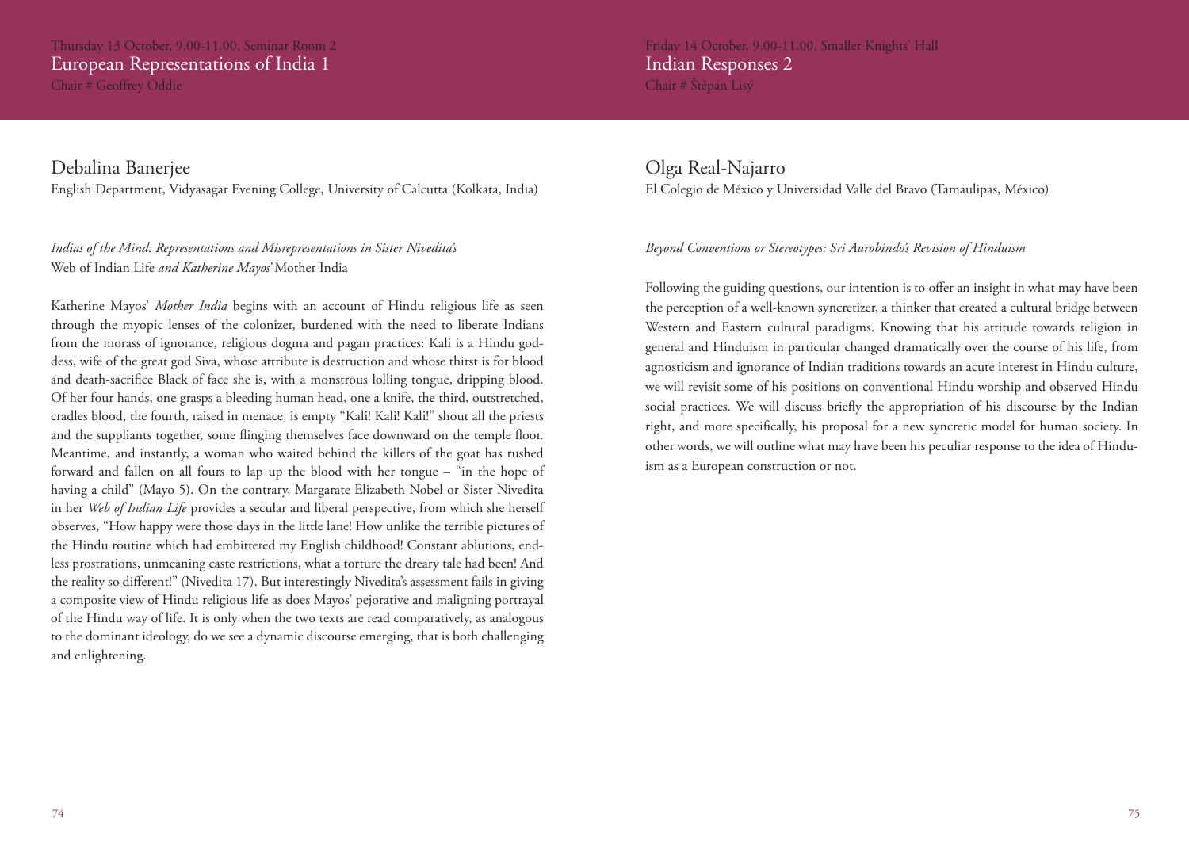Thursday 13 October, 9.00-11.00, Seminar Room 2

## European Representations of India 1

Chair # Geoffrey Oddie

### Debalina Banerjee

English Department, Vidyasagar Evening College, University of Calcutta (Kolkata, India)

*Indias of the Mind: Representations and Misrepresentations in Sister Nivedita's* Web of Indian Life *and Katherine Mayos'* Mother India

Katherine Mayos' *Mother India* begins with an account of Hindu religious life as seen through the myopic lenses of the colonizer, burdened with the need to liberate Indians from the morass of ignorance, religious dogma and pagan practices: Kali is a Hindu goddess, wife of the great god Siva, whose attribute is destruction and whose thirst is for blood and death-sacrifice Black of face she is, with a monstrous lolling tongue, dripping blood. Of her four hands, one grasps a bleeding human head, one a knife, the third, outstretched, cradles blood, the fourth, raised in menace, is empty "Kali! Kali! Kali!" shout all the priests and the suppliants together, some flinging themselves face downward on the temple floor. Meantime, and instantly, a woman who waited behind the killers of the goat has rushed forward and fallen on all fours to lap up the blood with her tongue – "in the hope of having a child" (Mayo 5). On the contrary, Margarate Elizabeth Nobel or Sister Nivedita in her *Web of Indian Life* provides a secular and liberal perspective, from which she herself observes, "How happy were those days in the little lane! How unlike the terrible pictures of the Hindu routine which had embittered my English childhood! Constant ablutions, endless prostrations, unmeaning caste restrictions, what a torture the dreary tale had been! And the reality so different!" (Nivedita 17). But interestingly Nivedita's assessment fails in giving a composite view of Hindu religious life as does Mayos' pejorative and maligning portrayal of the Hindu way of life. It is only when the two texts are read comparatively, as analogous to the dominant ideology, do we see a dynamic discourse emerging, that is both challenging and enlightening.

Friday 14 October, 9.00-11.00, Smaller Knights' Hall

## Indian Responses 2

Chair # Štěpán Lisý

### Olga Real-Najarro

El Colegio de México y Universidad Valle del Bravo (Tamaulipas, México)

*Beyond Conventions or Stereotypes: Sri Aurobindo's Revision of Hinduism*

Following the guiding questions, our intention is to offer an insight in what may have been the perception of a well-known syncretizer, a thinker that created a cultural bridge between Western and Eastern cultural paradigms. Knowing that his attitude towards religion in general and Hinduism in particular changed dramatically over the course of his life, from agnosticism and ignorance of Indian traditions towards an acute interest in Hindu culture, we will revisit some of his positions on conventional Hindu worship and observed Hindu social practices. We will discuss briefly the appropriation of his discourse by the Indian right, and more specifically, his proposal for a new syncretic model for human society. In other words, we will outline what may have been his peculiar response to the idea of Hinduism as a European construction or not.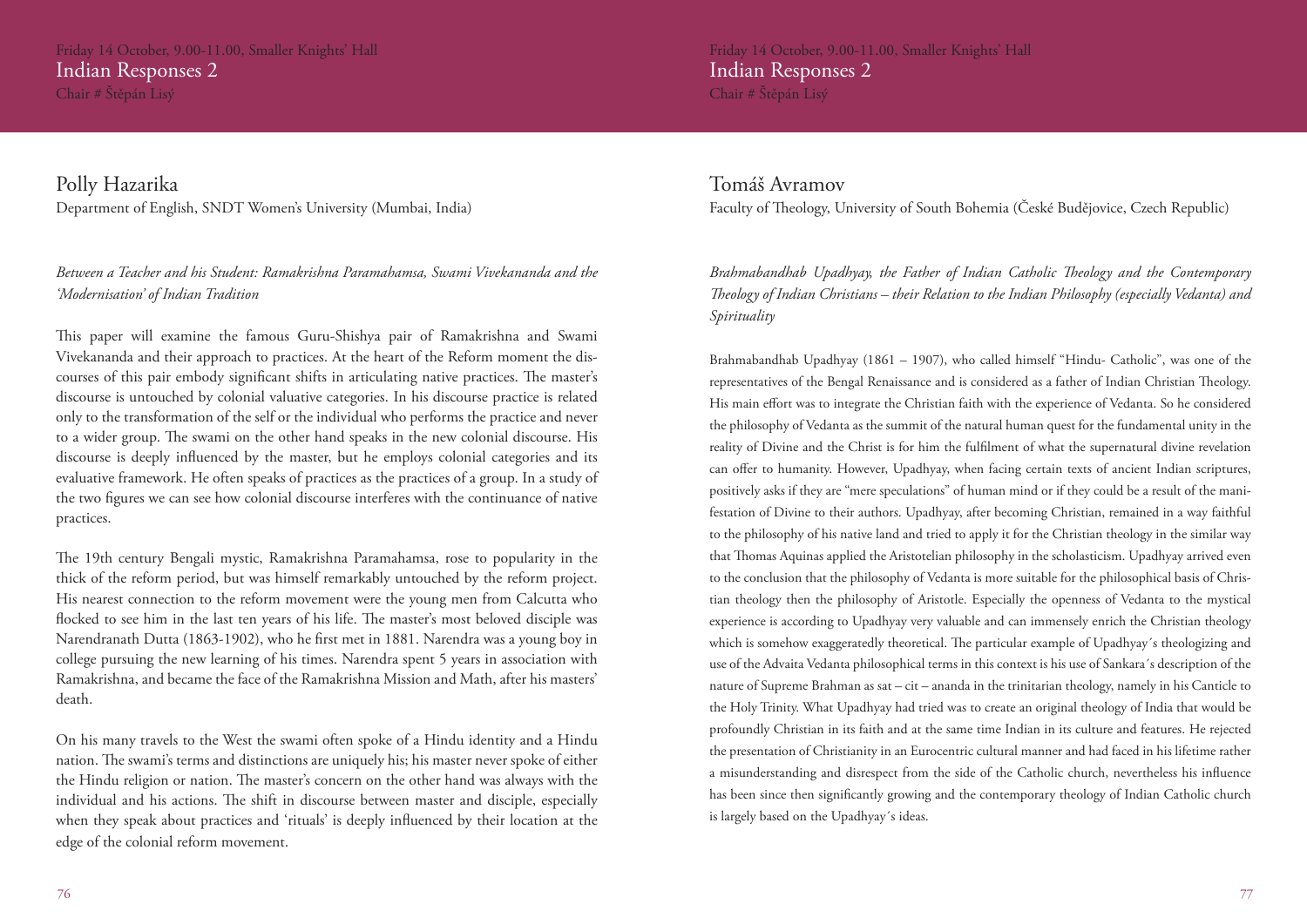Friday 14 October, 9.00-11.00, Smaller Knights' Hall
Indian Responses 2
Chair # Štěpán Lisý

## Polly Hazarika

Department of English, SNDT Women's University (Mumbai, India)

*Between a Teacher and his Student: Ramakrishna Paramahamsa, Swami Vivekananda and the 'Modernisation' of Indian Tradition*

This paper will examine the famous Guru-Shishya pair of Ramakrishna and Swami Vivekananda and their approach to practices. At the heart of the Reform moment the discourses of this pair embody significant shifts in articulating native practices. The master's discourse is untouched by colonial valuative categories. In his discourse practice is related only to the transformation of the self or the individual who performs the practice and never to a wider group. The swami on the other hand speaks in the new colonial discourse. His discourse is deeply influenced by the master, but he employs colonial categories and its evaluative framework. He often speaks of practices as the practices of a group. In a study of the two figures we can see how colonial discourse interferes with the continuance of native practices.

The 19th century Bengali mystic, Ramakrishna Paramahamsa, rose to popularity in the thick of the reform period, but was himself remarkably untouched by the reform project. His nearest connection to the reform movement were the young men from Calcutta who flocked to see him in the last ten years of his life. The master's most beloved disciple was Narendranath Dutta (1863-1902), who he first met in 1881. Narendra was a young boy in college pursuing the new learning of his times. Narendra spent 5 years in association with Ramakrishna, and became the face of the Ramakrishna Mission and Math, after his masters' death.

On his many travels to the West the swami often spoke of a Hindu identity and a Hindu nation. The swami's terms and distinctions are uniquely his; his master never spoke of either the Hindu religion or nation. The master's concern on the other hand was always with the individual and his actions. The shift in discourse between master and disciple, especially when they speak about practices and 'rituals' is deeply influenced by their location at the edge of the colonial reform movement.

Friday 14 October, 9.00-11.00, Smaller Knights' Hall
Indian Responses 2
Chair # Štěpán Lisý

## Tomáš Avramov

Faculty of Theology, University of South Bohemia (České Budějovice, Czech Republic)

*Brahmabandhab Upadhyay, the Father of Indian Catholic Theology and the Contemporary Theology of Indian Christians – their Relation to the Indian Philosophy (especially Vedanta) and Spirituality*

Brahmabandhab Upadhyay (1861 – 1907), who called himself "Hindu- Catholic", was one of the representatives of the Bengal Renaissance and is considered as a father of Indian Christian Theology. His main effort was to integrate the Christian faith with the experience of Vedanta. So he considered the philosophy of Vedanta as the summit of the natural human quest for the fundamental unity in the reality of Divine and the Christ is for him the fulfilment of what the supernatural divine revelation can offer to humanity. However, Upadhyay, when facing certain texts of ancient Indian scriptures, positively asks if they are "mere speculations" of human mind or if they could be a result of the manifestation of Divine to their authors. Upadhyay, after becoming Christian, remained in a way faithful to the philosophy of his native land and tried to apply it for the Christian theology in the similar way that Thomas Aquinas applied the Aristotelian philosophy in the scholasticism. Upadhyay arrived even to the conclusion that the philosophy of Vedanta is more suitable for the philosophical basis of Christian theology then the philosophy of Aristotle. Especially the openness of Vedanta to the mystical experience is according to Upadhyay very valuable and can immensely enrich the Christian theology which is somehow exaggeratedly theoretical. The particular example of Upadhyay´s theologizing and use of the Advaita Vedanta philosophical terms in this context is his use of Sankara´s description of the nature of Supreme Brahman as sat – cit – ananda in the trinitarian theology, namely in his Canticle to the Holy Trinity. What Upadhyay had tried was to create an original theology of India that would be profoundly Christian in its faith and at the same time Indian in its culture and features. He rejected the presentation of Christianity in an Eurocentric cultural manner and had faced in his lifetime rather a misunderstanding and disrespect from the side of the Catholic church, nevertheless his influence has been since then significantly growing and the contemporary theology of Indian Catholic church is largely based on the Upadhyay´s ideas.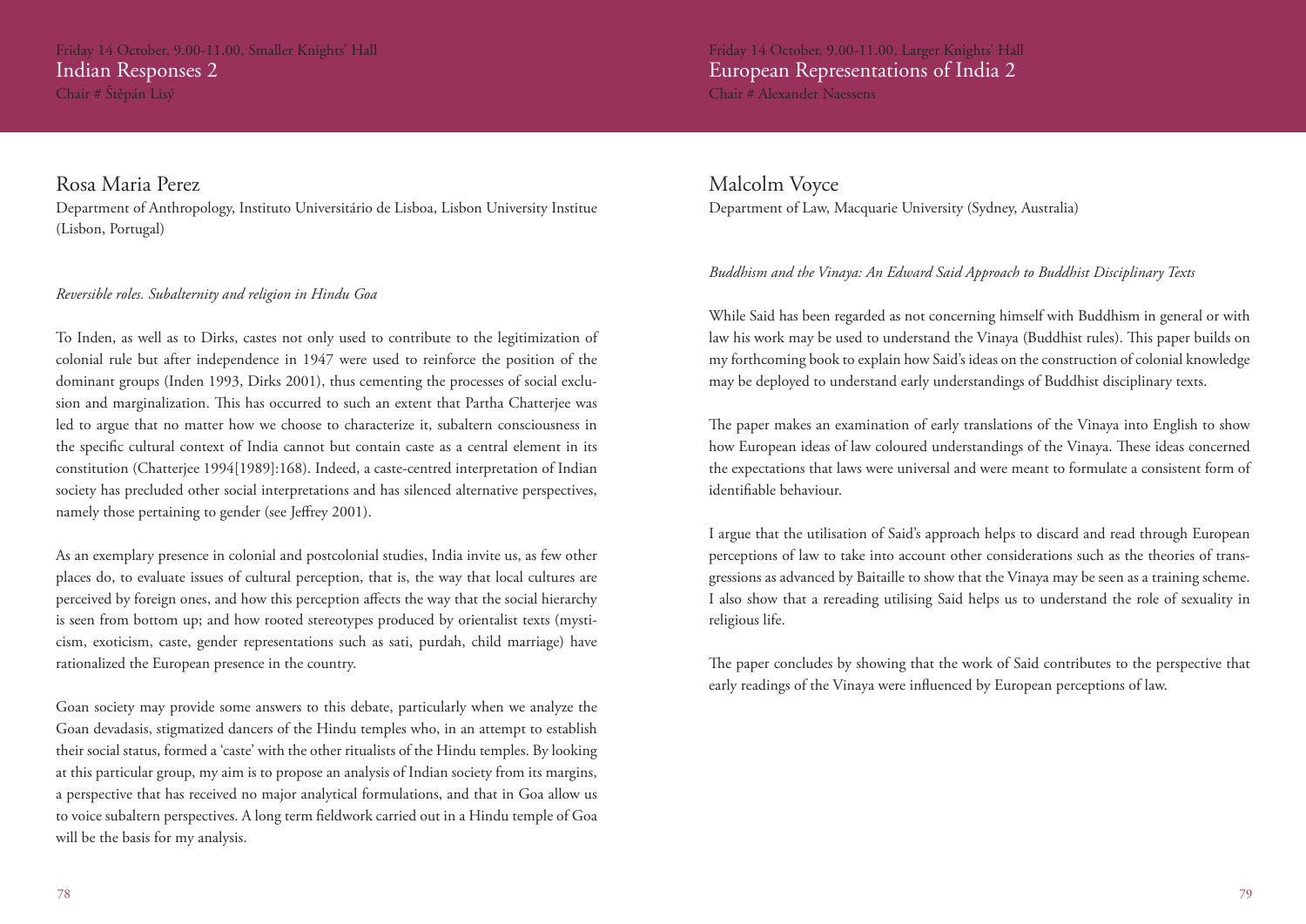Friday 14 October, 9.00-11.00, Smaller Knights' Hall

## Indian Responses 2

Chair # Štěpán Lisý

### Rosa Maria Perez

Department of Anthropology, Instituto Universitário de Lisboa, Lisbon University Institue (Lisbon, Portugal)

*Reversible roles. Subalternity and religion in Hindu Goa*

To Inden, as well as to Dirks, castes not only used to contribute to the legitimization of colonial rule but after independence in 1947 were used to reinforce the position of the dominant groups (Inden 1993, Dirks 2001), thus cementing the processes of social exclusion and marginalization. This has occurred to such an extent that Partha Chatterjee was led to argue that no matter how we choose to characterize it, subaltern consciousness in the specific cultural context of India cannot but contain caste as a central element in its constitution (Chatterjee 1994[1989]:168). Indeed, a caste-centred interpretation of Indian society has precluded other social interpretations and has silenced alternative perspectives, namely those pertaining to gender (see Jeffrey 2001).

As an exemplary presence in colonial and postcolonial studies, India invite us, as few other places do, to evaluate issues of cultural perception, that is, the way that local cultures are perceived by foreign ones, and how this perception affects the way that the social hierarchy is seen from bottom up; and how rooted stereotypes produced by orientalist texts (mysticism, exoticism, caste, gender representations such as sati, purdah, child marriage) have rationalized the European presence in the country.

Goan society may provide some answers to this debate, particularly when we analyze the Goan devadasis, stigmatized dancers of the Hindu temples who, in an attempt to establish their social status, formed a 'caste' with the other ritualists of the Hindu temples. By looking at this particular group, my aim is to propose an analysis of Indian society from its margins, a perspective that has received no major analytical formulations, and that in Goa allow us to voice subaltern perspectives. A long term fieldwork carried out in a Hindu temple of Goa will be the basis for my analysis.

Friday 14 October, 9.00-11.00, Larger Knights' Hall

## European Representations of India 2

Chair # Alexander Naessens

### Malcolm Voyce

Department of Law, Macquarie University (Sydney, Australia)

*Buddhism and the Vinaya: An Edward Said Approach to Buddhist Disciplinary Texts*

While Said has been regarded as not concerning himself with Buddhism in general or with law his work may be used to understand the Vinaya (Buddhist rules). This paper builds on my forthcoming book to explain how Said's ideas on the construction of colonial knowledge may be deployed to understand early understandings of Buddhist disciplinary texts.

The paper makes an examination of early translations of the Vinaya into English to show how European ideas of law coloured understandings of the Vinaya. These ideas concerned the expectations that laws were universal and were meant to formulate a consistent form of identifiable behaviour.

I argue that the utilisation of Said's approach helps to discard and read through European perceptions of law to take into account other considerations such as the theories of transgressions as advanced by Baitaille to show that the Vinaya may be seen as a training scheme. I also show that a rereading utilising Said helps us to understand the role of sexuality in religious life.

The paper concludes by showing that the work of Said contributes to the perspective that early readings of the Vinaya were influenced by European perceptions of law.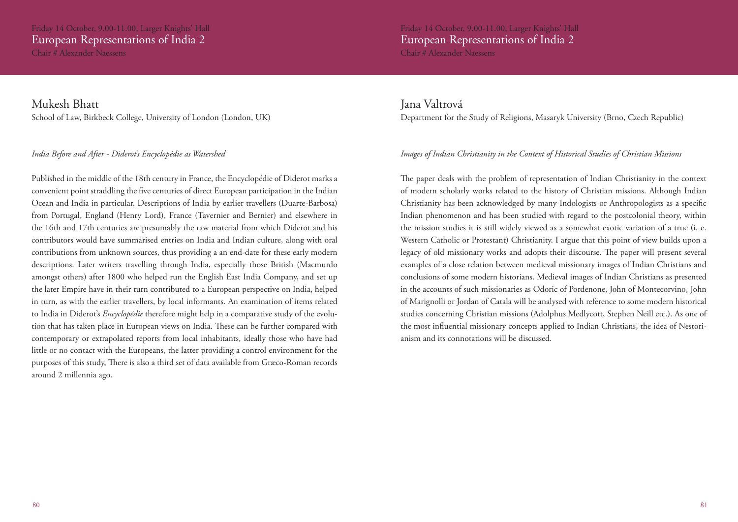Friday 14 October, 9.00-11.00, Larger Knights' Hall

## European Representations of India 2

Chair # Alexander Naessens

### Mukesh Bhatt

School of Law, Birkbeck College, University of London (London, UK)

*India Before and After - Diderot's Encyclopédie as Watershed*

Published in the middle of the 18th century in France, the Encyclopédie of Diderot marks a convenient point straddling the five centuries of direct European participation in the Indian Ocean and India in particular. Descriptions of India by earlier travellers (Duarte-Barbosa) from Portugal, England (Henry Lord), France (Tavernier and Bernier) and elsewhere in the 16th and 17th centuries are presumably the raw material from which Diderot and his contributors would have summarised entries on India and Indian culture, along with oral contributions from unknown sources, thus providing a an end-date for these early modern descriptions. Later writers travelling through India, especially those British (Macmurdo amongst others) after 1800 who helped run the English East India Company, and set up the later Empire have in their turn contributed to a European perspective on India, helped in turn, as with the earlier travellers, by local informants. An examination of items related to India in Diderot's *Encyclopédie* therefore might help in a comparative study of the evolution that has taken place in European views on India. These can be further compared with contemporary or extrapolated reports from local inhabitants, ideally those who have had little or no contact with the Europeans, the latter providing a control environment for the purposes of this study, There is also a third set of data available from Græco-Roman records around 2 millennia ago.

### Jana Valtrová

Department for the Study of Religions, Masaryk University (Brno, Czech Republic)

*Images of Indian Christianity in the Context of Historical Studies of Christian Missions*

The paper deals with the problem of representation of Indian Christianity in the context of modern scholarly works related to the history of Christian missions. Although Indian Christianity has been acknowledged by many Indologists or Anthropologists as a specific Indian phenomenon and has been studied with regard to the postcolonial theory, within the mission studies it is still widely viewed as a somewhat exotic variation of a true (i. e. Western Catholic or Protestant) Christianity. I argue that this point of view builds upon a legacy of old missionary works and adopts their discourse. The paper will present several examples of a close relation between medieval missionary images of Indian Christians and conclusions of some modern historians. Medieval images of Indian Christians as presented in the accounts of such missionaries as Odoric of Pordenone, John of Montecorvino, John of Marignolli or Jordan of Catala will be analysed with reference to some modern historical studies concerning Christian missions (Adolphus Medlycott, Stephen Neill etc.). As one of the most influential missionary concepts applied to Indian Christians, the idea of Nestorianism and its connotations will be discussed.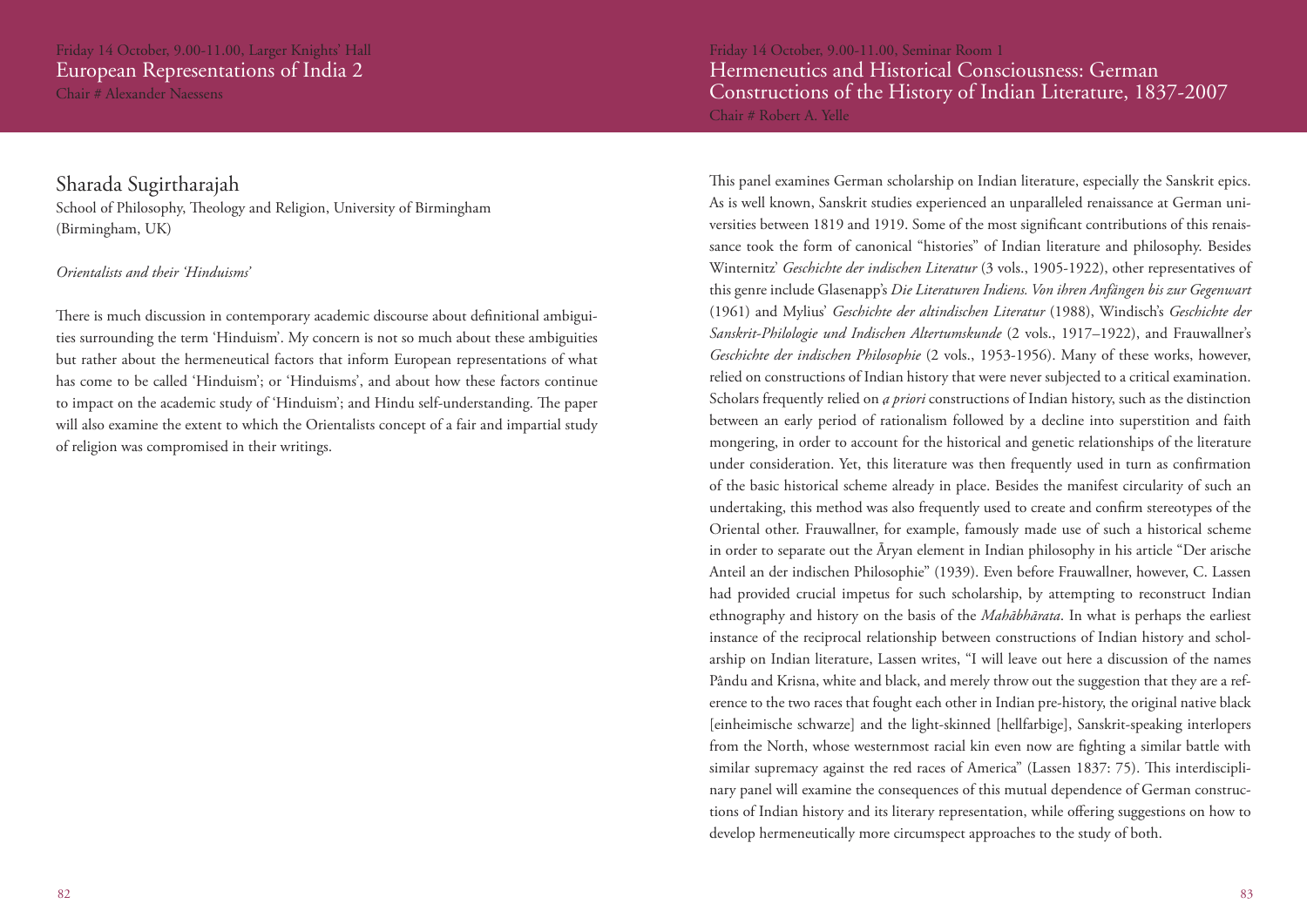Friday 14 October, 9.00-11.00, Larger Knights' Hall

## European Representations of India 2

Chair # Alexander Naessens

### Sharada Sugirtharajah

School of Philosophy, Theology and Religion, University of Birmingham (Birmingham, UK)

*Orientalists and their 'Hinduisms'*

There is much discussion in contemporary academic discourse about definitional ambiguities surrounding the term 'Hinduism'. My concern is not so much about these ambiguities but rather about the hermeneutical factors that inform European representations of what has come to be called 'Hinduism'; or 'Hinduisms', and about how these factors continue to impact on the academic study of 'Hinduism'; and Hindu self-understanding. The paper will also examine the extent to which the Orientalists concept of a fair and impartial study of religion was compromised in their writings.

Friday 14 October, 9.00-11.00, Seminar Room 1

## Hermeneutics and Historical Consciousness: German Constructions of the History of Indian Literature, 1837-2007

Chair # Robert A. Yelle

This panel examines German scholarship on Indian literature, especially the Sanskrit epics. As is well known, Sanskrit studies experienced an unparalleled renaissance at German universities between 1819 and 1919. Some of the most significant contributions of this renaissance took the form of canonical "histories" of Indian literature and philosophy. Besides Winternitz' *Geschichte der indischen Literatur* (3 vols., 1905-1922), other representatives of this genre include Glasenapp's *Die Literaturen Indiens. Von ihren Anfängen bis zur Gegenwart* (1961) and Mylius' *Geschichte der altindischen Literatur* (1988), Windisch's *Geschichte der Sanskrit-Philologie und Indischen Altertumskunde* (2 vols., 1917–1922), and Frauwallner's *Geschichte der indischen Philosophie* (2 vols., 1953-1956). Many of these works, however, relied on constructions of Indian history that were never subjected to a critical examination. Scholars frequently relied on *a priori* constructions of Indian history, such as the distinction between an early period of rationalism followed by a decline into superstition and faith mongering, in order to account for the historical and genetic relationships of the literature under consideration. Yet, this literature was then frequently used in turn as confirmation of the basic historical scheme already in place. Besides the manifest circularity of such an undertaking, this method was also frequently used to create and confirm stereotypes of the Oriental other. Frauwallner, for example, famously made use of such a historical scheme in order to separate out the Āryan element in Indian philosophy in his article "Der arische Anteil an der indischen Philosophie" (1939). Even before Frauwallner, however, C. Lassen had provided crucial impetus for such scholarship, by attempting to reconstruct Indian ethnography and history on the basis of the *Mahābhārata*. In what is perhaps the earliest instance of the reciprocal relationship between constructions of Indian history and scholarship on Indian literature, Lassen writes, "I will leave out here a discussion of the names Pându and Krisna, white and black, and merely throw out the suggestion that they are a reference to the two races that fought each other in Indian pre-history, the original native black [einheimische schwarze] and the light-skinned [hellfarbige], Sanskrit-speaking interlopers from the North, whose westernmost racial kin even now are fighting a similar battle with similar supremacy against the red races of America" (Lassen 1837: 75). This interdisciplinary panel will examine the consequences of this mutual dependence of German constructions of Indian history and its literary representation, while offering suggestions on how to develop hermeneutically more circumspect approaches to the study of both.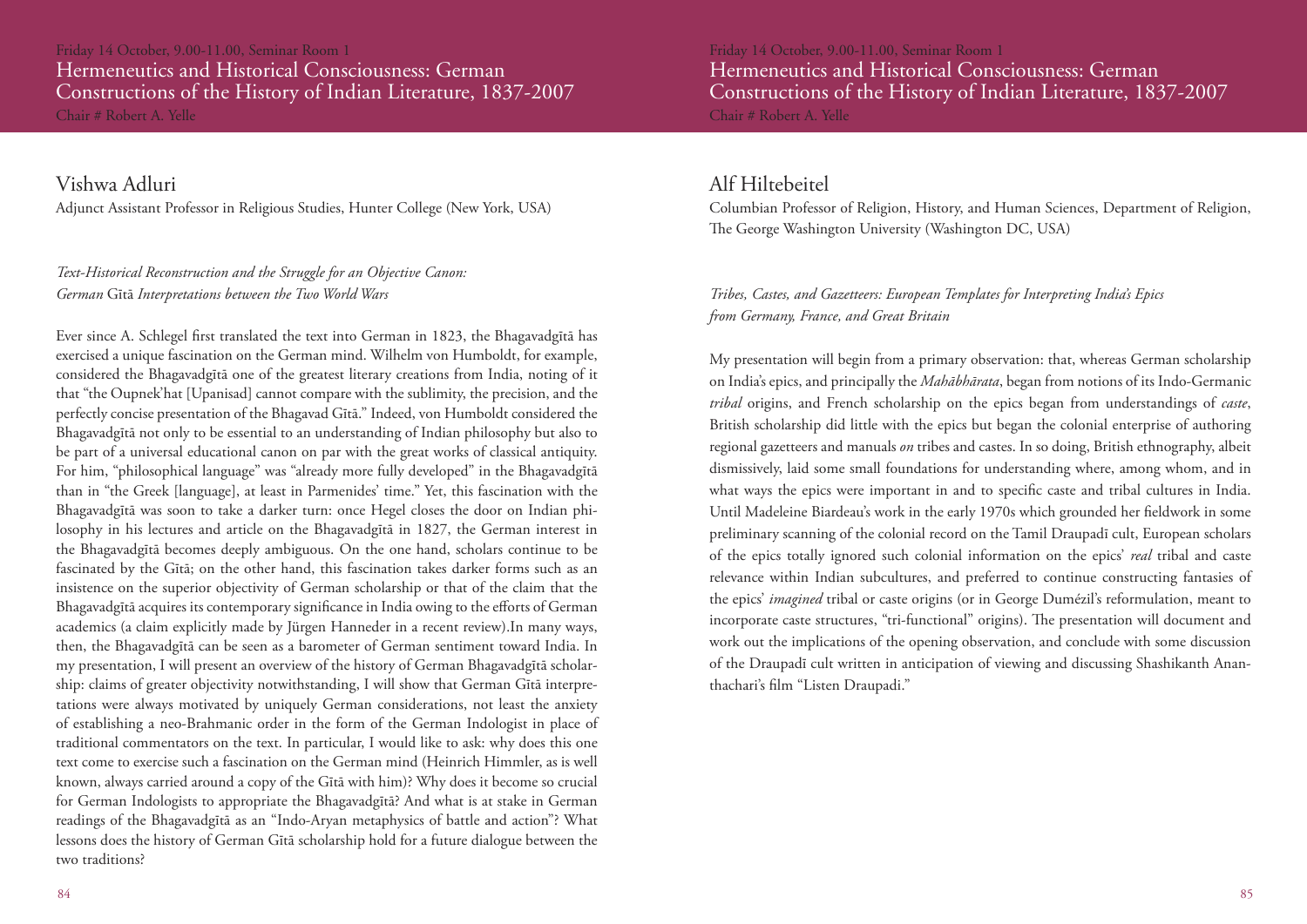Friday 14 October, 9.00-11.00, Seminar Room 1

## Hermeneutics and Historical Consciousness: German Constructions of the History of Indian Literature, 1837-2007

Chair # Robert A. Yelle

### Vishwa Adluri

Adjunct Assistant Professor in Religious Studies, Hunter College (New York, USA)

*Text-Historical Reconstruction and the Struggle for an Objective Canon: German* Gītā *Interpretations between the Two World Wars*

Ever since A. Schlegel first translated the text into German in 1823, the Bhagavadgītā has exercised a unique fascination on the German mind. Wilhelm von Humboldt, for example, considered the Bhagavadgītā one of the greatest literary creations from India, noting of it that "the Oupnek'hat [Upanisad] cannot compare with the sublimity, the precision, and the perfectly concise presentation of the Bhagavad Gītā." Indeed, von Humboldt considered the Bhagavadgītā not only to be essential to an understanding of Indian philosophy but also to be part of a universal educational canon on par with the great works of classical antiquity. For him, "philosophical language" was "already more fully developed" in the Bhagavadgītā than in "the Greek [language], at least in Parmenides' time." Yet, this fascination with the Bhagavadgītā was soon to take a darker turn: once Hegel closes the door on Indian philosophy in his lectures and article on the Bhagavadgītā in 1827, the German interest in the Bhagavadgītā becomes deeply ambiguous. On the one hand, scholars continue to be fascinated by the Gītā; on the other hand, this fascination takes darker forms such as an insistence on the superior objectivity of German scholarship or that of the claim that the Bhagavadgītā acquires its contemporary significance in India owing to the efforts of German academics (a claim explicitly made by Jürgen Hanneder in a recent review).In many ways, then, the Bhagavadgītā can be seen as a barometer of German sentiment toward India. In my presentation, I will present an overview of the history of German Bhagavadgītā scholarship: claims of greater objectivity notwithstanding, I will show that German Gītā interpretations were always motivated by uniquely German considerations, not least the anxiety of establishing a neo-Brahmanic order in the form of the German Indologist in place of traditional commentators on the text. In particular, I would like to ask: why does this one text come to exercise such a fascination on the German mind (Heinrich Himmler, as is well known, always carried around a copy of the Gītā with him)? Why does it become so crucial for German Indologists to appropriate the Bhagavadgītā? And what is at stake in German readings of the Bhagavadgītā as an "Indo-Aryan metaphysics of battle and action"? What lessons does the history of German Gītā scholarship hold for a future dialogue between the two traditions?

### Alf Hiltebeitel

Columbian Professor of Religion, History, and Human Sciences, Department of Religion, The George Washington University (Washington DC, USA)

*Tribes, Castes, and Gazetteers: European Templates for Interpreting India's Epics from Germany, France, and Great Britain*

My presentation will begin from a primary observation: that, whereas German scholarship on India's epics, and principally the *Mahābhārata*, began from notions of its Indo-Germanic *tribal* origins, and French scholarship on the epics began from understandings of *caste*, British scholarship did little with the epics but began the colonial enterprise of authoring regional gazetteers and manuals *on* tribes and castes. In so doing, British ethnography, albeit dismissively, laid some small foundations for understanding where, among whom, and in what ways the epics were important in and to specific caste and tribal cultures in India. Until Madeleine Biardeau's work in the early 1970s which grounded her fieldwork in some preliminary scanning of the colonial record on the Tamil Draupadī cult, European scholars of the epics totally ignored such colonial information on the epics' *real* tribal and caste relevance within Indian subcultures, and preferred to continue constructing fantasies of the epics' *imagined* tribal or caste origins (or in George Dumézil's reformulation, meant to incorporate caste structures, "tri-functional" origins). The presentation will document and work out the implications of the opening observation, and conclude with some discussion of the Draupadī cult written in anticipation of viewing and discussing Shashikanth Ananthachari's film "Listen Draupadi."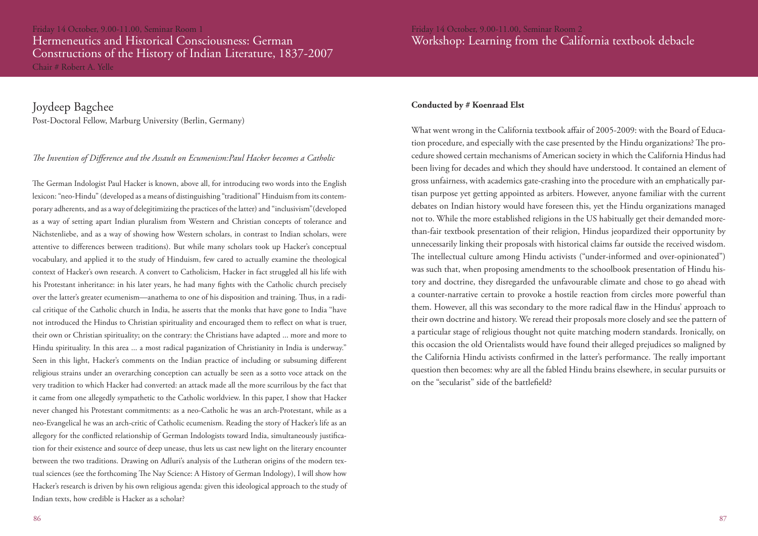Friday 14 October, 9.00-11.00, Seminar Room 1

# Hermeneutics and Historical Consciousness: German Constructions of the History of Indian Literature, 1837-2007

Chair # Robert A. Yelle

## Joydeep Bagchee

Post-Doctoral Fellow, Marburg University (Berlin, Germany)

*The Invention of Difference and the Assault on Ecumenism:Paul Hacker becomes a Catholic*

The German Indologist Paul Hacker is known, above all, for introducing two words into the English lexicon: "neo-Hindu" (developed as a means of distinguishing "traditional" Hinduism from its contemporary adherents, and as a way of delegitimizing the practices of the latter) and "inclusivism"(developed as a way of setting apart Indian pluralism from Western and Christian concepts of tolerance and Nächstenliebe, and as a way of showing how Western scholars, in contrast to Indian scholars, were attentive to differences between traditions). But while many scholars took up Hacker's conceptual vocabulary, and applied it to the study of Hinduism, few cared to actually examine the theological context of Hacker's own research. A convert to Catholicism, Hacker in fact struggled all his life with his Protestant inheritance: in his later years, he had many fights with the Catholic church precisely over the latter's greater ecumenism—anathema to one of his disposition and training. Thus, in a radical critique of the Catholic church in India, he asserts that the monks that have gone to India "have not introduced the Hindus to Christian spirituality and encouraged them to reflect on what is truer, their own or Christian spirituality; on the contrary: the Christians have adapted ... more and more to Hindu spirituality. In this area ... a most radical paganization of Christianity in India is underway." Seen in this light, Hacker's comments on the Indian practice of including or subsuming different religious strains under an overarching conception can actually be seen as a sotto voce attack on the very tradition to which Hacker had converted: an attack made all the more scurrilous by the fact that it came from one allegedly sympathetic to the Catholic worldview. In this paper, I show that Hacker never changed his Protestant commitments: as a neo-Catholic he was an arch-Protestant, while as a neo-Evangelical he was an arch-critic of Catholic ecumenism. Reading the story of Hacker's life as an allegory for the conflicted relationship of German Indologists toward India, simultaneously justification for their existence and source of deep unease, thus lets us cast new light on the literary encounter between the two traditions. Drawing on Adluri's analysis of the Lutheran origins of the modern textual sciences (see the forthcoming The Nay Science: A History of German Indology), I will show how Hacker's research is driven by his own religious agenda: given this ideological approach to the study of Indian texts, how credible is Hacker as a scholar?

Friday 14 October, 9.00-11.00, Seminar Room 2

# Workshop: Learning from the California textbook debacle

**Conducted by # Koenraad Elst**

What went wrong in the California textbook affair of 2005-2009: with the Board of Education procedure, and especially with the case presented by the Hindu organizations? The procedure showed certain mechanisms of American society in which the California Hindus had been living for decades and which they should have understood. It contained an element of gross unfairness, with academics gate-crashing into the procedure with an emphatically partisan purpose yet getting appointed as arbiters. However, anyone familiar with the current debates on Indian history would have foreseen this, yet the Hindu organizations managed not to. While the more established religions in the US habitually get their demanded more-than-fair textbook presentation of their religion, Hindus jeopardized their opportunity by unnecessarily linking their proposals with historical claims far outside the received wisdom. The intellectual culture among Hindu activists ("under-informed and over-opinionated") was such that, when proposing amendments to the schoolbook presentation of Hindu history and doctrine, they disregarded the unfavourable climate and chose to go ahead with a counter-narrative certain to provoke a hostile reaction from circles more powerful than them. However, all this was secondary to the more radical flaw in the Hindus' approach to their own doctrine and history. We reread their proposals more closely and see the pattern of a particular stage of religious thought not quite matching modern standards. Ironically, on this occasion the old Orientalists would have found their alleged prejudices so maligned by the California Hindu activists confirmed in the latter's performance. The really important question then becomes: why are all the fabled Hindu brains elsewhere, in secular pursuits or on the "secularist" side of the battlefield?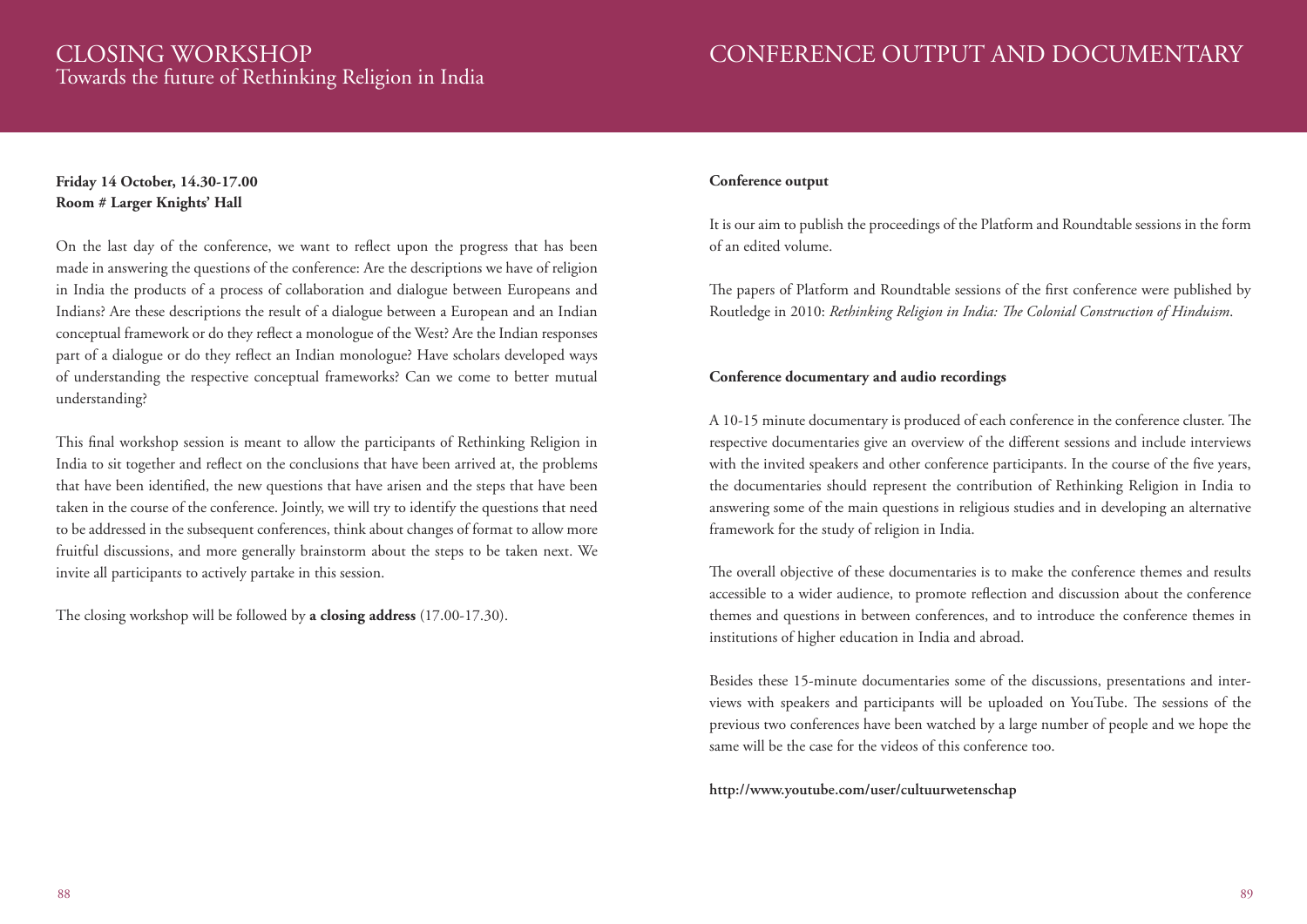# CLOSING WORKSHOP

## Towards the future of Rethinking Religion in India

**Friday 14 October, 14.30-17.00**
**Room # Larger Knights' Hall**

On the last day of the conference, we want to reflect upon the progress that has been made in answering the questions of the conference: Are the descriptions we have of religion in India the products of a process of collaboration and dialogue between Europeans and Indians? Are these descriptions the result of a dialogue between a European and an Indian conceptual framework or do they reflect a monologue of the West? Are the Indian responses part of a dialogue or do they reflect an Indian monologue? Have scholars developed ways of understanding the respective conceptual frameworks? Can we come to better mutual understanding?

This final workshop session is meant to allow the participants of Rethinking Religion in India to sit together and reflect on the conclusions that have been arrived at, the problems that have been identified, the new questions that have arisen and the steps that have been taken in the course of the conference. Jointly, we will try to identify the questions that need to be addressed in the subsequent conferences, think about changes of format to allow more fruitful discussions, and more generally brainstorm about the steps to be taken next. We invite all participants to actively partake in this session.

The closing workshop will be followed by **a closing address** (17.00-17.30).

# CONFERENCE OUTPUT AND DOCUMENTARY

**Conference output**

It is our aim to publish the proceedings of the Platform and Roundtable sessions in the form of an edited volume.

The papers of Platform and Roundtable sessions of the first conference were published by Routledge in 2010: *Rethinking Religion in India: The Colonial Construction of Hinduism*.

**Conference documentary and audio recordings**

A 10-15 minute documentary is produced of each conference in the conference cluster. The respective documentaries give an overview of the different sessions and include interviews with the invited speakers and other conference participants. In the course of the five years, the documentaries should represent the contribution of Rethinking Religion in India to answering some of the main questions in religious studies and in developing an alternative framework for the study of religion in India.

The overall objective of these documentaries is to make the conference themes and results accessible to a wider audience, to promote reflection and discussion about the conference themes and questions in between conferences, and to introduce the conference themes in institutions of higher education in India and abroad.

Besides these 15-minute documentaries some of the discussions, presentations and interviews with speakers and participants will be uploaded on YouTube. The sessions of the previous two conferences have been watched by a large number of people and we hope the same will be the case for the videos of this conference too.

**http://www.youtube.com/user/cultuurwetenschap**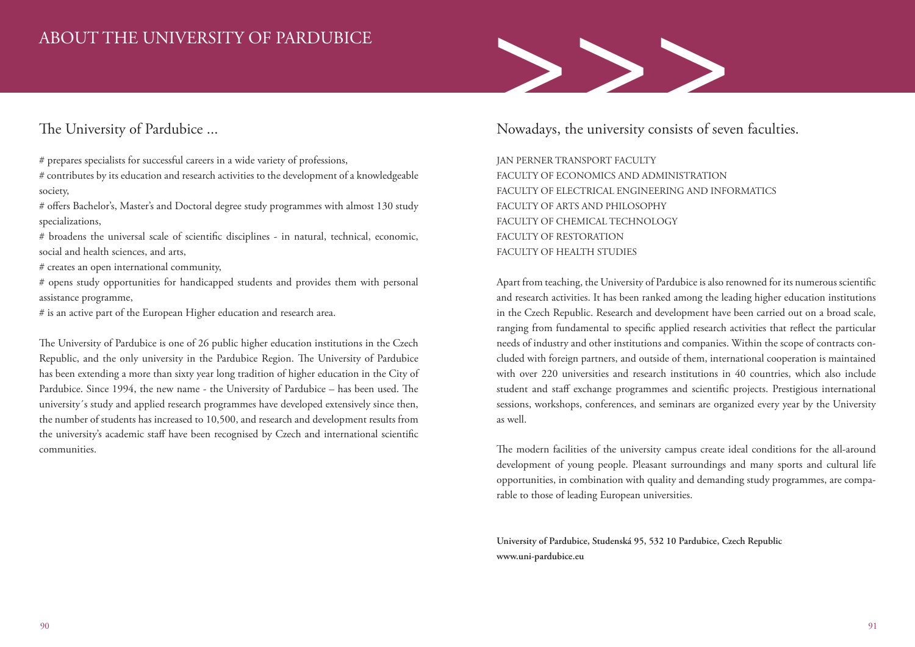# ABOUT THE UNIVERSITY OF PARDUBICE

## The University of Pardubice ...

# prepares specialists for successful careers in a wide variety of professions,

# contributes by its education and research activities to the development of a knowledgeable society,

# offers Bachelor's, Master's and Doctoral degree study programmes with almost 130 study specializations,

# broadens the universal scale of scientific disciplines - in natural, technical, economic, social and health sciences, and arts,

# creates an open international community,

# opens study opportunities for handicapped students and provides them with personal assistance programme,

# is an active part of the European Higher education and research area.

The University of Pardubice is one of 26 public higher education institutions in the Czech Republic, and the only university in the Pardubice Region. The University of Pardubice has been extending a more than sixty year long tradition of higher education in the City of Pardubice. Since 1994, the new name - the University of Pardubice – has been used. The university´s study and applied research programmes have developed extensively since then, the number of students has increased to 10,500, and research and development results from the university's academic staff have been recognised by Czech and international scientific communities.

## Nowadays, the university consists of seven faculties.

JAN PERNER TRANSPORT FACULTY
FACULTY OF ECONOMICS AND ADMINISTRATION
FACULTY OF ELECTRICAL ENGINEERING AND INFORMATICS
FACULTY OF ARTS AND PHILOSOPHY
FACULTY OF CHEMICAL TECHNOLOGY
FACULTY OF RESTORATION
FACULTY OF HEALTH STUDIES

Apart from teaching, the University of Pardubice is also renowned for its numerous scientific and research activities. It has been ranked among the leading higher education institutions in the Czech Republic. Research and development have been carried out on a broad scale, ranging from fundamental to specific applied research activities that reflect the particular needs of industry and other institutions and companies. Within the scope of contracts concluded with foreign partners, and outside of them, international cooperation is maintained with over 220 universities and research institutions in 40 countries, which also include student and staff exchange programmes and scientific projects. Prestigious international sessions, workshops, conferences, and seminars are organized every year by the University as well.

The modern facilities of the university campus create ideal conditions for the all-around development of young people. Pleasant surroundings and many sports and cultural life opportunities, in combination with quality and demanding study programmes, are comparable to those of leading European universities.

**University of Pardubice, Studenská 95, 532 10 Pardubice, Czech Republic**
**www.uni-pardubice.eu**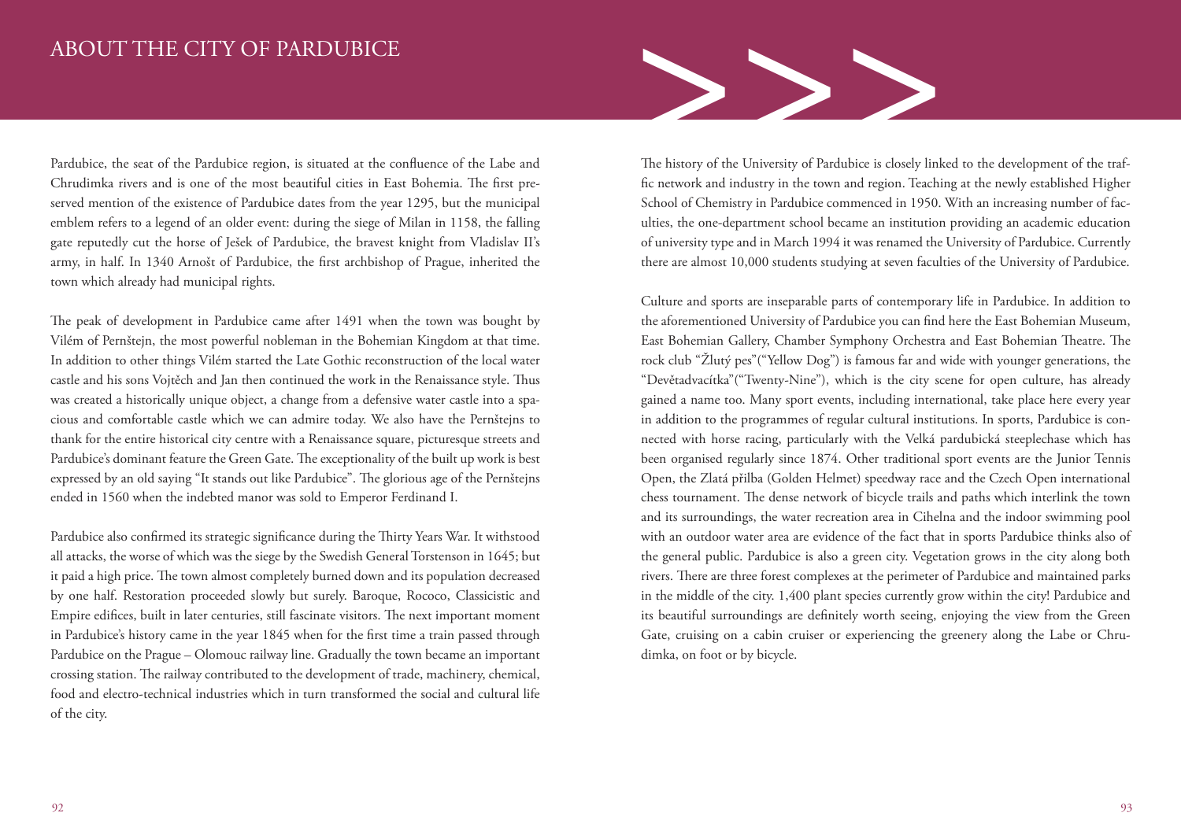# ABOUT THE CITY OF PARDUBICE

Pardubice, the seat of the Pardubice region, is situated at the confluence of the Labe and Chrudimka rivers and is one of the most beautiful cities in East Bohemia. The first preserved mention of the existence of Pardubice dates from the year 1295, but the municipal emblem refers to a legend of an older event: during the siege of Milan in 1158, the falling gate reputedly cut the horse of Ješek of Pardubice, the bravest knight from Vladislav II's army, in half. In 1340 Arnošt of Pardubice, the first archbishop of Prague, inherited the town which already had municipal rights.

The peak of development in Pardubice came after 1491 when the town was bought by Vilém of Pernštejn, the most powerful nobleman in the Bohemian Kingdom at that time. In addition to other things Vilém started the Late Gothic reconstruction of the local water castle and his sons Vojtěch and Jan then continued the work in the Renaissance style. Thus was created a historically unique object, a change from a defensive water castle into a spacious and comfortable castle which we can admire today. We also have the Pernštejns to thank for the entire historical city centre with a Renaissance square, picturesque streets and Pardubice's dominant feature the Green Gate. The exceptionality of the built up work is best expressed by an old saying "It stands out like Pardubice". The glorious age of the Pernštejns ended in 1560 when the indebted manor was sold to Emperor Ferdinand I.

Pardubice also confirmed its strategic significance during the Thirty Years War. It withstood all attacks, the worse of which was the siege by the Swedish General Torstenson in 1645; but it paid a high price. The town almost completely burned down and its population decreased by one half. Restoration proceeded slowly but surely. Baroque, Rococo, Classicistic and Empire edifices, built in later centuries, still fascinate visitors. The next important moment in Pardubice's history came in the year 1845 when for the first time a train passed through Pardubice on the Prague – Olomouc railway line. Gradually the town became an important crossing station. The railway contributed to the development of trade, machinery, chemical, food and electro-technical industries which in turn transformed the social and cultural life of the city.

The history of the University of Pardubice is closely linked to the development of the traffic network and industry in the town and region. Teaching at the newly established Higher School of Chemistry in Pardubice commenced in 1950. With an increasing number of faculties, the one-department school became an institution providing an academic education of university type and in March 1994 it was renamed the University of Pardubice. Currently there are almost 10,000 students studying at seven faculties of the University of Pardubice.

Culture and sports are inseparable parts of contemporary life in Pardubice. In addition to the aforementioned University of Pardubice you can find here the East Bohemian Museum, East Bohemian Gallery, Chamber Symphony Orchestra and East Bohemian Theatre. The rock club "Žlutý pes"("Yellow Dog") is famous far and wide with younger generations, the "Devětadvacítka"("Twenty-Nine"), which is the city scene for open culture, has already gained a name too. Many sport events, including international, take place here every year in addition to the programmes of regular cultural institutions. In sports, Pardubice is connected with horse racing, particularly with the Velká pardubická steeplechase which has been organised regularly since 1874. Other traditional sport events are the Junior Tennis Open, the Zlatá přilba (Golden Helmet) speedway race and the Czech Open international chess tournament. The dense network of bicycle trails and paths which interlink the town and its surroundings, the water recreation area in Cihelna and the indoor swimming pool with an outdoor water area are evidence of the fact that in sports Pardubice thinks also of the general public. Pardubice is also a green city. Vegetation grows in the city along both rivers. There are three forest complexes at the perimeter of Pardubice and maintained parks in the middle of the city. 1,400 plant species currently grow within the city! Pardubice and its beautiful surroundings are definitely worth seeing, enjoying the view from the Green Gate, cruising on a cabin cruiser or experiencing the greenery along the Labe or Chrudimka, on foot or by bicycle.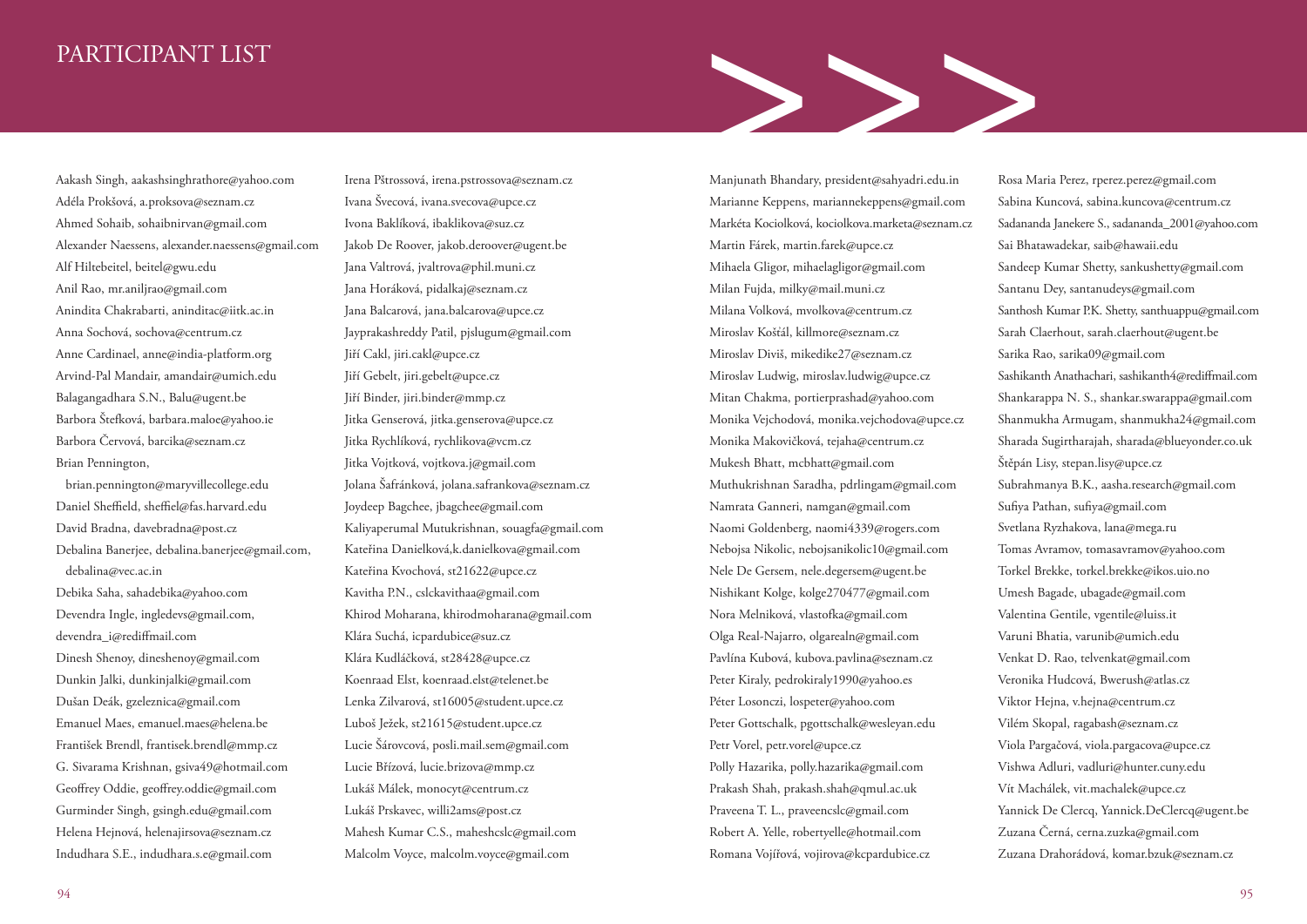# PARTICIPANT LIST

Aakash Singh, aakashsinghrathore@yahoo.com
Adéla Prokšová, a.proksova@seznam.cz
Ahmed Sohaib, sohaibnirvan@gmail.com
Alexander Naessens, alexander.naessens@gmail.com
Alf Hiltebeitel, beitel@gwu.edu
Anil Rao, mr.aniljrao@gmail.com
Anindita Chakrabarti, aninditac@iitk.ac.in
Anna Sochová, sochova@centrum.cz
Anne Cardinael, anne@india-platform.org
Arvind-Pal Mandair, amandair@umich.edu
Balagangadhara S.N., Balu@ugent.be
Barbora Štefková, barbara.maloe@yahoo.ie
Barbora Červová, barcika@seznam.cz
Brian Pennington, brian.pennington@maryvillecollege.edu
Daniel Sheffield, sheffiel@fas.harvard.edu
David Bradna, davebradna@post.cz
Debalina Banerjee, debalina.banerjee@gmail.com, debalina@vec.ac.in
Debika Saha, sahadebika@yahoo.com
Devendra Ingle, ingledevs@gmail.com, devendra_i@rediffmail.com
Dinesh Shenoy, dineshenoy@gmail.com
Dunkin Jalki, dunkinjalki@gmail.com
Dušan Deák, gzeleznica@gmail.com
Emanuel Maes, emanuel.maes@helena.be
František Brendl, frantisek.brendl@mmp.cz
G. Sivarama Krishnan, gsiva49@hotmail.com
Geoffrey Oddie, geoffrey.oddie@gmail.com
Gurminder Singh, gsingh.edu@gmail.com
Helena Hejnová, helenajirsova@seznam.cz
Indudhara S.E., indudhara.s.e@gmail.com
Irena Pštrossová, irena.pstrossova@seznam.cz
Ivana Švecová, ivana.svecova@upce.cz
Ivona Baklíková, ibaklikova@suz.cz
Jakob De Roover, jakob.deroover@ugent.be
Jana Valtrová, jvaltrova@phil.muni.cz
Jana Horáková, pidalkaj@seznam.cz
Jana Balcarová, jana.balcarova@upce.cz
Jayprakashreddy Patil, pjslugum@gmail.com
Jiří Cakl, jiri.cakl@upce.cz
Jiří Gebelt, jiri.gebelt@upce.cz
Jiří Binder, jiri.binder@mmp.cz
Jitka Genserová, jitka.genserova@upce.cz
Jitka Rychlíková, rychlikova@vcm.cz
Jitka Vojtková, vojtkova.j@gmail.com
Jolana Šafránková, jolana.safrankova@seznam.cz
Joydeep Bagchee, jbagchee@gmail.com
Kaliyaperumal Mutukrishnan, souagfa@gmail.com
Kateřina Danielková,k.danielkova@gmail.com
Kateřina Kvochová, st21622@upce.cz
Kavitha P.N., cslckavithaa@gmail.com
Khirod Moharana, khirodmoharana@gmail.com
Klára Suchá, icpardubice@suz.cz
Klára Kudláčková, st28428@upce.cz
Koenraad Elst, koenraad.elst@telenet.be
Lenka Zilvarová, st16005@student.upce.cz
Luboš Ježek, st21615@student.upce.cz
Lucie Šárovcová, posli.mail.sem@gmail.com
Lucie Břízová, lucie.brizova@mmp.cz
Lukáš Málek, monocyt@centrum.cz
Lukáš Prskavec, willi2ams@post.cz
Mahesh Kumar C.S., maheshcslc@gmail.com
Malcolm Voyce, malcolm.voyce@gmail.com
Manjunath Bhandary, president@sahyadri.edu.in
Marianne Keppens, mariannekeppens@gmail.com
Markéta Kociolková, kociolkova.marketa@seznam.cz
Martin Fárek, martin.farek@upce.cz
Mihaela Gligor, mihaelagligor@gmail.com
Milan Fujda, milky@mail.muni.cz
Milana Volková, mvolkova@centrum.cz
Miroslav Košťál, killmore@seznam.cz
Miroslav Diviš, mikedike27@seznam.cz
Miroslav Ludwig, miroslav.ludwig@upce.cz
Mitan Chakma, portierprashad@yahoo.com
Monika Vejchodová, monika.vejchodova@upce.cz
Monika Makovičková, tejaha@centrum.cz
Mukesh Bhatt, mcbhatt@gmail.com
Muthukrishnan Saradha, pdrlingam@gmail.com
Namrata Ganneri, namgan@gmail.com
Naomi Goldenberg, naomi4339@rogers.com
Nebojsa Nikolic, nebojsanikolic10@gmail.com
Nele De Gersem, nele.degersem@ugent.be
Nishikant Kolge, kolge270477@gmail.com
Nora Melniková, vlastofka@gmail.com
Olga Real-Najarro, olgarealn@gmail.com
Pavlína Kubová, kubova.pavlina@seznam.cz
Peter Kiraly, pedrokiraly1990@yahoo.es
Péter Losonczi, lospeter@yahoo.com
Peter Gottschalk, pgottschalk@wesleyan.edu
Petr Vorel, petr.vorel@upce.cz
Polly Hazarika, polly.hazarika@gmail.com
Prakash Shah, prakash.shah@qmul.ac.uk
Praveena T. L., praveencslc@gmail.com
Robert A. Yelle, robertyelle@hotmail.com
Romana Vojířová, vojirova@kcpardubice.cz
Rosa Maria Perez, rperez.perez@gmail.com
Sabina Kuncová, sabina.kuncova@centrum.cz
Sadananda Janekere S., sadananda_2001@yahoo.com
Sai Bhatawadekar, saib@hawaii.edu
Sandeep Kumar Shetty, sankushetty@gmail.com
Santanu Dey, santanudeys@gmail.com
Santhosh Kumar P.K. Shetty, santhuappu@gmail.com
Sarah Claerhout, sarah.claerhout@ugent.be
Sarika Rao, sarika09@gmail.com
Sashikanth Anathachari, sashikanth4@rediffmail.com
Shankarappa N. S., shankar.swarappa@gmail.com
Shanmukha Armugam, shanmukha24@gmail.com
Sharada Sugirtharajah, sharada@blueyonder.co.uk
Štěpán Lisy, stepan.lisy@upce.cz
Subrahmanya B.K., aasha.research@gmail.com
Sufiya Pathan, sufiya@gmail.com
Svetlana Ryzhakova, lana@mega.ru
Tomas Avramov, tomasavramov@yahoo.com
Torkel Brekke, torkel.brekke@ikos.uio.no
Umesh Bagade, ubagade@gmail.com
Valentina Gentile, vgentile@luiss.it
Varuni Bhatia, varunib@umich.edu
Venkat D. Rao, telvenkat@gmail.com
Veronika Hudcová, Bwerush@atlas.cz
Viktor Hejna, v.hejna@centrum.cz
Vilém Skopal, ragabash@seznam.cz
Viola Pargačová, viola.pargacova@upce.cz
Vishwa Adluri, vadluri@hunter.cuny.edu
Vít Machálek, vit.machalek@upce.cz
Yannick De Clercq, Yannick.DeClercq@ugent.be
Zuzana Černá, cerna.zuzka@gmail.com
Zuzana Drahorádová, komar.bzuk@seznam.cz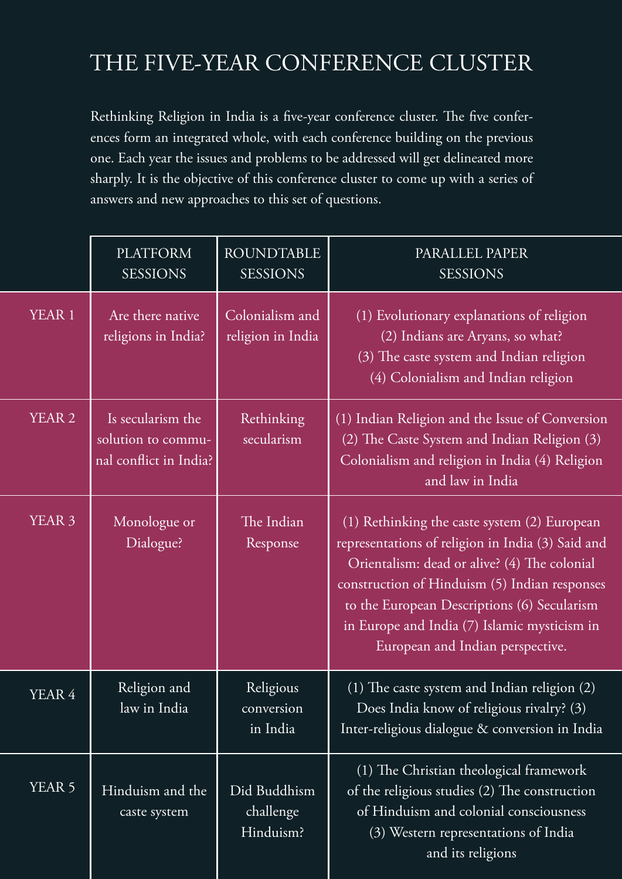# THE FIVE-YEAR CONFERENCE CLUSTER

Rethinking Religion in India is a five-year conference cluster. The five conferences form an integrated whole, with each conference building on the previous one. Each year the issues and problems to be addressed will get delineated more sharply. It is the objective of this conference cluster to come up with a series of answers and new approaches to this set of questions.

| | PLATFORM SESSIONS | ROUNDTABLE SESSIONS | PARALLEL PAPER SESSIONS |
|---|---|---|---|
| YEAR 1 | Are there native religions in India? | Colonialism and religion in India | (1) Evolutionary explanations of religion (2) Indians are Aryans, so what? (3) The caste system and Indian religion (4) Colonialism and Indian religion |
| YEAR 2 | Is secularism the solution to communal conflict in India? | Rethinking secularism | (1) Indian Religion and the Issue of Conversion (2) The Caste System and Indian Religion (3) Colonialism and religion in India (4) Religion and law in India |
| YEAR 3 | Monologue or Dialogue? | The Indian Response | (1) Rethinking the caste system (2) European representations of religion in India (3) Said and Orientalism: dead or alive? (4) The colonial construction of Hinduism (5) Indian responses to the European Descriptions (6) Secularism in Europe and India (7) Islamic mysticism in European and Indian perspective. |
| YEAR 4 | Religion and law in India | Religious conversion in India | (1) The caste system and Indian religion (2) Does India know of religious rivalry? (3) Inter-religious dialogue & conversion in India |
| YEAR 5 | Hinduism and the caste system | Did Buddhism challenge Hinduism? | (1) The Christian theological framework of the religious studies (2) The construction of Hinduism and colonial consciousness (3) Western representations of India and its religions |